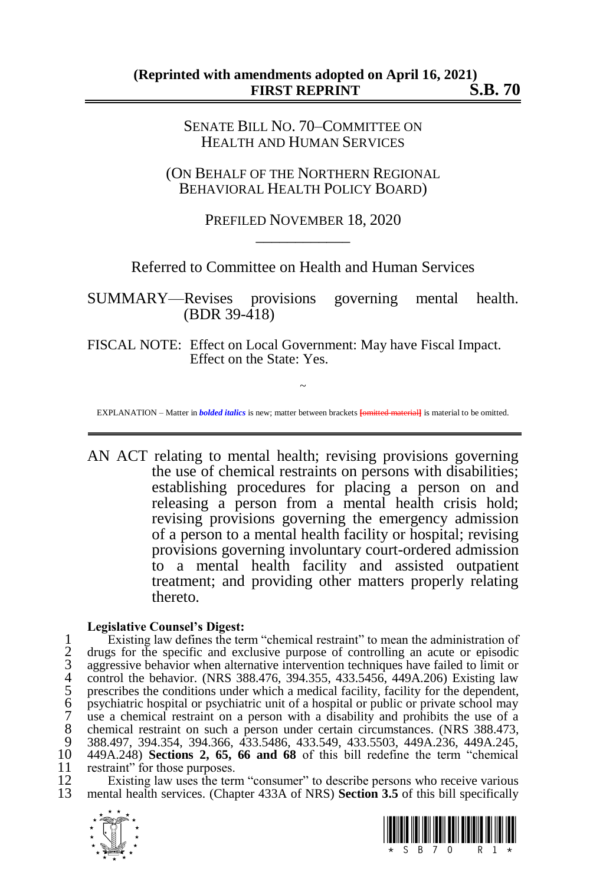**(Reprinted with amendments adopted on April 16, 2021)**
**FIRST REPRINT S.B. 70**

SENATE BILL NO. 70–COMMITTEE ON HEALTH AND HUMAN SERVICES

(ON BEHALF OF THE NORTHERN REGIONAL BEHAVIORAL HEALTH POLICY BOARD)

PREFILED NOVEMBER 18, 2020

Referred to Committee on Health and Human Services

SUMMARY—Revises provisions governing mental health. (BDR 39-418)

FISCAL NOTE: Effect on Local Government: May have Fiscal Impact.
Effect on the State: Yes.

~

EXPLANATION – Matter in ***bolded italics*** is new; matter between brackets [omitted material] is material to be omitted.

AN ACT relating to mental health; revising provisions governing the use of chemical restraints on persons with disabilities; establishing procedures for placing a person on and releasing a person from a mental health crisis hold; revising provisions governing the emergency admission of a person to a mental health facility or hospital; revising provisions governing involuntary court-ordered admission to a mental health facility and assisted outpatient treatment; and providing other matters properly relating thereto.

**Legislative Counsel's Digest:**

1 Existing law defines the term "chemical restraint" to mean the administration of
2 drugs for the specific and exclusive purpose of controlling an acute or episodic
3 aggressive behavior when alternative intervention techniques have failed to limit or
4 control the behavior. (NRS 388.476, 394.355, 433.5456, 449A.206) Existing law
5 prescribes the conditions under which a medical facility, facility for the dependent,
6 psychiatric hospital or psychiatric unit of a hospital or public or private school may
7 use a chemical restraint on a person with a disability and prohibits the use of a
8 chemical restraint on such a person under certain circumstances. (NRS 388.473,
9 388.497, 394.354, 394.366, 433.5486, 433.549, 433.5503, 449A.236, 449A.245,
10 449A.248) **Sections 2, 65, 66 and 68** of this bill redefine the term "chemical
11 restraint" for those purposes.
12 Existing law uses the term "consumer" to describe persons who receive various
13 mental health services. (Chapter 433A of NRS) **Section 3.5** of this bill specifically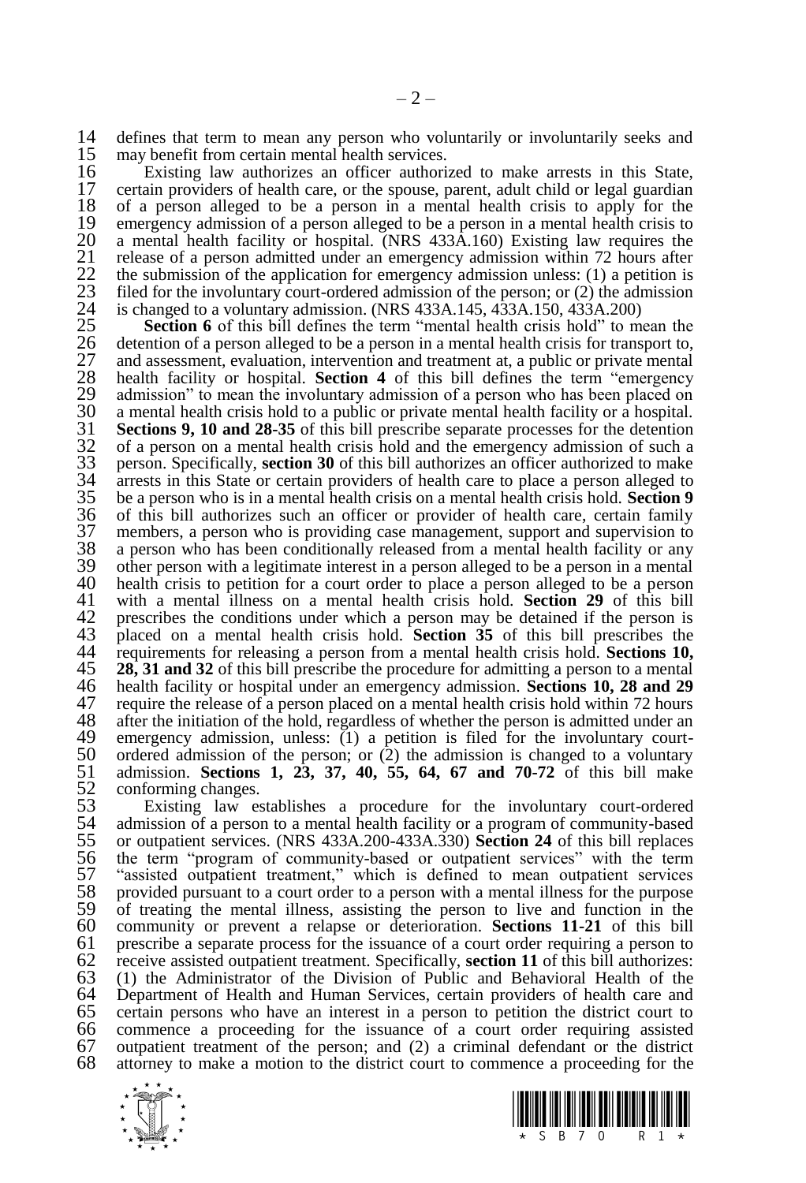defines that term to mean any person who voluntarily or involuntarily seeks and may benefit from certain mental health services.

Existing law authorizes an officer authorized to make arrests in this State, certain providers of health care, or the spouse, parent, adult child or legal guardian of a person alleged to be a person in a mental health crisis to apply for the emergency admission of a person alleged to be a person in a mental health crisis to a mental health facility or hospital. (NRS 433A.160) Existing law requires the release of a person admitted under an emergency admission within 72 hours after the submission of the application for emergency admission unless: (1) a petition is filed for the involuntary court-ordered admission of the person; or (2) the admission is changed to a voluntary admission. (NRS 433A.145, 433A.150, 433A.200)

**Section 6** of this bill defines the term "mental health crisis hold" to mean the detention of a person alleged to be a person in a mental health crisis for transport to, and assessment, evaluation, intervention and treatment at, a public or private mental health facility or hospital. **Section 4** of this bill defines the term "emergency admission" to mean the involuntary admission of a person who has been placed on a mental health crisis hold to a public or private mental health facility or a hospital. **Sections 9, 10 and 28-35** of this bill prescribe separate processes for the detention of a person on a mental health crisis hold and the emergency admission of such a person. Specifically, **section 30** of this bill authorizes an officer authorized to make arrests in this State or certain providers of health care to place a person alleged to be a person who is in a mental health crisis on a mental health crisis hold. **Section 9** of this bill authorizes such an officer or provider of health care, certain family members, a person who is providing case management, support and supervision to a person who has been conditionally released from a mental health facility or any other person with a legitimate interest in a person alleged to be a person in a mental health crisis to petition for a court order to place a person alleged to be a person with a mental illness on a mental health crisis hold. **Section 29** of this bill prescribes the conditions under which a person may be detained if the person is placed on a mental health crisis hold. **Section 35** of this bill prescribes the requirements for releasing a person from a mental health crisis hold. **Sections 10, 28, 31 and 32** of this bill prescribe the procedure for admitting a person to a mental health facility or hospital under an emergency admission. **Sections 10, 28 and 29** require the release of a person placed on a mental health crisis hold within 72 hours after the initiation of the hold, regardless of whether the person is admitted under an emergency admission, unless: (1) a petition is filed for the involuntary court-ordered admission of the person; or (2) the admission is changed to a voluntary admission. **Sections 1, 23, 37, 40, 55, 64, 67 and 70-72** of this bill make conforming changes.

Existing law establishes a procedure for the involuntary court-ordered admission of a person to a mental health facility or a program of community-based or outpatient services. (NRS 433A.200-433A.330) **Section 24** of this bill replaces the term "program of community-based or outpatient services" with the term "assisted outpatient treatment," which is defined to mean outpatient services provided pursuant to a court order to a person with a mental illness for the purpose of treating the mental illness, assisting the person to live and function in the community or prevent a relapse or deterioration. **Sections 11-21** of this bill prescribe a separate process for the issuance of a court order requiring a person to receive assisted outpatient treatment. Specifically, **section 11** of this bill authorizes: (1) the Administrator of the Division of Public and Behavioral Health of the Department of Health and Human Services, certain providers of health care and certain persons who have an interest in a person to petition the district court to commence a proceeding for the issuance of a court order requiring assisted outpatient treatment of the person; and (2) a criminal defendant or the district attorney to make a motion to the district court to commence a proceeding for the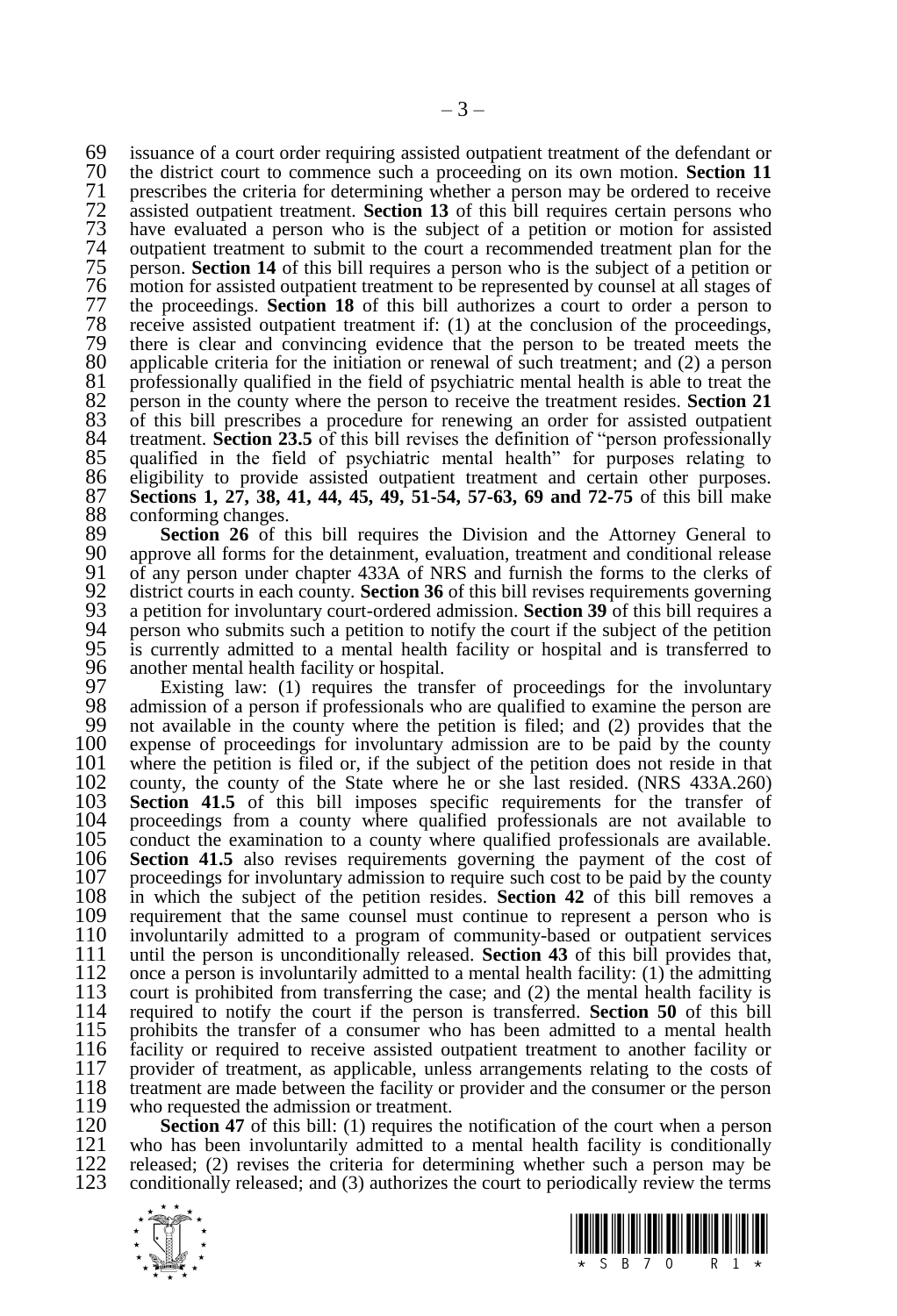issuance of a court order requiring assisted outpatient treatment of the defendant or the district court to commence such a proceeding on its own motion. **Section 11** prescribes the criteria for determining whether a person may be ordered to receive assisted outpatient treatment. **Section 13** of this bill requires certain persons who have evaluated a person who is the subject of a petition or motion for assisted outpatient treatment to submit to the court a recommended treatment plan for the person. **Section 14** of this bill requires a person who is the subject of a petition or motion for assisted outpatient treatment to be represented by counsel at all stages of the proceedings. **Section 18** of this bill authorizes a court to order a person to receive assisted outpatient treatment if: (1) at the conclusion of the proceedings, there is clear and convincing evidence that the person to be treated meets the applicable criteria for the initiation or renewal of such treatment; and (2) a person professionally qualified in the field of psychiatric mental health is able to treat the person in the county where the person to receive the treatment resides. **Section 21** of this bill prescribes a procedure for renewing an order for assisted outpatient treatment. **Section 23.5** of this bill revises the definition of "person professionally qualified in the field of psychiatric mental health" for purposes relating to eligibility to provide assisted outpatient treatment and certain other purposes. **Sections 1, 27, 38, 41, 44, 45, 49, 51-54, 57-63, 69 and 72-75** of this bill make conforming changes.

**Section 26** of this bill requires the Division and the Attorney General to approve all forms for the detainment, evaluation, treatment and conditional release of any person under chapter 433A of NRS and furnish the forms to the clerks of district courts in each county. **Section 36** of this bill revises requirements governing a petition for involuntary court-ordered admission. **Section 39** of this bill requires a person who submits such a petition to notify the court if the subject of the petition is currently admitted to a mental health facility or hospital and is transferred to another mental health facility or hospital.

Existing law: (1) requires the transfer of proceedings for the involuntary admission of a person if professionals who are qualified to examine the person are not available in the county where the petition is filed; and (2) provides that the expense of proceedings for involuntary admission are to be paid by the county where the petition is filed or, if the subject of the petition does not reside in that county, the county of the State where he or she last resided. (NRS 433A.260) **Section 41.5** of this bill imposes specific requirements for the transfer of proceedings from a county where qualified professionals are not available to conduct the examination to a county where qualified professionals are available. **Section 41.5** also revises requirements governing the payment of the cost of proceedings for involuntary admission to require such cost to be paid by the county in which the subject of the petition resides. **Section 42** of this bill removes a requirement that the same counsel must continue to represent a person who is involuntarily admitted to a program of community-based or outpatient services until the person is unconditionally released. **Section 43** of this bill provides that, once a person is involuntarily admitted to a mental health facility: (1) the admitting court is prohibited from transferring the case; and (2) the mental health facility is required to notify the court if the person is transferred. **Section 50** of this bill prohibits the transfer of a consumer who has been admitted to a mental health facility or required to receive assisted outpatient treatment to another facility or provider of treatment, as applicable, unless arrangements relating to the costs of treatment are made between the facility or provider and the consumer or the person who requested the admission or treatment.

**Section 47** of this bill: (1) requires the notification of the court when a person who has been involuntarily admitted to a mental health facility is conditionally released; (2) revises the criteria for determining whether such a person may be conditionally released; and (3) authorizes the court to periodically review the terms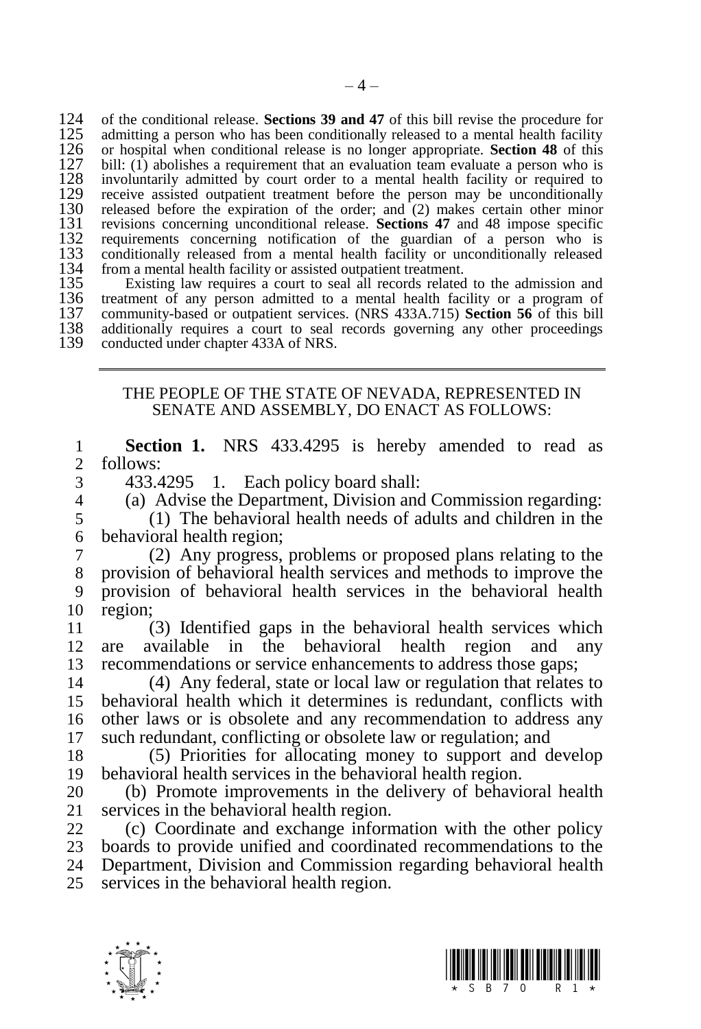of the conditional release. **Sections 39 and 47** of this bill revise the procedure for admitting a person who has been conditionally released to a mental health facility or hospital when conditional release is no longer appropriate. **Section 48** of this bill: (1) abolishes a requirement that an evaluation team evaluate a person who is involuntarily admitted by court order to a mental health facility or required to receive assisted outpatient treatment before the person may be unconditionally released before the expiration of the order; and (2) makes certain other minor revisions concerning unconditional release. **Sections 47** and 48 impose specific requirements concerning notification of the guardian of a person who is conditionally released from a mental health facility or unconditionally released from a mental health facility or assisted outpatient treatment.

Existing law requires a court to seal all records related to the admission and treatment of any person admitted to a mental health facility or a program of community-based or outpatient services. (NRS 433A.715) **Section 56** of this bill additionally requires a court to seal records governing any other proceedings conducted under chapter 433A of NRS.

---

THE PEOPLE OF THE STATE OF NEVADA, REPRESENTED IN SENATE AND ASSEMBLY, DO ENACT AS FOLLOWS:

**Section 1.** NRS 433.4295 is hereby amended to read as follows:

433.4295 1. Each policy board shall:

(a) Advise the Department, Division and Commission regarding:

(1) The behavioral health needs of adults and children in the behavioral health region;

(2) Any progress, problems or proposed plans relating to the provision of behavioral health services and methods to improve the provision of behavioral health services in the behavioral health region;

(3) Identified gaps in the behavioral health services which are available in the behavioral health region and any recommendations or service enhancements to address those gaps;

(4) Any federal, state or local law or regulation that relates to behavioral health which it determines is redundant, conflicts with other laws or is obsolete and any recommendation to address any such redundant, conflicting or obsolete law or regulation; and

(5) Priorities for allocating money to support and develop behavioral health services in the behavioral health region.

(b) Promote improvements in the delivery of behavioral health services in the behavioral health region.

(c) Coordinate and exchange information with the other policy boards to provide unified and coordinated recommendations to the Department, Division and Commission regarding behavioral health services in the behavioral health region.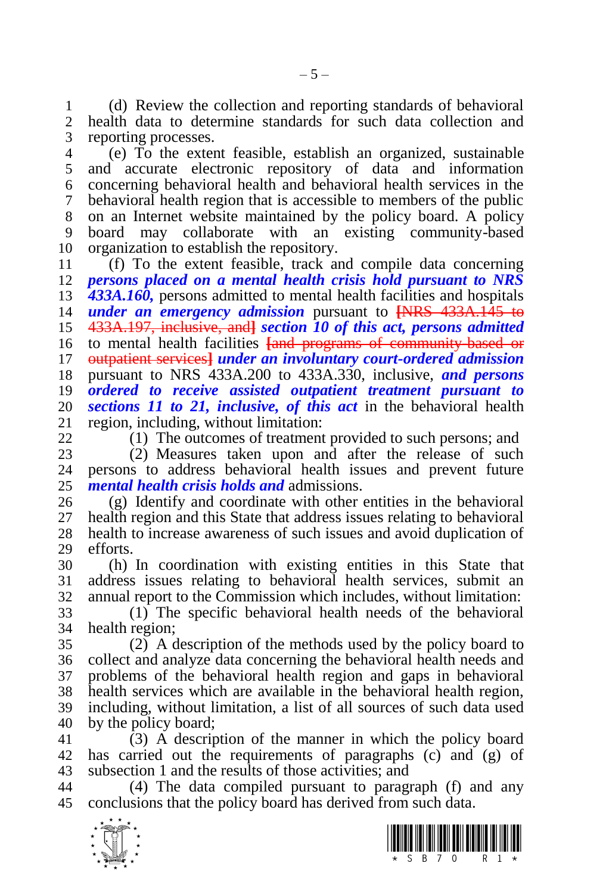(d) Review the collection and reporting standards of behavioral health data to determine standards for such data collection and reporting processes.

(e) To the extent feasible, establish an organized, sustainable and accurate electronic repository of data and information concerning behavioral health and behavioral health services in the behavioral health region that is accessible to members of the public on an Internet website maintained by the policy board. A policy board may collaborate with an existing community-based organization to establish the repository.

(f) To the extent feasible, track and compile data concerning ***persons placed on a mental health crisis hold pursuant to NRS 433A.160,*** persons admitted to mental health facilities and hospitals ***under an emergency admission*** pursuant to [NRS 433A.145 to 433A.197, inclusive, and] ***section 10 of this act, persons admitted*** to mental health facilities [and programs of community-based or outpatient services] ***under an involuntary court-ordered admission*** pursuant to NRS 433A.200 to 433A.330, inclusive, ***and persons ordered to receive assisted outpatient treatment pursuant to sections 11 to 21, inclusive, of this act*** in the behavioral health region, including, without limitation:

(1) The outcomes of treatment provided to such persons; and

(2) Measures taken upon and after the release of such persons to address behavioral health issues and prevent future ***mental health crisis holds and*** admissions.

(g) Identify and coordinate with other entities in the behavioral health region and this State that address issues relating to behavioral health to increase awareness of such issues and avoid duplication of efforts.

(h) In coordination with existing entities in this State that address issues relating to behavioral health services, submit an annual report to the Commission which includes, without limitation:

(1) The specific behavioral health needs of the behavioral health region;

(2) A description of the methods used by the policy board to collect and analyze data concerning the behavioral health needs and problems of the behavioral health region and gaps in behavioral health services which are available in the behavioral health region, including, without limitation, a list of all sources of such data used by the policy board;

(3) A description of the manner in which the policy board has carried out the requirements of paragraphs (c) and (g) of subsection 1 and the results of those activities; and

(4) The data compiled pursuant to paragraph (f) and any conclusions that the policy board has derived from such data.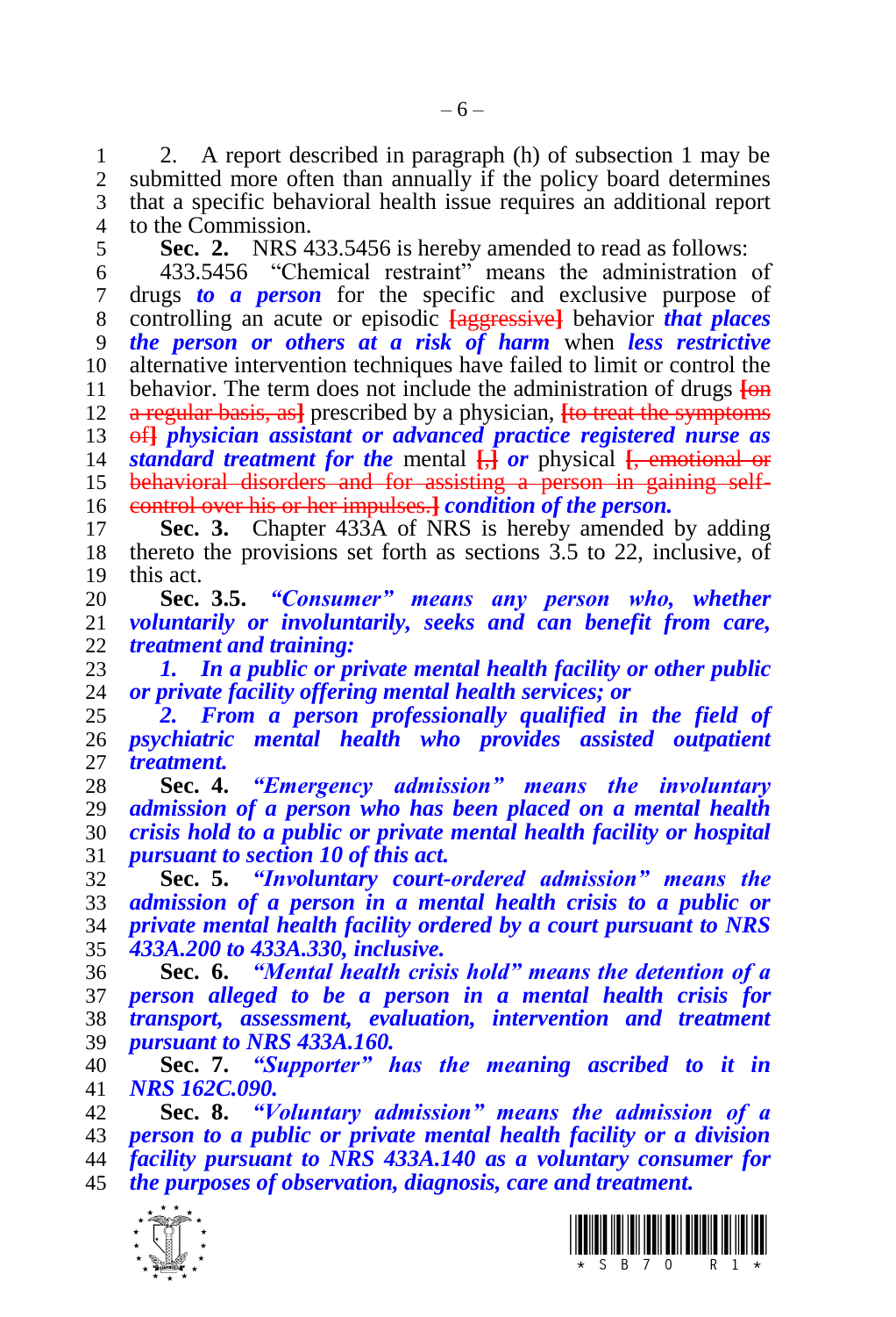2. A report described in paragraph (h) of subsection 1 may be submitted more often than annually if the policy board determines that a specific behavioral health issue requires an additional report to the Commission.

**Sec. 2.** NRS 433.5456 is hereby amended to read as follows:

433.5456 "Chemical restraint" means the administration of drugs ***to a person*** for the specific and exclusive purpose of controlling an acute or episodic [aggressive] behavior ***that places the person or others at a risk of harm*** when ***less restrictive*** alternative intervention techniques have failed to limit or control the behavior. The term does not include the administration of drugs [on a regular basis, as] prescribed by a physician, [to treat the symptoms of] ***physician assistant or advanced practice registered nurse as standard treatment for the*** mental [,] ***or*** physical [, emotional or behavioral disorders and for assisting a person in gaining self-control over his or her impulses.] ***condition of the person.***

**Sec. 3.** Chapter 433A of NRS is hereby amended by adding thereto the provisions set forth as sections 3.5 to 22, inclusive, of this act.

**Sec. 3.5.** ***"Consumer" means any person who, whether voluntarily or involuntarily, seeks and can benefit from care, treatment and training:***

***1. In a public or private mental health facility or other public or private facility offering mental health services; or***

***2. From a person professionally qualified in the field of psychiatric mental health who provides assisted outpatient treatment.***

**Sec. 4.** ***"Emergency admission" means the involuntary admission of a person who has been placed on a mental health crisis hold to a public or private mental health facility or hospital pursuant to section 10 of this act.***

**Sec. 5.** ***"Involuntary court-ordered admission" means the admission of a person in a mental health crisis to a public or private mental health facility ordered by a court pursuant to NRS 433A.200 to 433A.330, inclusive.***

**Sec. 6.** ***"Mental health crisis hold" means the detention of a person alleged to be a person in a mental health crisis for transport, assessment, evaluation, intervention and treatment pursuant to NRS 433A.160.***

**Sec. 7.** ***"Supporter" has the meaning ascribed to it in NRS 162C.090.***

**Sec. 8.** ***"Voluntary admission" means the admission of a person to a public or private mental health facility or a division facility pursuant to NRS 433A.140 as a voluntary consumer for the purposes of observation, diagnosis, care and treatment.***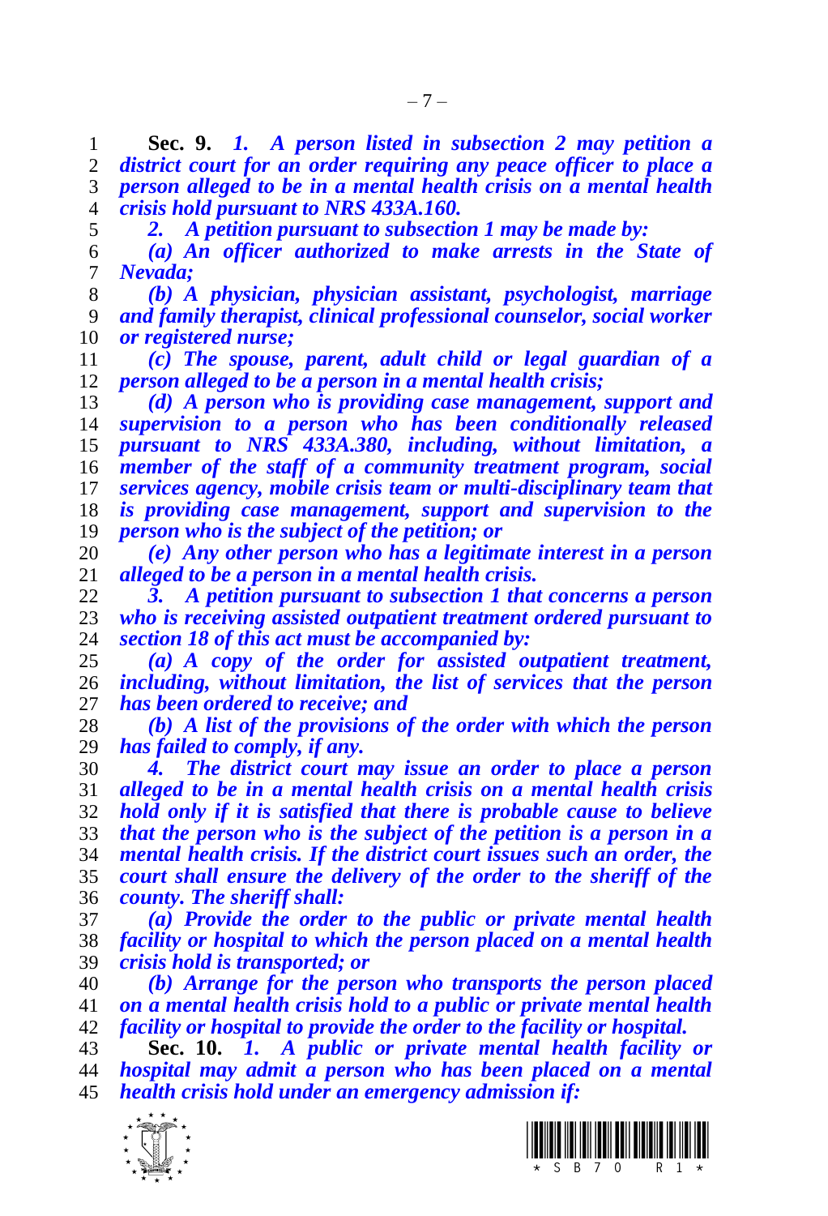**Sec. 9.** ***1. A person listed in subsection 2 may petition a district court for an order requiring any peace officer to place a person alleged to be in a mental health crisis on a mental health crisis hold pursuant to NRS 433A.160.***

***2. A petition pursuant to subsection 1 may be made by:***

***(a) An officer authorized to make arrests in the State of Nevada;***

***(b) A physician, physician assistant, psychologist, marriage and family therapist, clinical professional counselor, social worker or registered nurse;***

***(c) The spouse, parent, adult child or legal guardian of a person alleged to be a person in a mental health crisis;***

***(d) A person who is providing case management, support and supervision to a person who has been conditionally released pursuant to NRS 433A.380, including, without limitation, a member of the staff of a community treatment program, social services agency, mobile crisis team or multi-disciplinary team that is providing case management, support and supervision to the person who is the subject of the petition; or***

***(e) Any other person who has a legitimate interest in a person alleged to be a person in a mental health crisis.***

***3. A petition pursuant to subsection 1 that concerns a person who is receiving assisted outpatient treatment ordered pursuant to section 18 of this act must be accompanied by:***

***(a) A copy of the order for assisted outpatient treatment, including, without limitation, the list of services that the person has been ordered to receive; and***

***(b) A list of the provisions of the order with which the person has failed to comply, if any.***

***4. The district court may issue an order to place a person alleged to be in a mental health crisis on a mental health crisis hold only if it is satisfied that there is probable cause to believe that the person who is the subject of the petition is a person in a mental health crisis. If the district court issues such an order, the court shall ensure the delivery of the order to the sheriff of the county. The sheriff shall:***

***(a) Provide the order to the public or private mental health facility or hospital to which the person placed on a mental health crisis hold is transported; or***

***(b) Arrange for the person who transports the person placed on a mental health crisis hold to a public or private mental health facility or hospital to provide the order to the facility or hospital.***

**Sec. 10.** ***1. A public or private mental health facility or hospital may admit a person who has been placed on a mental health crisis hold under an emergency admission if:***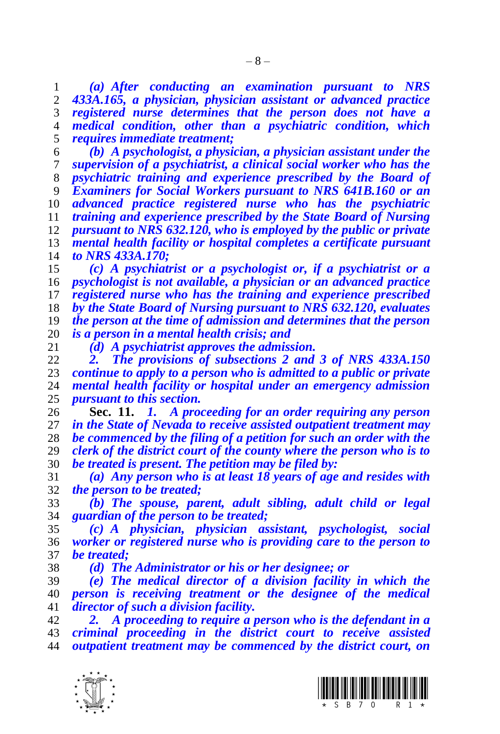*(a) After conducting an examination pursuant to NRS 433A.165, a physician, physician assistant or advanced practice registered nurse determines that the person does not have a medical condition, other than a psychiatric condition, which requires immediate treatment;*

*(b) A psychologist, a physician, a physician assistant under the supervision of a psychiatrist, a clinical social worker who has the psychiatric training and experience prescribed by the Board of Examiners for Social Workers pursuant to NRS 641B.160 or an advanced practice registered nurse who has the psychiatric training and experience prescribed by the State Board of Nursing pursuant to NRS 632.120, who is employed by the public or private mental health facility or hospital completes a certificate pursuant to NRS 433A.170;*

*(c) A psychiatrist or a psychologist or, if a psychiatrist or a psychologist is not available, a physician or an advanced practice registered nurse who has the training and experience prescribed by the State Board of Nursing pursuant to NRS 632.120, evaluates the person at the time of admission and determines that the person is a person in a mental health crisis; and*

*(d) A psychiatrist approves the admission.*

*2. The provisions of subsections 2 and 3 of NRS 433A.150 continue to apply to a person who is admitted to a public or private mental health facility or hospital under an emergency admission pursuant to this section.*

**Sec. 11.** *1. A proceeding for an order requiring any person in the State of Nevada to receive assisted outpatient treatment may be commenced by the filing of a petition for such an order with the clerk of the district court of the county where the person who is to be treated is present. The petition may be filed by:*

*(a) Any person who is at least 18 years of age and resides with the person to be treated;*

*(b) The spouse, parent, adult sibling, adult child or legal guardian of the person to be treated;*

*(c) A physician, physician assistant, psychologist, social worker or registered nurse who is providing care to the person to be treated;*

*(d) The Administrator or his or her designee; or*

*(e) The medical director of a division facility in which the person is receiving treatment or the designee of the medical director of such a division facility.*

*2. A proceeding to require a person who is the defendant in a criminal proceeding in the district court to receive assisted outpatient treatment may be commenced by the district court, on*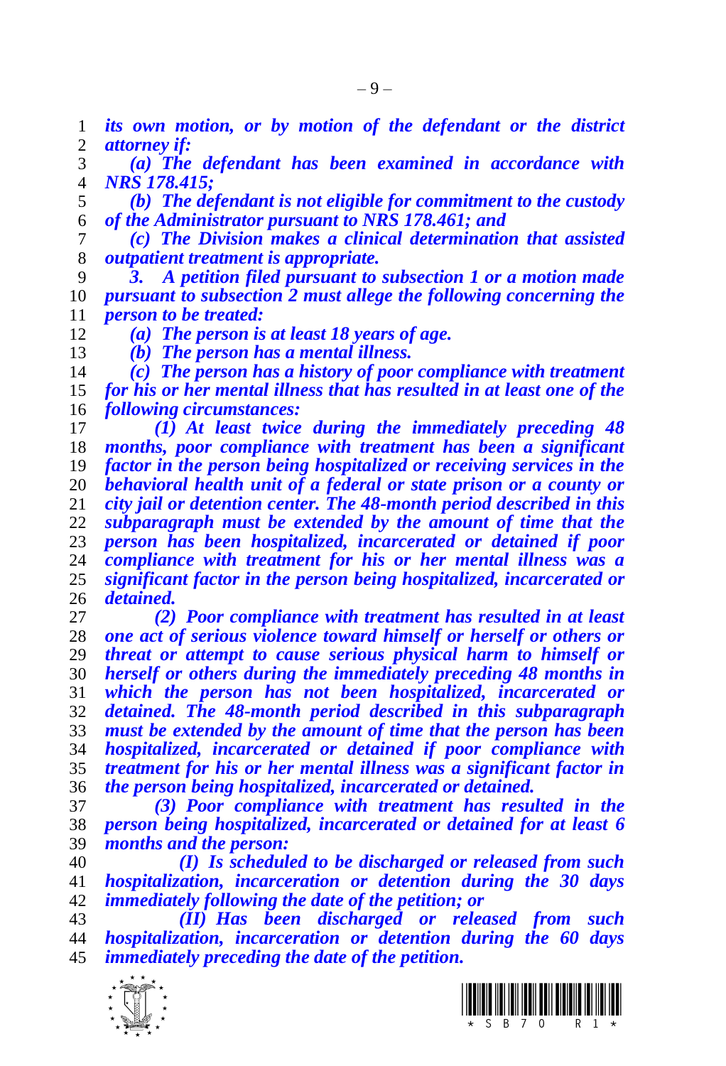*its own motion, or by motion of the defendant or the district attorney if:*

*(a) The defendant has been examined in accordance with NRS 178.415;*

*(b) The defendant is not eligible for commitment to the custody of the Administrator pursuant to NRS 178.461; and*

*(c) The Division makes a clinical determination that assisted outpatient treatment is appropriate.*

*3. A petition filed pursuant to subsection 1 or a motion made pursuant to subsection 2 must allege the following concerning the person to be treated:*

*(a) The person is at least 18 years of age.*

*(b) The person has a mental illness.*

*(c) The person has a history of poor compliance with treatment for his or her mental illness that has resulted in at least one of the following circumstances:*

*(1) At least twice during the immediately preceding 48 months, poor compliance with treatment has been a significant factor in the person being hospitalized or receiving services in the behavioral health unit of a federal or state prison or a county or city jail or detention center. The 48-month period described in this subparagraph must be extended by the amount of time that the person has been hospitalized, incarcerated or detained if poor compliance with treatment for his or her mental illness was a significant factor in the person being hospitalized, incarcerated or detained.*

*(2) Poor compliance with treatment has resulted in at least one act of serious violence toward himself or herself or others or threat or attempt to cause serious physical harm to himself or herself or others during the immediately preceding 48 months in which the person has not been hospitalized, incarcerated or detained. The 48-month period described in this subparagraph must be extended by the amount of time that the person has been hospitalized, incarcerated or detained if poor compliance with treatment for his or her mental illness was a significant factor in the person being hospitalized, incarcerated or detained.*

*(3) Poor compliance with treatment has resulted in the person being hospitalized, incarcerated or detained for at least 6 months and the person:*

*(I) Is scheduled to be discharged or released from such hospitalization, incarceration or detention during the 30 days immediately following the date of the petition; or*

*(II) Has been discharged or released from such hospitalization, incarceration or detention during the 60 days immediately preceding the date of the petition.*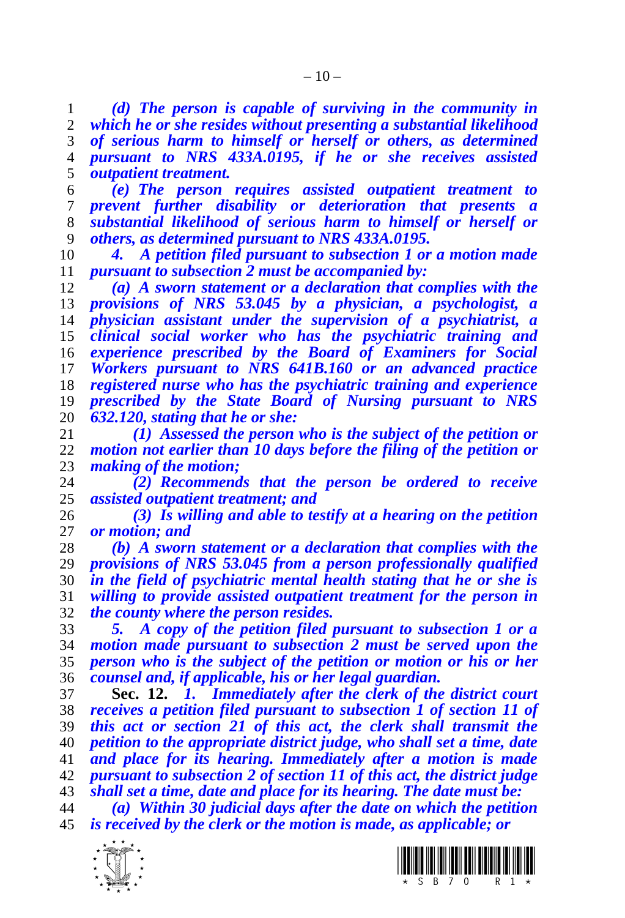*(d) The person is capable of surviving in the community in which he or she resides without presenting a substantial likelihood of serious harm to himself or herself or others, as determined pursuant to NRS 433A.0195, if he or she receives assisted outpatient treatment.*

*(e) The person requires assisted outpatient treatment to prevent further disability or deterioration that presents a substantial likelihood of serious harm to himself or herself or others, as determined pursuant to NRS 433A.0195.*

*4. A petition filed pursuant to subsection 1 or a motion made pursuant to subsection 2 must be accompanied by:*

*(a) A sworn statement or a declaration that complies with the provisions of NRS 53.045 by a physician, a psychologist, a physician assistant under the supervision of a psychiatrist, a clinical social worker who has the psychiatric training and experience prescribed by the Board of Examiners for Social Workers pursuant to NRS 641B.160 or an advanced practice registered nurse who has the psychiatric training and experience prescribed by the State Board of Nursing pursuant to NRS 632.120, stating that he or she:*

*(1) Assessed the person who is the subject of the petition or motion not earlier than 10 days before the filing of the petition or making of the motion;*

*(2) Recommends that the person be ordered to receive assisted outpatient treatment; and*

*(3) Is willing and able to testify at a hearing on the petition or motion; and*

*(b) A sworn statement or a declaration that complies with the provisions of NRS 53.045 from a person professionally qualified in the field of psychiatric mental health stating that he or she is willing to provide assisted outpatient treatment for the person in the county where the person resides.*

*5. A copy of the petition filed pursuant to subsection 1 or a motion made pursuant to subsection 2 must be served upon the person who is the subject of the petition or motion or his or her counsel and, if applicable, his or her legal guardian.*

**Sec. 12.** *1. Immediately after the clerk of the district court receives a petition filed pursuant to subsection 1 of section 11 of this act or section 21 of this act, the clerk shall transmit the petition to the appropriate district judge, who shall set a time, date and place for its hearing. Immediately after a motion is made pursuant to subsection 2 of section 11 of this act, the district judge shall set a time, date and place for its hearing. The date must be:*

*(a) Within 30 judicial days after the date on which the petition is received by the clerk or the motion is made, as applicable; or*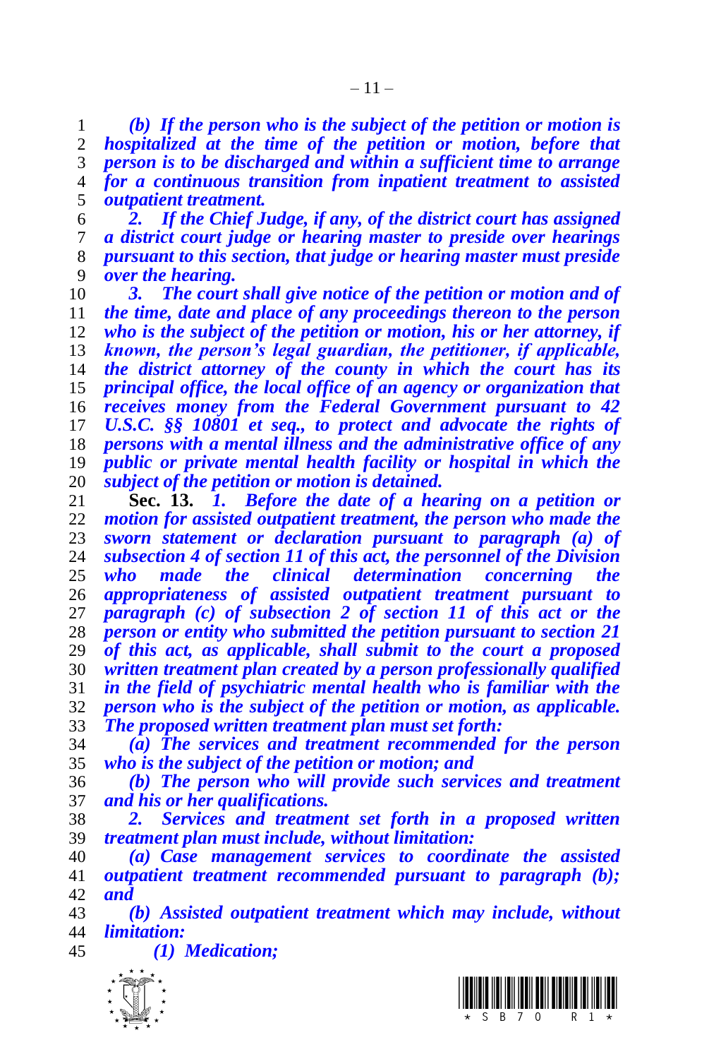*(b) If the person who is the subject of the petition or motion is hospitalized at the time of the petition or motion, before that person is to be discharged and within a sufficient time to arrange for a continuous transition from inpatient treatment to assisted outpatient treatment.*

*2. If the Chief Judge, if any, of the district court has assigned a district court judge or hearing master to preside over hearings pursuant to this section, that judge or hearing master must preside over the hearing.*

*3. The court shall give notice of the petition or motion and of the time, date and place of any proceedings thereon to the person who is the subject of the petition or motion, his or her attorney, if known, the person's legal guardian, the petitioner, if applicable, the district attorney of the county in which the court has its principal office, the local office of an agency or organization that receives money from the Federal Government pursuant to 42 U.S.C. §§ 10801 et seq., to protect and advocate the rights of persons with a mental illness and the administrative office of any public or private mental health facility or hospital in which the subject of the petition or motion is detained.*

**Sec. 13.** *1. Before the date of a hearing on a petition or motion for assisted outpatient treatment, the person who made the sworn statement or declaration pursuant to paragraph (a) of subsection 4 of section 11 of this act, the personnel of the Division who made the clinical determination concerning the appropriateness of assisted outpatient treatment pursuant to paragraph (c) of subsection 2 of section 11 of this act or the person or entity who submitted the petition pursuant to section 21 of this act, as applicable, shall submit to the court a proposed written treatment plan created by a person professionally qualified in the field of psychiatric mental health who is familiar with the person who is the subject of the petition or motion, as applicable. The proposed written treatment plan must set forth:*

*(a) The services and treatment recommended for the person who is the subject of the petition or motion; and*

*(b) The person who will provide such services and treatment and his or her qualifications.*

*2. Services and treatment set forth in a proposed written treatment plan must include, without limitation:*

*(a) Case management services to coordinate the assisted outpatient treatment recommended pursuant to paragraph (b); and*

*(b) Assisted outpatient treatment which may include, without limitation:*

*(1) Medication;*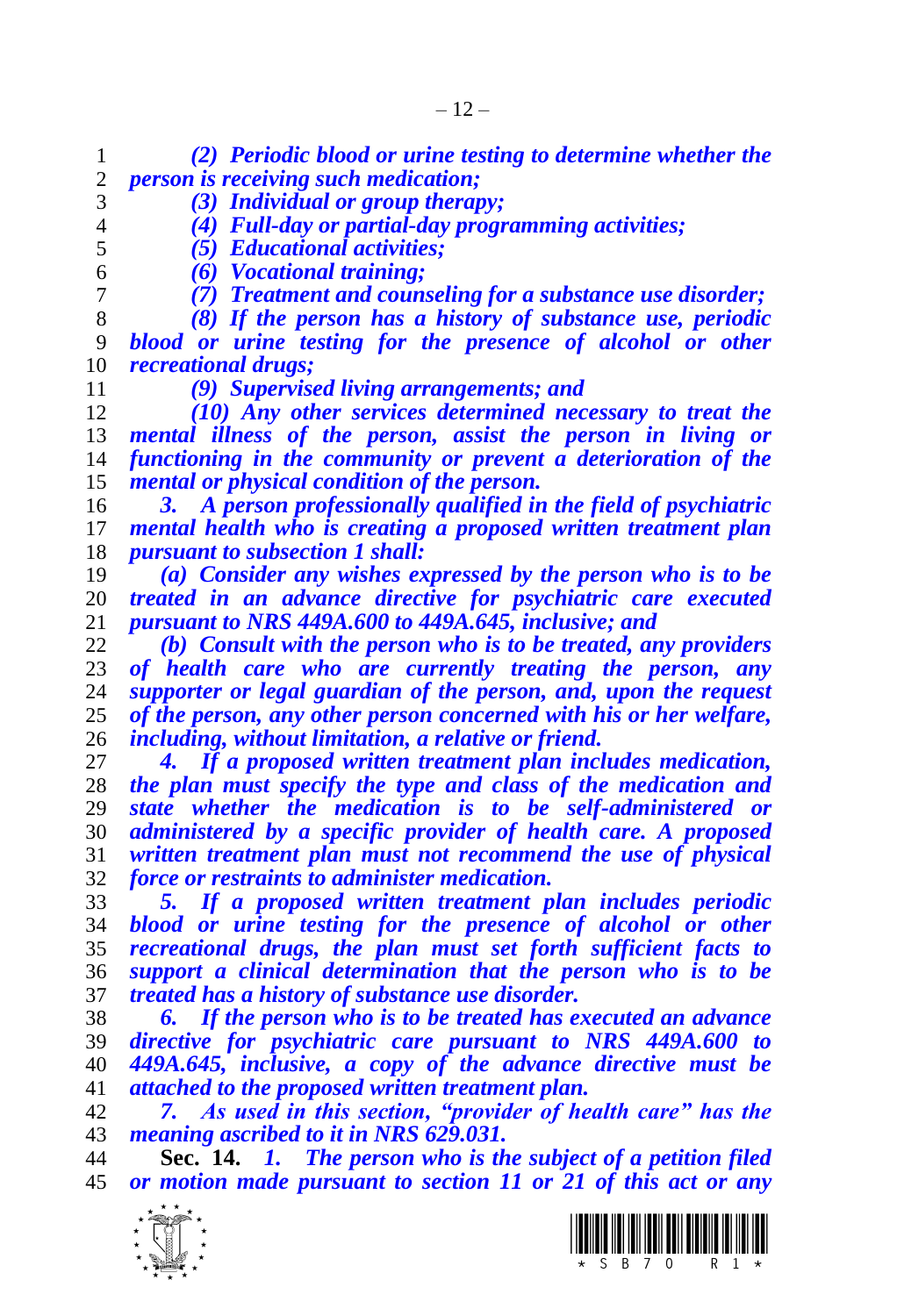*(2) Periodic blood or urine testing to determine whether the person is receiving such medication;*

*(3) Individual or group therapy;*

*(4) Full-day or partial-day programming activities;*

*(5) Educational activities;*

*(6) Vocational training;*

*(7) Treatment and counseling for a substance use disorder;*

*(8) If the person has a history of substance use, periodic blood or urine testing for the presence of alcohol or other recreational drugs;*

*(9) Supervised living arrangements; and*

*(10) Any other services determined necessary to treat the mental illness of the person, assist the person in living or functioning in the community or prevent a deterioration of the mental or physical condition of the person.*

*3. A person professionally qualified in the field of psychiatric mental health who is creating a proposed written treatment plan pursuant to subsection 1 shall:*

*(a) Consider any wishes expressed by the person who is to be treated in an advance directive for psychiatric care executed pursuant to NRS 449A.600 to 449A.645, inclusive; and*

*(b) Consult with the person who is to be treated, any providers of health care who are currently treating the person, any supporter or legal guardian of the person, and, upon the request of the person, any other person concerned with his or her welfare, including, without limitation, a relative or friend.*

*4. If a proposed written treatment plan includes medication, the plan must specify the type and class of the medication and state whether the medication is to be self-administered or administered by a specific provider of health care. A proposed written treatment plan must not recommend the use of physical force or restraints to administer medication.*

*5. If a proposed written treatment plan includes periodic blood or urine testing for the presence of alcohol or other recreational drugs, the plan must set forth sufficient facts to support a clinical determination that the person who is to be treated has a history of substance use disorder.*

*6. If the person who is to be treated has executed an advance directive for psychiatric care pursuant to NRS 449A.600 to 449A.645, inclusive, a copy of the advance directive must be attached to the proposed written treatment plan.*

*7. As used in this section, "provider of health care" has the meaning ascribed to it in NRS 629.031.*

**Sec. 14.** *1. The person who is the subject of a petition filed or motion made pursuant to section 11 or 21 of this act or any*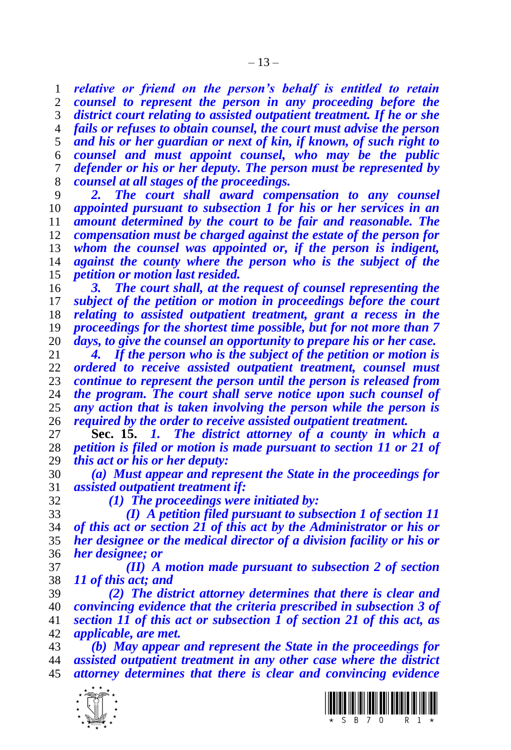*relative or friend on the person's behalf is entitled to retain counsel to represent the person in any proceeding before the district court relating to assisted outpatient treatment. If he or she fails or refuses to obtain counsel, the court must advise the person and his or her guardian or next of kin, if known, of such right to counsel and must appoint counsel, who may be the public defender or his or her deputy. The person must be represented by counsel at all stages of the proceedings.*

*2. The court shall award compensation to any counsel appointed pursuant to subsection 1 for his or her services in an amount determined by the court to be fair and reasonable. The compensation must be charged against the estate of the person for whom the counsel was appointed or, if the person is indigent, against the county where the person who is the subject of the petition or motion last resided.*

*3. The court shall, at the request of counsel representing the subject of the petition or motion in proceedings before the court relating to assisted outpatient treatment, grant a recess in the proceedings for the shortest time possible, but for not more than 7 days, to give the counsel an opportunity to prepare his or her case.*

*4. If the person who is the subject of the petition or motion is ordered to receive assisted outpatient treatment, counsel must continue to represent the person until the person is released from the program. The court shall serve notice upon such counsel of any action that is taken involving the person while the person is required by the order to receive assisted outpatient treatment.*

**Sec. 15.** *1. The district attorney of a county in which a petition is filed or motion is made pursuant to section 11 or 21 of this act or his or her deputy:*

*(a) Must appear and represent the State in the proceedings for assisted outpatient treatment if:*

*(1) The proceedings were initiated by:*

*(I) A petition filed pursuant to subsection 1 of section 11 of this act or section 21 of this act by the Administrator or his or her designee or the medical director of a division facility or his or her designee; or*

*(II) A motion made pursuant to subsection 2 of section 11 of this act; and*

*(2) The district attorney determines that there is clear and convincing evidence that the criteria prescribed in subsection 3 of section 11 of this act or subsection 1 of section 21 of this act, as applicable, are met.*

*(b) May appear and represent the State in the proceedings for assisted outpatient treatment in any other case where the district attorney determines that there is clear and convincing evidence*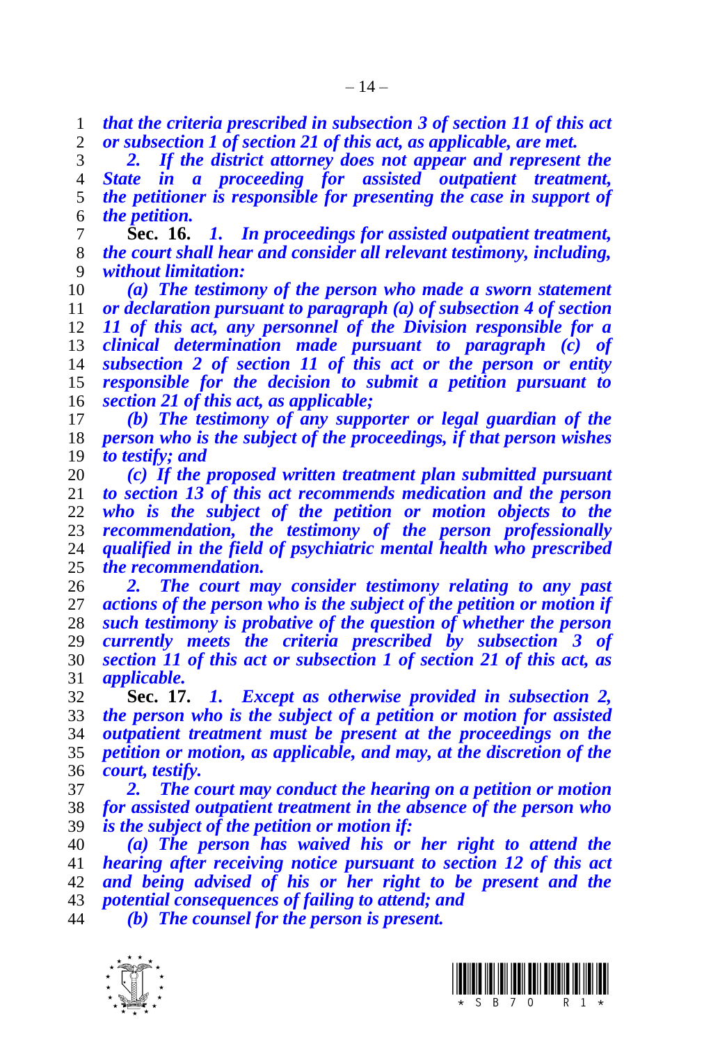*that the criteria prescribed in subsection 3 of section 11 of this act or subsection 1 of section 21 of this act, as applicable, are met.*

*2. If the district attorney does not appear and represent the State in a proceeding for assisted outpatient treatment, the petitioner is responsible for presenting the case in support of the petition.*

**Sec. 16.** *1. In proceedings for assisted outpatient treatment, the court shall hear and consider all relevant testimony, including, without limitation:*

*(a) The testimony of the person who made a sworn statement or declaration pursuant to paragraph (a) of subsection 4 of section 11 of this act, any personnel of the Division responsible for a clinical determination made pursuant to paragraph (c) of subsection 2 of section 11 of this act or the person or entity responsible for the decision to submit a petition pursuant to section 21 of this act, as applicable;*

*(b) The testimony of any supporter or legal guardian of the person who is the subject of the proceedings, if that person wishes to testify; and*

*(c) If the proposed written treatment plan submitted pursuant to section 13 of this act recommends medication and the person who is the subject of the petition or motion objects to the recommendation, the testimony of the person professionally qualified in the field of psychiatric mental health who prescribed the recommendation.*

*2. The court may consider testimony relating to any past actions of the person who is the subject of the petition or motion if such testimony is probative of the question of whether the person currently meets the criteria prescribed by subsection 3 of section 11 of this act or subsection 1 of section 21 of this act, as applicable.*

**Sec. 17.** *1. Except as otherwise provided in subsection 2, the person who is the subject of a petition or motion for assisted outpatient treatment must be present at the proceedings on the petition or motion, as applicable, and may, at the discretion of the court, testify.*

*2. The court may conduct the hearing on a petition or motion for assisted outpatient treatment in the absence of the person who is the subject of the petition or motion if:*

*(a) The person has waived his or her right to attend the hearing after receiving notice pursuant to section 12 of this act and being advised of his or her right to be present and the potential consequences of failing to attend; and*

*(b) The counsel for the person is present.*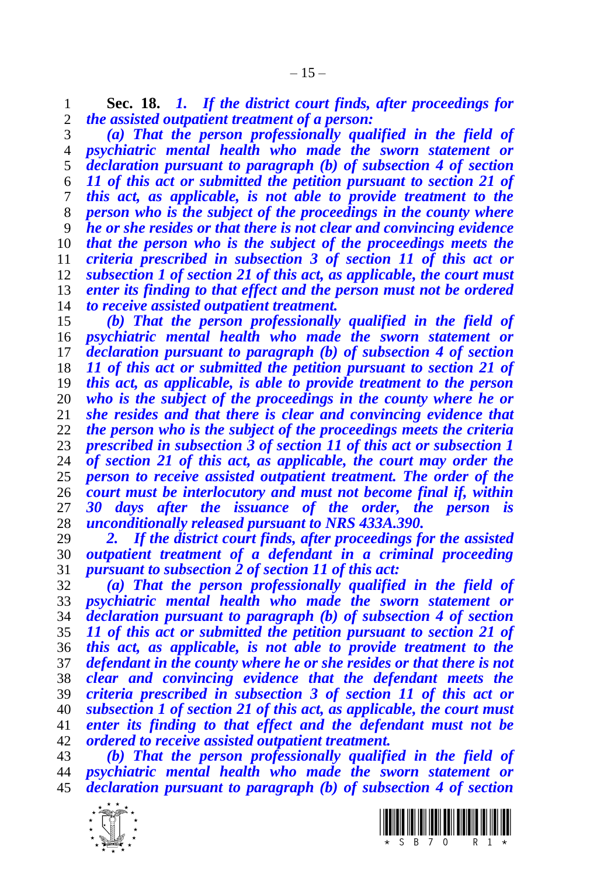**Sec. 18.** ***1. If the district court finds, after proceedings for the assisted outpatient treatment of a person:***

***(a) That the person professionally qualified in the field of psychiatric mental health who made the sworn statement or declaration pursuant to paragraph (b) of subsection 4 of section 11 of this act or submitted the petition pursuant to section 21 of this act, as applicable, is not able to provide treatment to the person who is the subject of the proceedings in the county where he or she resides or that there is not clear and convincing evidence that the person who is the subject of the proceedings meets the criteria prescribed in subsection 3 of section 11 of this act or subsection 1 of section 21 of this act, as applicable, the court must enter its finding to that effect and the person must not be ordered to receive assisted outpatient treatment.***

***(b) That the person professionally qualified in the field of psychiatric mental health who made the sworn statement or declaration pursuant to paragraph (b) of subsection 4 of section 11 of this act or submitted the petition pursuant to section 21 of this act, as applicable, is able to provide treatment to the person who is the subject of the proceedings in the county where he or she resides and that there is clear and convincing evidence that the person who is the subject of the proceedings meets the criteria prescribed in subsection 3 of section 11 of this act or subsection 1 of section 21 of this act, as applicable, the court may order the person to receive assisted outpatient treatment. The order of the court must be interlocutory and must not become final if, within 30 days after the issuance of the order, the person is unconditionally released pursuant to NRS 433A.390.***

***2. If the district court finds, after proceedings for the assisted outpatient treatment of a defendant in a criminal proceeding pursuant to subsection 2 of section 11 of this act:***

***(a) That the person professionally qualified in the field of psychiatric mental health who made the sworn statement or declaration pursuant to paragraph (b) of subsection 4 of section 11 of this act or submitted the petition pursuant to section 21 of this act, as applicable, is not able to provide treatment to the defendant in the county where he or she resides or that there is not clear and convincing evidence that the defendant meets the criteria prescribed in subsection 3 of section 11 of this act or subsection 1 of section 21 of this act, as applicable, the court must enter its finding to that effect and the defendant must not be ordered to receive assisted outpatient treatment.***

***(b) That the person professionally qualified in the field of psychiatric mental health who made the sworn statement or declaration pursuant to paragraph (b) of subsection 4 of section***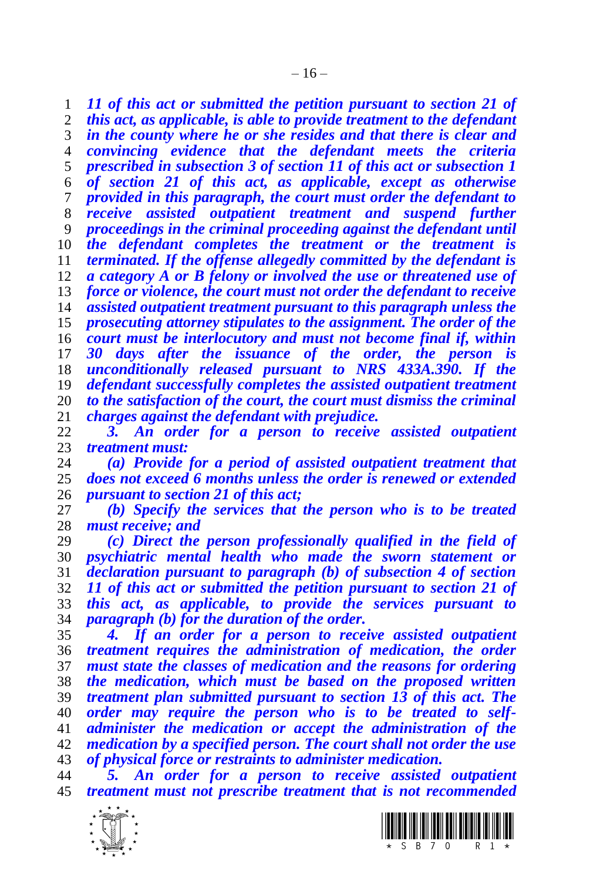***11 of this act or submitted the petition pursuant to section 21 of this act, as applicable, is able to provide treatment to the defendant in the county where he or she resides and that there is clear and convincing evidence that the defendant meets the criteria prescribed in subsection 3 of section 11 of this act or subsection 1 of section 21 of this act, as applicable, except as otherwise provided in this paragraph, the court must order the defendant to receive assisted outpatient treatment and suspend further proceedings in the criminal proceeding against the defendant until the defendant completes the treatment or the treatment is terminated. If the offense allegedly committed by the defendant is a category A or B felony or involved the use or threatened use of force or violence, the court must not order the defendant to receive assisted outpatient treatment pursuant to this paragraph unless the prosecuting attorney stipulates to the assignment. The order of the court must be interlocutory and must not become final if, within 30 days after the issuance of the order, the person is unconditionally released pursuant to NRS 433A.390. If the defendant successfully completes the assisted outpatient treatment to the satisfaction of the court, the court must dismiss the criminal charges against the defendant with prejudice.***

***3. An order for a person to receive assisted outpatient treatment must:***

***(a) Provide for a period of assisted outpatient treatment that does not exceed 6 months unless the order is renewed or extended pursuant to section 21 of this act;***

***(b) Specify the services that the person who is to be treated must receive; and***

***(c) Direct the person professionally qualified in the field of psychiatric mental health who made the sworn statement or declaration pursuant to paragraph (b) of subsection 4 of section 11 of this act or submitted the petition pursuant to section 21 of this act, as applicable, to provide the services pursuant to paragraph (b) for the duration of the order.***

***4. If an order for a person to receive assisted outpatient treatment requires the administration of medication, the order must state the classes of medication and the reasons for ordering the medication, which must be based on the proposed written treatment plan submitted pursuant to section 13 of this act. The order may require the person who is to be treated to self-administer the medication or accept the administration of the medication by a specified person. The court shall not order the use of physical force or restraints to administer medication.***

***5. An order for a person to receive assisted outpatient treatment must not prescribe treatment that is not recommended***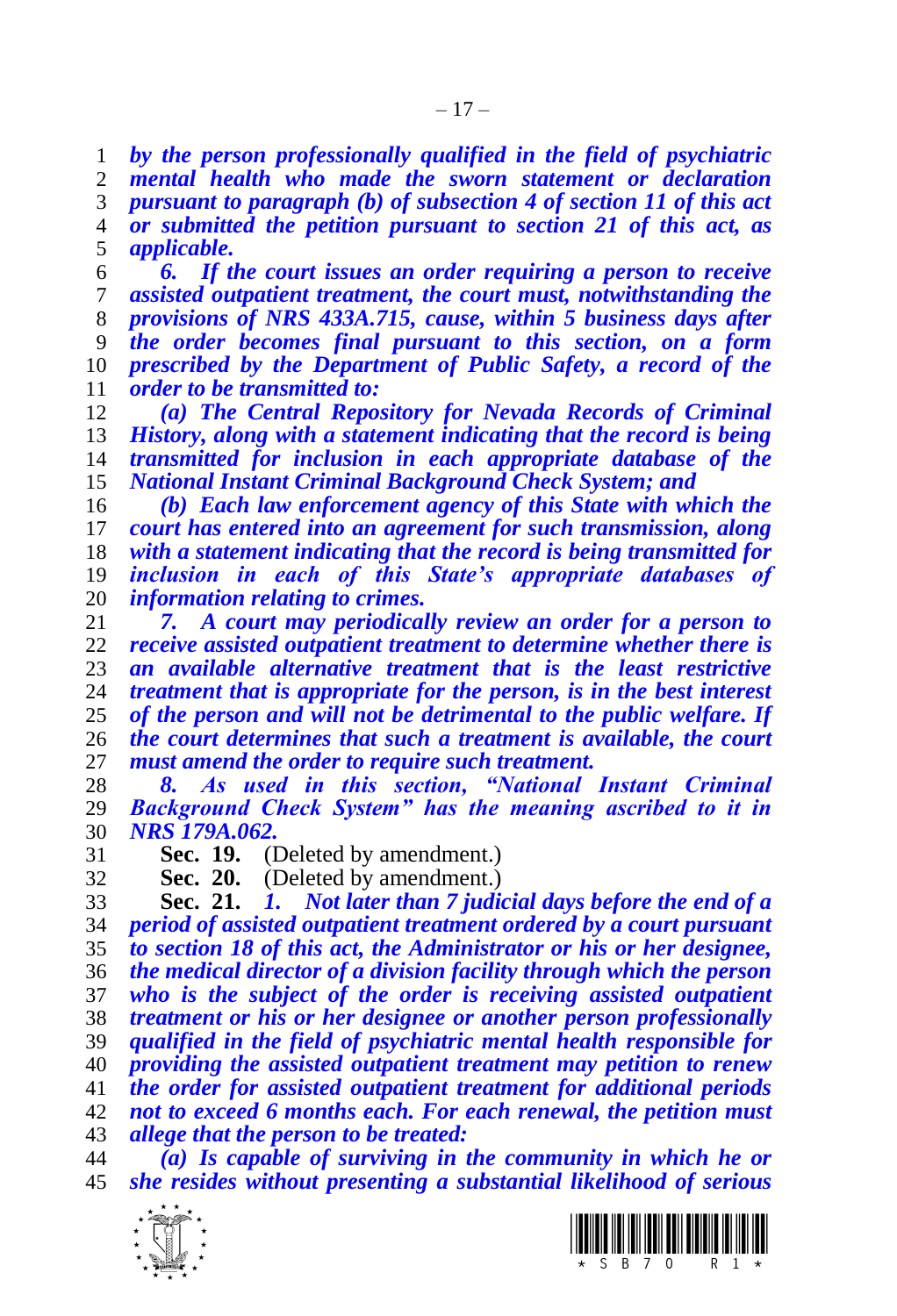*by the person professionally qualified in the field of psychiatric mental health who made the sworn statement or declaration pursuant to paragraph (b) of subsection 4 of section 11 of this act or submitted the petition pursuant to section 21 of this act, as applicable.*

*6. If the court issues an order requiring a person to receive assisted outpatient treatment, the court must, notwithstanding the provisions of NRS 433A.715, cause, within 5 business days after the order becomes final pursuant to this section, on a form prescribed by the Department of Public Safety, a record of the order to be transmitted to:*

*(a) The Central Repository for Nevada Records of Criminal History, along with a statement indicating that the record is being transmitted for inclusion in each appropriate database of the National Instant Criminal Background Check System; and*

*(b) Each law enforcement agency of this State with which the court has entered into an agreement for such transmission, along with a statement indicating that the record is being transmitted for inclusion in each of this State's appropriate databases of information relating to crimes.*

*7. A court may periodically review an order for a person to receive assisted outpatient treatment to determine whether there is an available alternative treatment that is the least restrictive treatment that is appropriate for the person, is in the best interest of the person and will not be detrimental to the public welfare. If the court determines that such a treatment is available, the court must amend the order to require such treatment.*

*8. As used in this section, "National Instant Criminal Background Check System" has the meaning ascribed to it in NRS 179A.062.*

**Sec. 19.** (Deleted by amendment.)

**Sec. 20.** (Deleted by amendment.)

**Sec. 21.** *1. Not later than 7 judicial days before the end of a period of assisted outpatient treatment ordered by a court pursuant to section 18 of this act, the Administrator or his or her designee, the medical director of a division facility through which the person who is the subject of the order is receiving assisted outpatient treatment or his or her designee or another person professionally qualified in the field of psychiatric mental health responsible for providing the assisted outpatient treatment may petition to renew the order for assisted outpatient treatment for additional periods not to exceed 6 months each. For each renewal, the petition must allege that the person to be treated:*

*(a) Is capable of surviving in the community in which he or she resides without presenting a substantial likelihood of serious*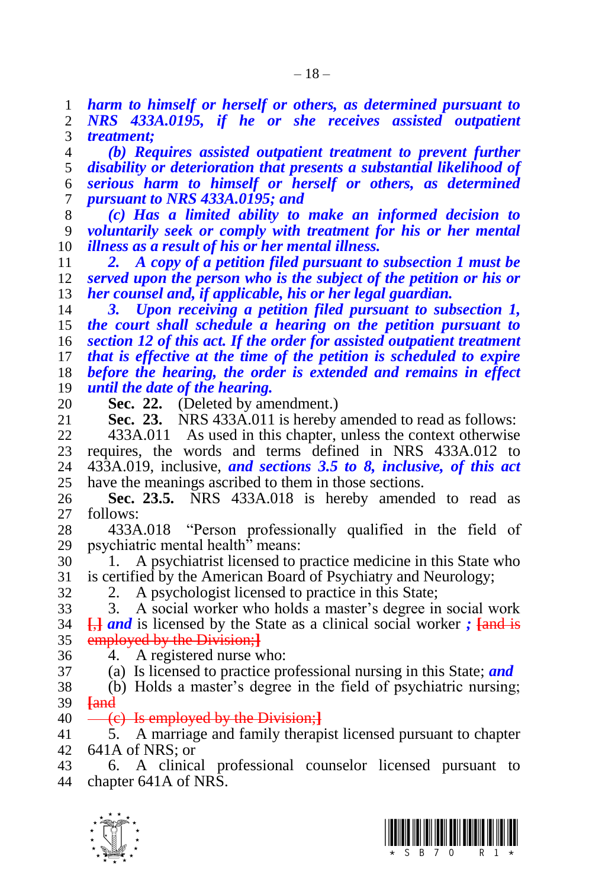***harm to himself or herself or others, as determined pursuant to NRS 433A.0195, if he or she receives assisted outpatient treatment;***

***(b) Requires assisted outpatient treatment to prevent further disability or deterioration that presents a substantial likelihood of serious harm to himself or herself or others, as determined pursuant to NRS 433A.0195; and***

***(c) Has a limited ability to make an informed decision to voluntarily seek or comply with treatment for his or her mental illness as a result of his or her mental illness.***

***2. A copy of a petition filed pursuant to subsection 1 must be served upon the person who is the subject of the petition or his or her counsel and, if applicable, his or her legal guardian.***

***3. Upon receiving a petition filed pursuant to subsection 1, the court shall schedule a hearing on the petition pursuant to section 12 of this act. If the order for assisted outpatient treatment that is effective at the time of the petition is scheduled to expire before the hearing, the order is extended and remains in effect until the date of the hearing.***

**Sec. 22.** (Deleted by amendment.)

**Sec. 23.** NRS 433A.011 is hereby amended to read as follows:

433A.011 As used in this chapter, unless the context otherwise requires, the words and terms defined in NRS 433A.012 to 433A.019, inclusive, ***and sections 3.5 to 8, inclusive, of this act*** have the meanings ascribed to them in those sections.

**Sec. 23.5.** NRS 433A.018 is hereby amended to read as follows:

433A.018 "Person professionally qualified in the field of psychiatric mental health" means:

1. A psychiatrist licensed to practice medicine in this State who is certified by the American Board of Psychiatry and Neurology;

2. A psychologist licensed to practice in this State;

3. A social worker who holds a master's degree in social work [,] ***and*** is licensed by the State as a clinical social worker ***;*** [and is employed by the Division;]

4. A registered nurse who:

(a) Is licensed to practice professional nursing in this State; ***and***

(b) Holds a master's degree in the field of psychiatric nursing; [and

(c) Is employed by the Division;]

5. A marriage and family therapist licensed pursuant to chapter 641A of NRS; or

6. A clinical professional counselor licensed pursuant to chapter 641A of NRS.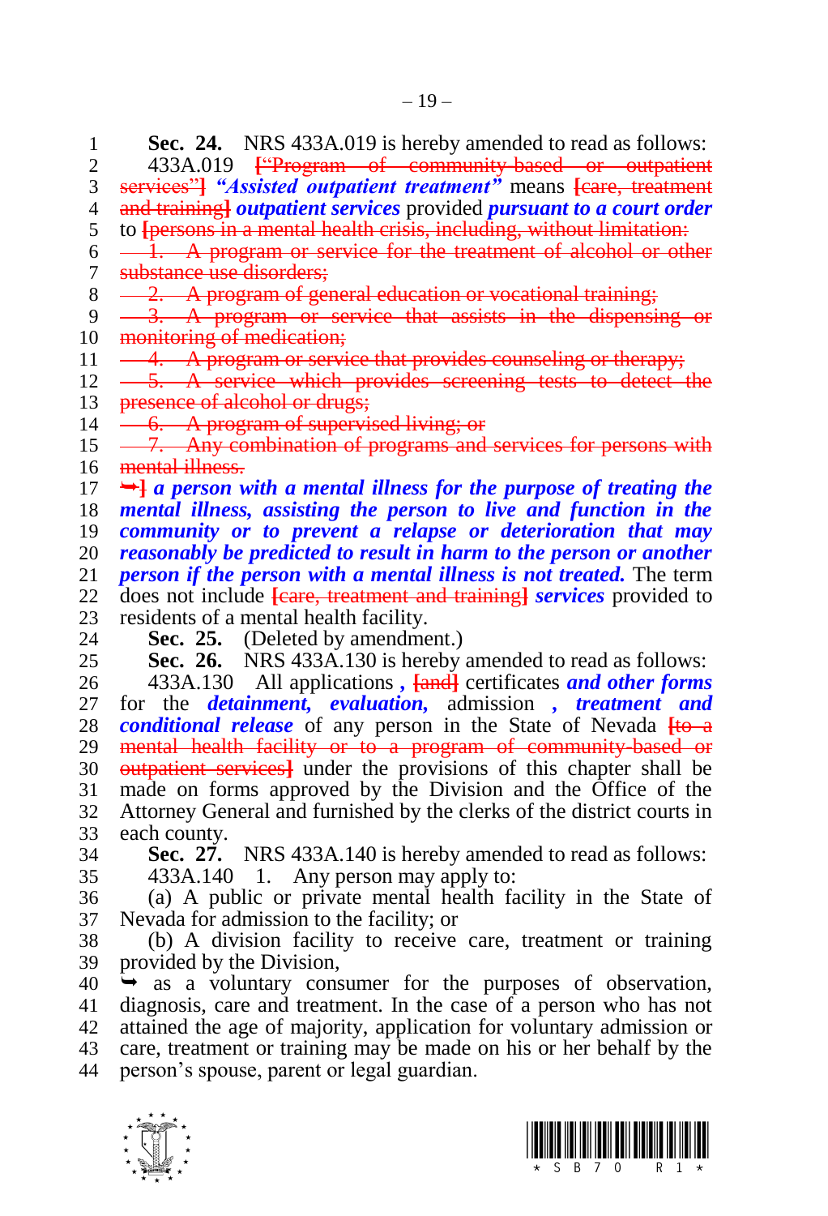**Sec. 24.** NRS 433A.019 is hereby amended to read as follows:

433A.019 ~~["Program of community-based or outpatient services"]~~ ***"Assisted outpatient treatment"*** means ~~[care, treatment and training]~~ ***outpatient services*** provided ***pursuant to a court order*** to ~~[persons in a mental health crisis, including, without limitation:~~

~~1. A program or service for the treatment of alcohol or other substance use disorders;~~

~~2. A program of general education or vocational training;~~

~~3. A program or service that assists in the dispensing or monitoring of medication;~~

~~4. A program or service that provides counseling or therapy;~~

~~5. A service which provides screening tests to detect the presence of alcohol or drugs;~~

~~6. A program of supervised living; or~~

~~7. Any combination of programs and services for persons with mental illness.~~

~~➥]~~ ***a person with a mental illness for the purpose of treating the mental illness, assisting the person to live and function in the community or to prevent a relapse or deterioration that may reasonably be predicted to result in harm to the person or another person if the person with a mental illness is not treated.*** The term does not include ~~[care, treatment and training]~~ ***services*** provided to residents of a mental health facility.

**Sec. 25.** (Deleted by amendment.)

**Sec. 26.** NRS 433A.130 is hereby amended to read as follows:

433A.130 All applications ***,*** ~~[and]~~ certificates ***and other forms*** for the ***detainment, evaluation,*** admission ***, treatment and conditional release*** of any person in the State of Nevada ~~[to a mental health facility or to a program of community-based or outpatient services]~~ under the provisions of this chapter shall be made on forms approved by the Division and the Office of the Attorney General and furnished by the clerks of the district courts in each county.

**Sec. 27.** NRS 433A.140 is hereby amended to read as follows:

433A.140 1. Any person may apply to:

(a) A public or private mental health facility in the State of Nevada for admission to the facility; or

(b) A division facility to receive care, treatment or training provided by the Division,

➥ as a voluntary consumer for the purposes of observation, diagnosis, care and treatment. In the case of a person who has not attained the age of majority, application for voluntary admission or care, treatment or training may be made on his or her behalf by the person's spouse, parent or legal guardian.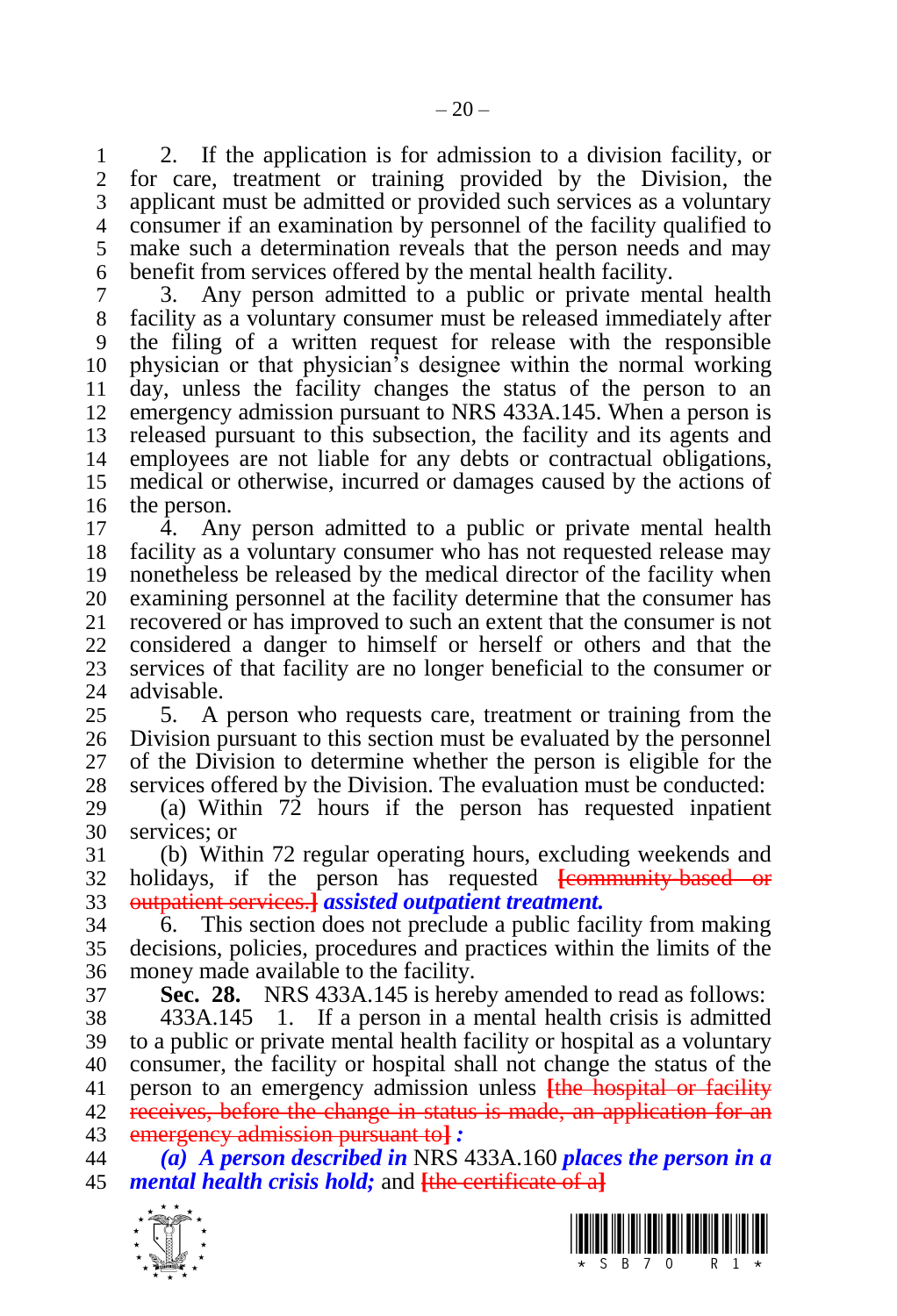2. If the application is for admission to a division facility, or for care, treatment or training provided by the Division, the applicant must be admitted or provided such services as a voluntary consumer if an examination by personnel of the facility qualified to make such a determination reveals that the person needs and may benefit from services offered by the mental health facility.

3. Any person admitted to a public or private mental health facility as a voluntary consumer must be released immediately after the filing of a written request for release with the responsible physician or that physician's designee within the normal working day, unless the facility changes the status of the person to an emergency admission pursuant to NRS 433A.145. When a person is released pursuant to this subsection, the facility and its agents and employees are not liable for any debts or contractual obligations, medical or otherwise, incurred or damages caused by the actions of the person.

4. Any person admitted to a public or private mental health facility as a voluntary consumer who has not requested release may nonetheless be released by the medical director of the facility when examining personnel at the facility determine that the consumer has recovered or has improved to such an extent that the consumer is not considered a danger to himself or herself or others and that the services of that facility are no longer beneficial to the consumer or advisable.

5. A person who requests care, treatment or training from the Division pursuant to this section must be evaluated by the personnel of the Division to determine whether the person is eligible for the services offered by the Division. The evaluation must be conducted:

(a) Within 72 hours if the person has requested inpatient services; or

(b) Within 72 regular operating hours, excluding weekends and holidays, if the person has requested ~~[community-based or outpatient services.]~~ ***assisted outpatient treatment.***

6. This section does not preclude a public facility from making decisions, policies, procedures and practices within the limits of the money made available to the facility.

**Sec. 28.** NRS 433A.145 is hereby amended to read as follows:

433A.145 1. If a person in a mental health crisis is admitted to a public or private mental health facility or hospital as a voluntary consumer, the facility or hospital shall not change the status of the person to an emergency admission unless ~~[the hospital or facility receives, before the change in status is made, an application for an emergency admission pursuant to]~~ ***:***

***(a) A person described in*** NRS 433A.160 ***places the person in a mental health crisis hold;*** and ~~[the certificate of a]~~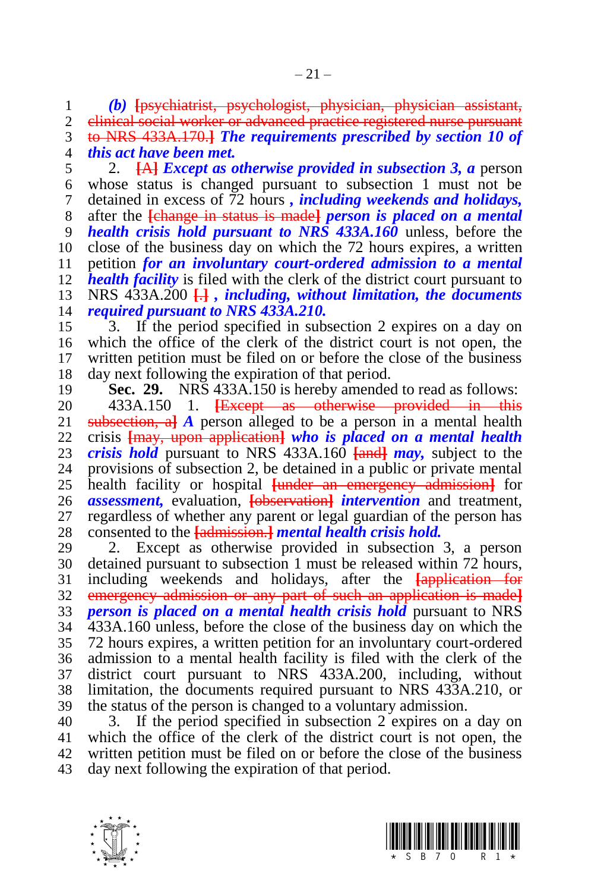*(b)* [~~psychiatrist, psychologist, physician, physician assistant, clinical social worker or advanced practice registered nurse pursuant to NRS 433A.170.~~] ***The requirements prescribed by section 10 of this act have been met.***

2. [~~A~~] ***Except as otherwise provided in subsection 3, a*** person whose status is changed pursuant to subsection 1 must not be detained in excess of 72 hours ***, including weekends and holidays,*** after the [~~change in status is made~~] ***person is placed on a mental health crisis hold pursuant to NRS 433A.160*** unless, before the close of the business day on which the 72 hours expires, a written petition ***for an involuntary court-ordered admission to a mental health facility*** is filed with the clerk of the district court pursuant to NRS 433A.200 [~~.~~] ***, including, without limitation, the documents required pursuant to NRS 433A.210.***

3. If the period specified in subsection 2 expires on a day on which the office of the clerk of the district court is not open, the written petition must be filed on or before the close of the business day next following the expiration of that period.

**Sec. 29.** NRS 433A.150 is hereby amended to read as follows:

433A.150 1. [~~Except as otherwise provided in this subsection, a~~] ***A*** person alleged to be a person in a mental health crisis [~~may, upon application~~] ***who is placed on a mental health crisis hold*** pursuant to NRS 433A.160 [~~and~~] ***may,*** subject to the provisions of subsection 2, be detained in a public or private mental health facility or hospital [~~under an emergency admission~~] for ***assessment,*** evaluation, [~~observation~~] ***intervention*** and treatment, regardless of whether any parent or legal guardian of the person has consented to the [~~admission.~~] ***mental health crisis hold.***

2. Except as otherwise provided in subsection 3, a person detained pursuant to subsection 1 must be released within 72 hours, including weekends and holidays, after the [~~application for emergency admission or any part of such an application is made~~] ***person is placed on a mental health crisis hold*** pursuant to NRS 433A.160 unless, before the close of the business day on which the 72 hours expires, a written petition for an involuntary court-ordered admission to a mental health facility is filed with the clerk of the district court pursuant to NRS 433A.200, including, without limitation, the documents required pursuant to NRS 433A.210, or the status of the person is changed to a voluntary admission.

3. If the period specified in subsection 2 expires on a day on which the office of the clerk of the district court is not open, the written petition must be filed on or before the close of the business day next following the expiration of that period.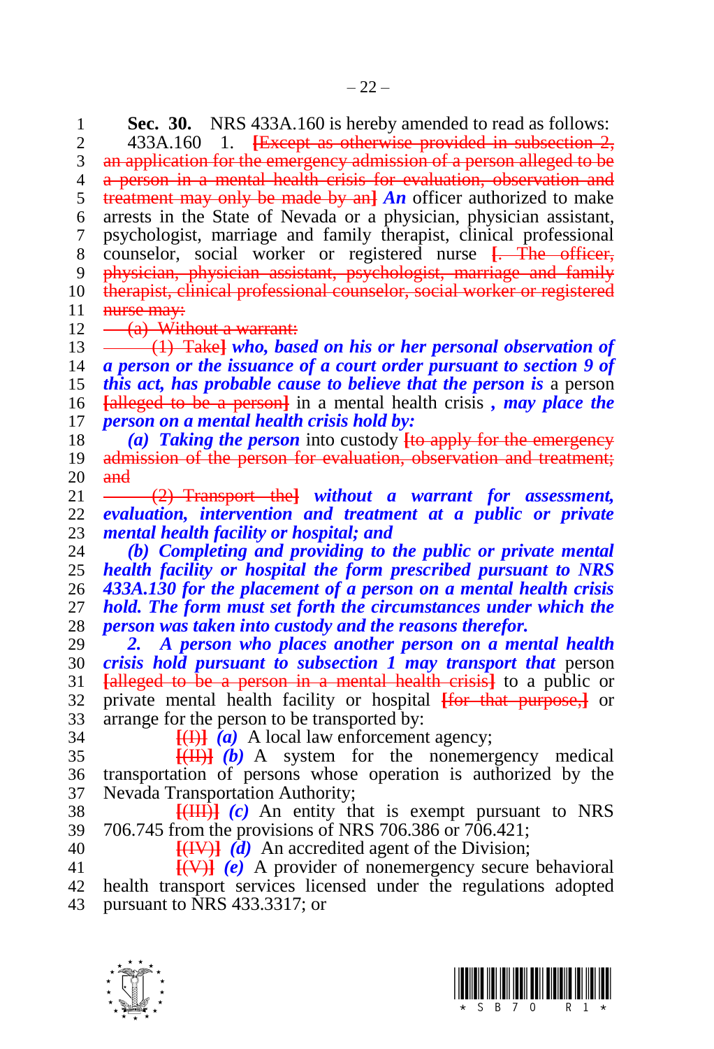**Sec. 30.** NRS 433A.160 is hereby amended to read as follows:

433A.160 1. ~~[Except as otherwise provided in subsection 2, an application for the emergency admission of a person alleged to be a person in a mental health crisis for evaluation, observation and treatment may only be made by an]~~ ***An*** officer authorized to make arrests in the State of Nevada or a physician, physician assistant, psychologist, marriage and family therapist, clinical professional counselor, social worker or registered nurse ~~[. The officer, physician, physician assistant, psychologist, marriage and family therapist, clinical professional counselor, social worker or registered nurse may:~~

~~(a) Without a warrant:~~

~~(1) Take]~~ ***who, based on his or her personal observation of a person or the issuance of a court order pursuant to section 9 of this act, has probable cause to believe that the person is*** a person ~~[alleged to be a person]~~ in a mental health crisis ***, may place the person on a mental health crisis hold by:***

***(a) Taking the person*** into custody ~~[to apply for the emergency admission of the person for evaluation, observation and treatment; and~~

~~(2) Transport the]~~ ***without a warrant for assessment, evaluation, intervention and treatment at a public or private mental health facility or hospital; and***

***(b) Completing and providing to the public or private mental health facility or hospital the form prescribed pursuant to NRS 433A.130 for the placement of a person on a mental health crisis hold. The form must set forth the circumstances under which the person was taken into custody and the reasons therefor.***

***2. A person who places another person on a mental health crisis hold pursuant to subsection 1 may transport that*** person ~~[alleged to be a person in a mental health crisis]~~ to a public or private mental health facility or hospital ~~[for that purpose,]~~ or arrange for the person to be transported by:

~~[(I)]~~ ***(a)*** A local law enforcement agency;

~~[(II)]~~ ***(b)*** A system for the nonemergency medical transportation of persons whose operation is authorized by the Nevada Transportation Authority;

~~[(III)]~~ ***(c)*** An entity that is exempt pursuant to NRS 706.745 from the provisions of NRS 706.386 or 706.421;

~~[(IV)]~~ ***(d)*** An accredited agent of the Division;

~~[(V)]~~ ***(e)*** A provider of nonemergency secure behavioral health transport services licensed under the regulations adopted pursuant to NRS 433.3317; or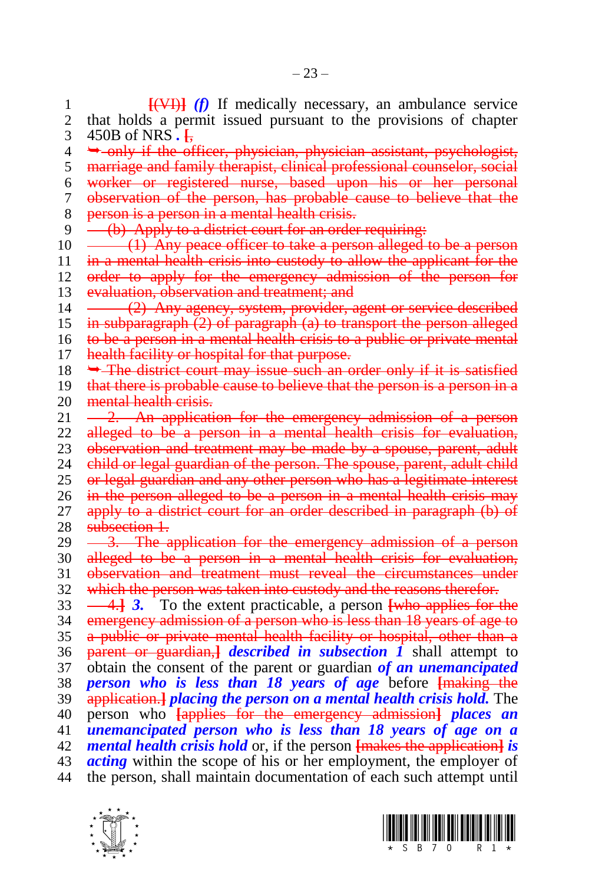**[(VI)]** ***(f)*** If medically necessary, an ambulance service that holds a permit issued pursuant to the provisions of chapter 450B of NRS ***.*** **[**,

➥ only if the officer, physician, physician assistant, psychologist, marriage and family therapist, clinical professional counselor, social worker or registered nurse, based upon his or her personal observation of the person, has probable cause to believe that the person is a person in a mental health crisis.

(b) Apply to a district court for an order requiring:

(1) Any peace officer to take a person alleged to be a person in a mental health crisis into custody to allow the applicant for the order to apply for the emergency admission of the person for evaluation, observation and treatment; and

(2) Any agency, system, provider, agent or service described in subparagraph (2) of paragraph (a) to transport the person alleged to be a person in a mental health crisis to a public or private mental health facility or hospital for that purpose.

➥ The district court may issue such an order only if it is satisfied that there is probable cause to believe that the person is a person in a mental health crisis.

2. An application for the emergency admission of a person alleged to be a person in a mental health crisis for evaluation, observation and treatment may be made by a spouse, parent, adult child or legal guardian of the person. The spouse, parent, adult child or legal guardian and any other person who has a legitimate interest in the person alleged to be a person in a mental health crisis may apply to a district court for an order described in paragraph (b) of subsection 1.

3. The application for the emergency admission of a person alleged to be a person in a mental health crisis for evaluation, observation and treatment must reveal the circumstances under which the person was taken into custody and the reasons therefor.

4.**]** ***3.*** To the extent practicable, a person **[**who applies for the emergency admission of a person who is less than 18 years of age to a public or private mental health facility or hospital, other than a parent or guardian,**]** ***described in subsection 1*** shall attempt to obtain the consent of the parent or guardian ***of an unemancipated person who is less than 18 years of age*** before **[**making the application.**]** ***placing the person on a mental health crisis hold.*** The person who **[**applies for the emergency admission**]** ***places an unemancipated person who is less than 18 years of age on a mental health crisis hold*** or, if the person **[**makes the application**]** ***is acting*** within the scope of his or her employment, the employer of the person, shall maintain documentation of each such attempt until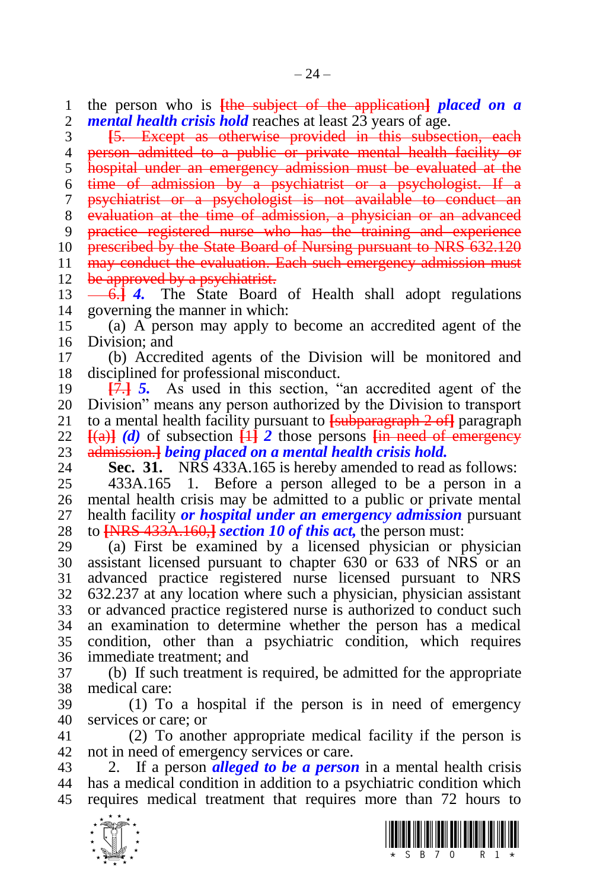the person who is ~~[the subject of the application]~~ ***placed on a mental health crisis hold*** reaches at least 23 years of age.

~~[5. Except as otherwise provided in this subsection, each person admitted to a public or private mental health facility or hospital under an emergency admission must be evaluated at the time of admission by a psychiatrist or a psychologist. If a psychiatrist or a psychologist is not available to conduct an evaluation at the time of admission, a physician or an advanced practice registered nurse who has the training and experience prescribed by the State Board of Nursing pursuant to NRS 632.120 may conduct the evaluation. Each such emergency admission must be approved by a psychiatrist.~~

~~6.]~~ ***4.*** The State Board of Health shall adopt regulations governing the manner in which:

(a) A person may apply to become an accredited agent of the Division; and

(b) Accredited agents of the Division will be monitored and disciplined for professional misconduct.

~~[7.]~~ ***5.*** As used in this section, "an accredited agent of the Division" means any person authorized by the Division to transport to a mental health facility pursuant to ~~[subparagraph 2 of]~~ paragraph ~~[(a)]~~ ***(d)*** of subsection ~~[1]~~ ***2*** those persons ~~[in need of emergency admission.]~~ ***being placed on a mental health crisis hold.***

**Sec. 31.** NRS 433A.165 is hereby amended to read as follows:

433A.165 1. Before a person alleged to be a person in a mental health crisis may be admitted to a public or private mental health facility ***or hospital under an emergency admission*** pursuant to ~~[NRS 433A.160,]~~ ***section 10 of this act,*** the person must:

(a) First be examined by a licensed physician or physician assistant licensed pursuant to chapter 630 or 633 of NRS or an advanced practice registered nurse licensed pursuant to NRS 632.237 at any location where such a physician, physician assistant or advanced practice registered nurse is authorized to conduct such an examination to determine whether the person has a medical condition, other than a psychiatric condition, which requires immediate treatment; and

(b) If such treatment is required, be admitted for the appropriate medical care:

(1) To a hospital if the person is in need of emergency services or care; or

(2) To another appropriate medical facility if the person is not in need of emergency services or care.

2. If a person ***alleged to be a person*** in a mental health crisis has a medical condition in addition to a psychiatric condition which requires medical treatment that requires more than 72 hours to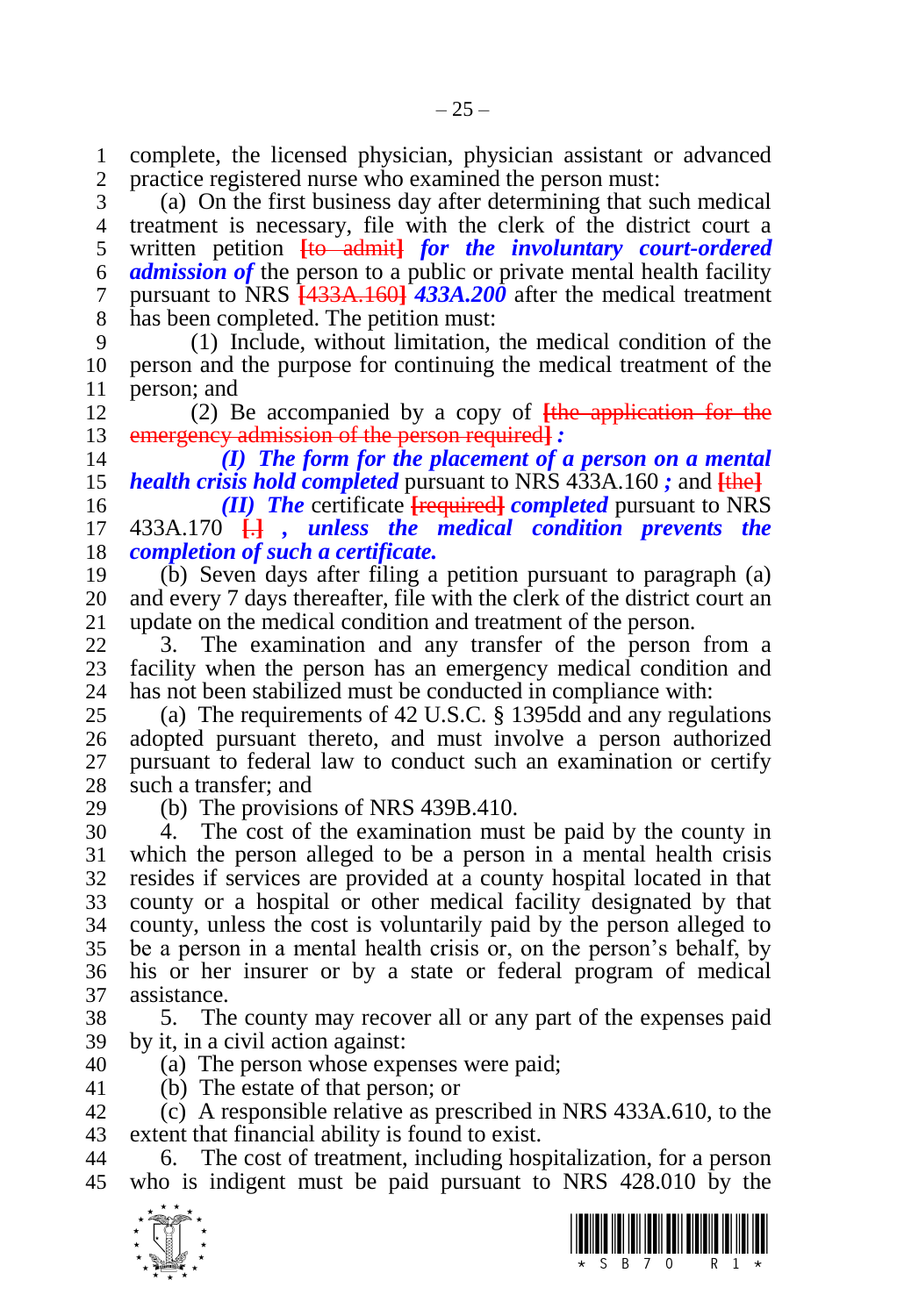complete, the licensed physician, physician assistant or advanced practice registered nurse who examined the person must:

(a) On the first business day after determining that such medical treatment is necessary, file with the clerk of the district court a written petition ~~[to admit]~~ ***for the involuntary court-ordered admission of*** the person to a public or private mental health facility pursuant to NRS ~~[433A.160]~~ ***433A.200*** after the medical treatment has been completed. The petition must:

(1) Include, without limitation, the medical condition of the person and the purpose for continuing the medical treatment of the person; and

(2) Be accompanied by a copy of ~~[the application for the emergency admission of the person required]~~ ***:***

***(I) The form for the placement of a person on a mental health crisis hold completed*** pursuant to NRS 433A.160 ***;*** and ~~[the]~~

***(II) The*** certificate ~~[required]~~ ***completed*** pursuant to NRS 433A.170 ~~[.]~~ ***, unless the medical condition prevents the completion of such a certificate.***

(b) Seven days after filing a petition pursuant to paragraph (a) and every 7 days thereafter, file with the clerk of the district court an update on the medical condition and treatment of the person.

3. The examination and any transfer of the person from a facility when the person has an emergency medical condition and has not been stabilized must be conducted in compliance with:

(a) The requirements of 42 U.S.C. § 1395dd and any regulations adopted pursuant thereto, and must involve a person authorized pursuant to federal law to conduct such an examination or certify such a transfer; and

(b) The provisions of NRS 439B.410.

4. The cost of the examination must be paid by the county in which the person alleged to be a person in a mental health crisis resides if services are provided at a county hospital located in that county or a hospital or other medical facility designated by that county, unless the cost is voluntarily paid by the person alleged to be a person in a mental health crisis or, on the person's behalf, by his or her insurer or by a state or federal program of medical assistance.

5. The county may recover all or any part of the expenses paid by it, in a civil action against:

(a) The person whose expenses were paid;

(b) The estate of that person; or

(c) A responsible relative as prescribed in NRS 433A.610, to the extent that financial ability is found to exist.

6. The cost of treatment, including hospitalization, for a person who is indigent must be paid pursuant to NRS 428.010 by the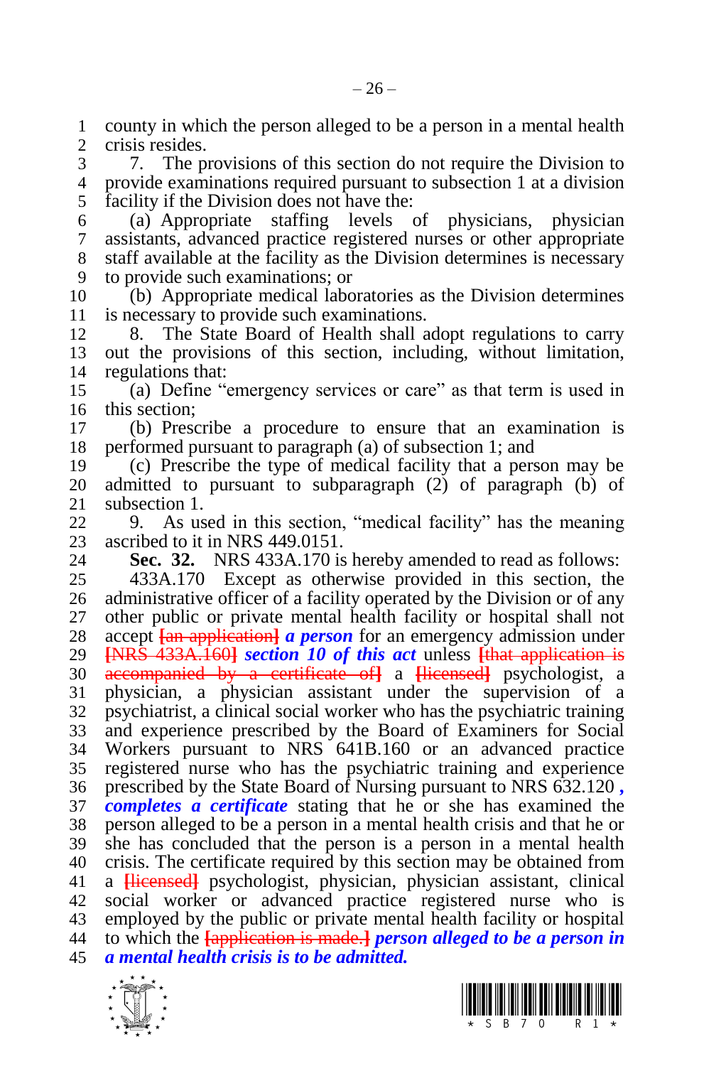county in which the person alleged to be a person in a mental health crisis resides.

7. The provisions of this section do not require the Division to provide examinations required pursuant to subsection 1 at a division facility if the Division does not have the:

(a) Appropriate staffing levels of physicians, physician assistants, advanced practice registered nurses or other appropriate staff available at the facility as the Division determines is necessary to provide such examinations; or

(b) Appropriate medical laboratories as the Division determines is necessary to provide such examinations.

8. The State Board of Health shall adopt regulations to carry out the provisions of this section, including, without limitation, regulations that:

(a) Define "emergency services or care" as that term is used in this section;

(b) Prescribe a procedure to ensure that an examination is performed pursuant to paragraph (a) of subsection 1; and

(c) Prescribe the type of medical facility that a person may be admitted to pursuant to subparagraph (2) of paragraph (b) of subsection 1.

9. As used in this section, "medical facility" has the meaning ascribed to it in NRS 449.0151.

**Sec. 32.** NRS 433A.170 is hereby amended to read as follows:

433A.170 Except as otherwise provided in this section, the administrative officer of a facility operated by the Division or of any other public or private mental health facility or hospital shall not accept ~~[an application]~~ ***a person*** for an emergency admission under ~~[NRS 433A.160]~~ ***section 10 of this act*** unless ~~[that application is accompanied by a certificate of]~~ a ~~[licensed]~~ psychologist, a physician, a physician assistant under the supervision of a psychiatrist, a clinical social worker who has the psychiatric training and experience prescribed by the Board of Examiners for Social Workers pursuant to NRS 641B.160 or an advanced practice registered nurse who has the psychiatric training and experience prescribed by the State Board of Nursing pursuant to NRS 632.120 ***, completes a certificate*** stating that he or she has examined the person alleged to be a person in a mental health crisis and that he or she has concluded that the person is a person in a mental health crisis. The certificate required by this section may be obtained from a ~~[licensed]~~ psychologist, physician, physician assistant, clinical social worker or advanced practice registered nurse who is employed by the public or private mental health facility or hospital to which the ~~[application is made.]~~ ***person alleged to be a person in a mental health crisis is to be admitted.***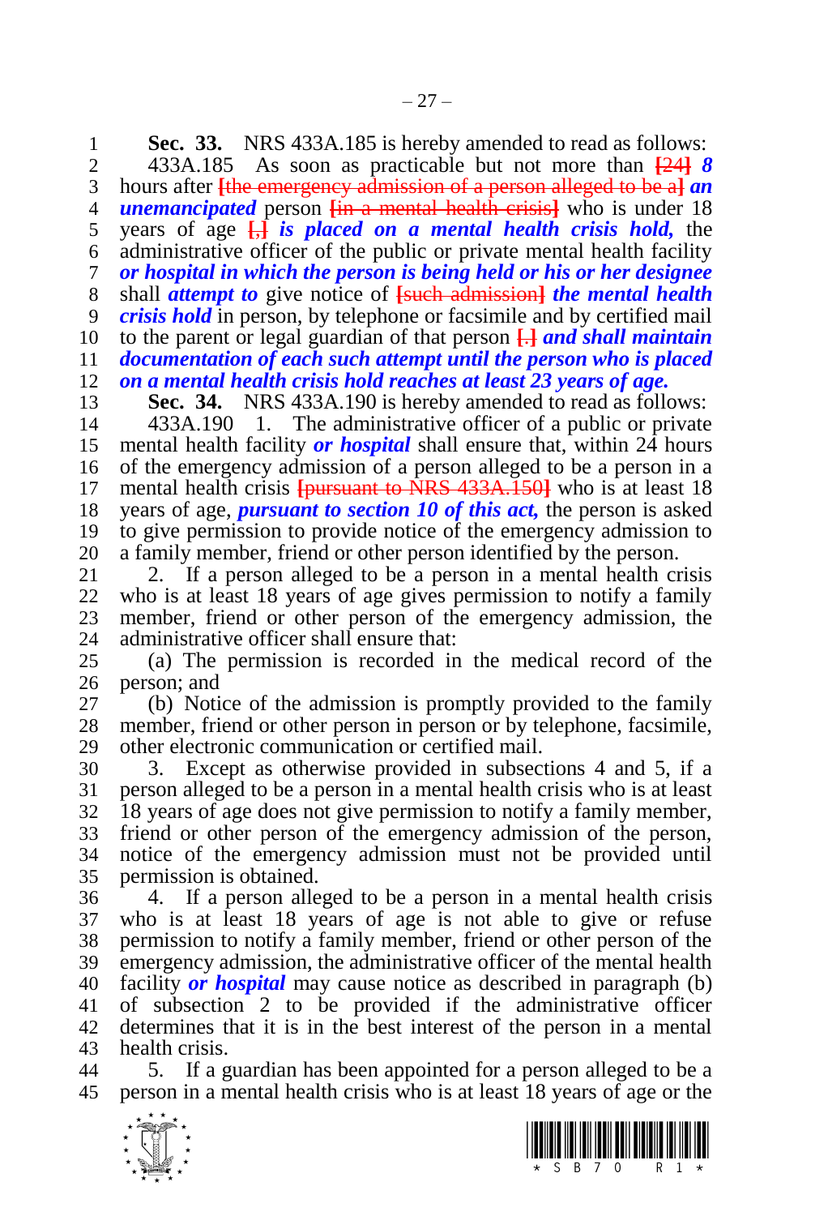**Sec. 33.** NRS 433A.185 is hereby amended to read as follows:

433A.185 As soon as practicable but not more than ~~[24]~~ ***8*** hours after ~~[the emergency admission of a person alleged to be a]~~ ***an unemancipated*** person ~~[in a mental health crisis]~~ who is under 18 years of age ~~[,]~~ ***is placed on a mental health crisis hold,*** the administrative officer of the public or private mental health facility ***or hospital in which the person is being held or his or her designee*** shall ***attempt to*** give notice of ~~[such admission]~~ ***the mental health crisis hold*** in person, by telephone or facsimile and by certified mail to the parent or legal guardian of that person ~~[.]~~ ***and shall maintain documentation of each such attempt until the person who is placed on a mental health crisis hold reaches at least 23 years of age.***

**Sec. 34.** NRS 433A.190 is hereby amended to read as follows:

433A.190 1. The administrative officer of a public or private mental health facility ***or hospital*** shall ensure that, within 24 hours of the emergency admission of a person alleged to be a person in a mental health crisis ~~[pursuant to NRS 433A.150]~~ who is at least 18 years of age, ***pursuant to section 10 of this act,*** the person is asked to give permission to provide notice of the emergency admission to a family member, friend or other person identified by the person.

2. If a person alleged to be a person in a mental health crisis who is at least 18 years of age gives permission to notify a family member, friend or other person of the emergency admission, the administrative officer shall ensure that:

(a) The permission is recorded in the medical record of the person; and

(b) Notice of the admission is promptly provided to the family member, friend or other person in person or by telephone, facsimile, other electronic communication or certified mail.

3. Except as otherwise provided in subsections 4 and 5, if a person alleged to be a person in a mental health crisis who is at least 18 years of age does not give permission to notify a family member, friend or other person of the emergency admission of the person, notice of the emergency admission must not be provided until permission is obtained.

4. If a person alleged to be a person in a mental health crisis who is at least 18 years of age is not able to give or refuse permission to notify a family member, friend or other person of the emergency admission, the administrative officer of the mental health facility ***or hospital*** may cause notice as described in paragraph (b) of subsection 2 to be provided if the administrative officer determines that it is in the best interest of the person in a mental health crisis.

5. If a guardian has been appointed for a person alleged to be a person in a mental health crisis who is at least 18 years of age or the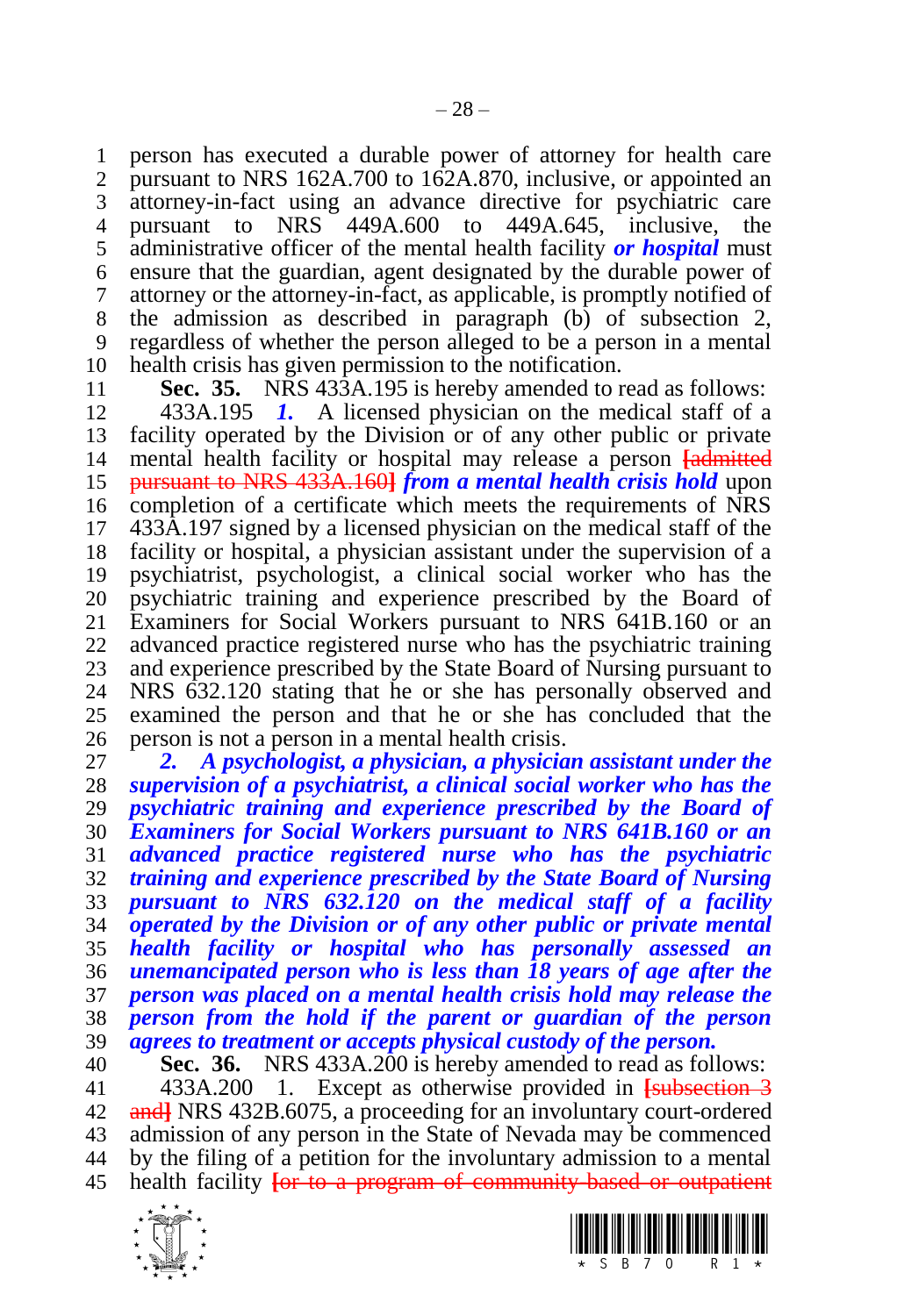person has executed a durable power of attorney for health care pursuant to NRS 162A.700 to 162A.870, inclusive, or appointed an attorney-in-fact using an advance directive for psychiatric care pursuant to NRS 449A.600 to 449A.645, inclusive, the administrative officer of the mental health facility ***or hospital*** must ensure that the guardian, agent designated by the durable power of attorney or the attorney-in-fact, as applicable, is promptly notified of the admission as described in paragraph (b) of subsection 2, regardless of whether the person alleged to be a person in a mental health crisis has given permission to the notification.

**Sec. 35.** NRS 433A.195 is hereby amended to read as follows:

433A.195 ***1.*** A licensed physician on the medical staff of a facility operated by the Division or of any other public or private mental health facility or hospital may release a person [admitted pursuant to NRS 433A.160] ***from a mental health crisis hold*** upon completion of a certificate which meets the requirements of NRS 433A.197 signed by a licensed physician on the medical staff of the facility or hospital, a physician assistant under the supervision of a psychiatrist, psychologist, a clinical social worker who has the psychiatric training and experience prescribed by the Board of Examiners for Social Workers pursuant to NRS 641B.160 or an advanced practice registered nurse who has the psychiatric training and experience prescribed by the State Board of Nursing pursuant to NRS 632.120 stating that he or she has personally observed and examined the person and that he or she has concluded that the person is not a person in a mental health crisis.

***2. A psychologist, a physician, a physician assistant under the supervision of a psychiatrist, a clinical social worker who has the psychiatric training and experience prescribed by the Board of Examiners for Social Workers pursuant to NRS 641B.160 or an advanced practice registered nurse who has the psychiatric training and experience prescribed by the State Board of Nursing pursuant to NRS 632.120 on the medical staff of a facility operated by the Division or of any other public or private mental health facility or hospital who has personally assessed an unemancipated person who is less than 18 years of age after the person was placed on a mental health crisis hold may release the person from the hold if the parent or guardian of the person agrees to treatment or accepts physical custody of the person.***

**Sec. 36.** NRS 433A.200 is hereby amended to read as follows:

433A.200 1. Except as otherwise provided in [subsection 3 and] NRS 432B.6075, a proceeding for an involuntary court-ordered admission of any person in the State of Nevada may be commenced by the filing of a petition for the involuntary admission to a mental health facility [or to a program of community-based or outpatient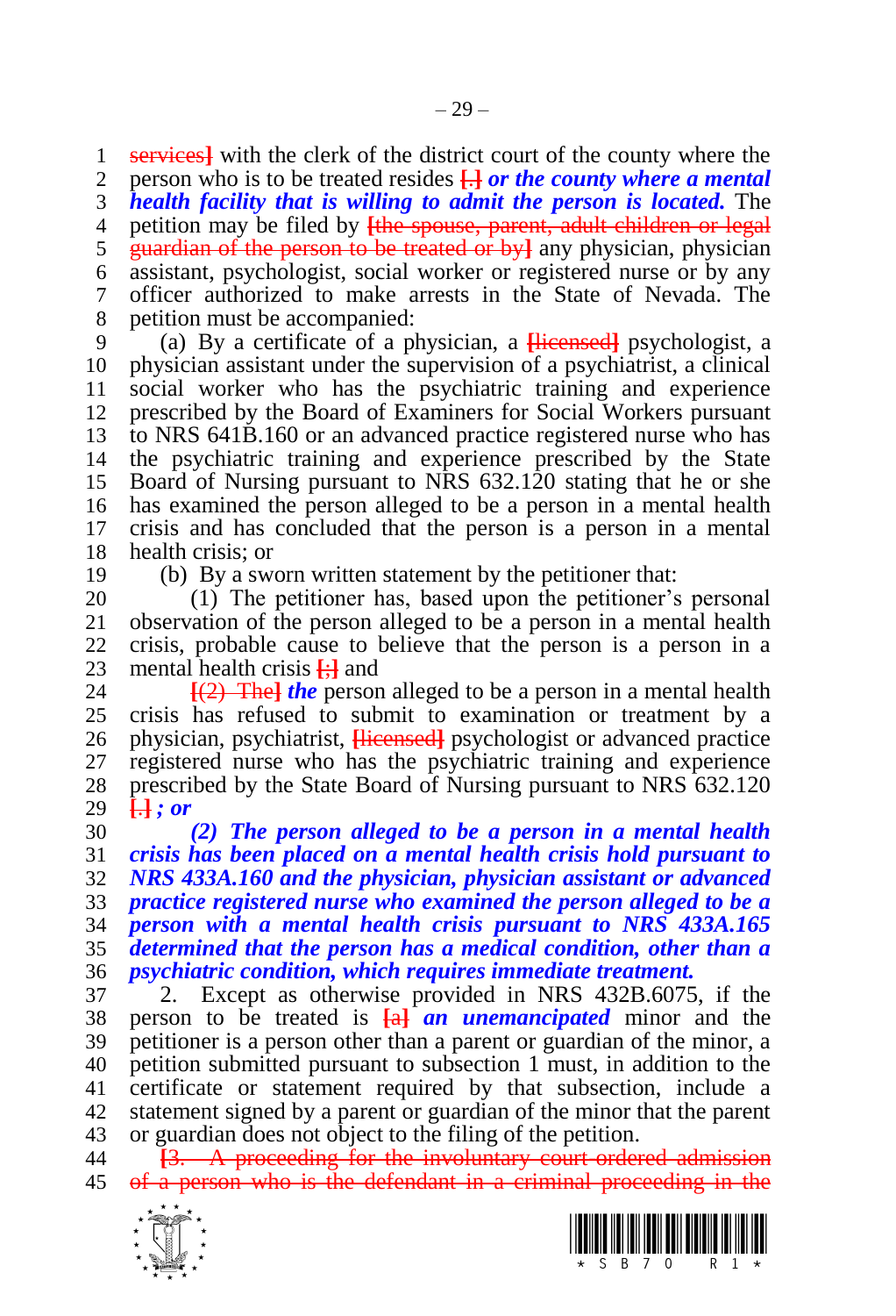~~services]~~ with the clerk of the district court of the county where the person who is to be treated resides ~~[.]~~ ***or the county where a mental health facility that is willing to admit the person is located.*** The petition may be filed by ~~[the spouse, parent, adult children or legal guardian of the person to be treated or by]~~ any physician, physician assistant, psychologist, social worker or registered nurse or by any officer authorized to make arrests in the State of Nevada. The petition must be accompanied:

(a) By a certificate of a physician, a ~~[licensed]~~ psychologist, a physician assistant under the supervision of a psychiatrist, a clinical social worker who has the psychiatric training and experience prescribed by the Board of Examiners for Social Workers pursuant to NRS 641B.160 or an advanced practice registered nurse who has the psychiatric training and experience prescribed by the State Board of Nursing pursuant to NRS 632.120 stating that he or she has examined the person alleged to be a person in a mental health crisis and has concluded that the person is a person in a mental health crisis; or

(b) By a sworn written statement by the petitioner that:

(1) The petitioner has, based upon the petitioner's personal observation of the person alleged to be a person in a mental health crisis, probable cause to believe that the person is a person in a mental health crisis ~~[;]~~ and ~~[(2) The]~~ ***the*** person alleged to be a person in a mental health crisis has refused to submit to examination or treatment by a physician, psychiatrist, ~~[licensed]~~ psychologist or advanced practice registered nurse who has the psychiatric training and experience prescribed by the State Board of Nursing pursuant to NRS 632.120 ~~[.]~~ ***; or***

***(2) The person alleged to be a person in a mental health crisis has been placed on a mental health crisis hold pursuant to NRS 433A.160 and the physician, physician assistant or advanced practice registered nurse who examined the person alleged to be a person with a mental health crisis pursuant to NRS 433A.165 determined that the person has a medical condition, other than a psychiatric condition, which requires immediate treatment.***

2. Except as otherwise provided in NRS 432B.6075, if the person to be treated is ~~[a]~~ ***an unemancipated*** minor and the petitioner is a person other than a parent or guardian of the minor, a petition submitted pursuant to subsection 1 must, in addition to the certificate or statement required by that subsection, include a statement signed by a parent or guardian of the minor that the parent or guardian does not object to the filing of the petition.

~~[3. A proceeding for the involuntary court-ordered admission of a person who is the defendant in a criminal proceeding in the~~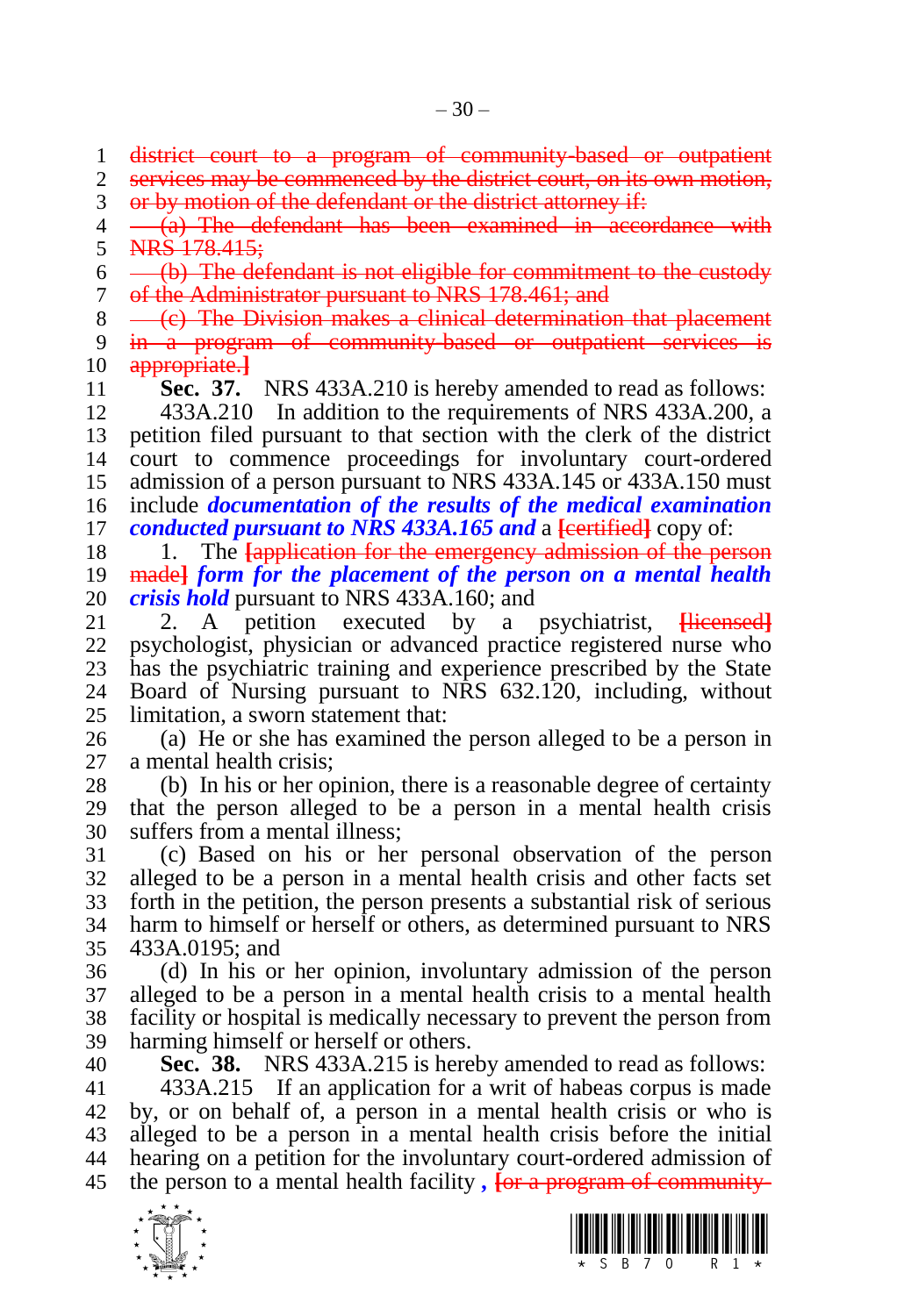~~district court to a program of community-based or outpatient services may be commenced by the district court, on its own motion, or by motion of the defendant or the district attorney if:~~

~~(a) The defendant has been examined in accordance with NRS 178.415;~~

~~(b) The defendant is not eligible for commitment to the custody of the Administrator pursuant to NRS 178.461; and~~

~~(c) The Division makes a clinical determination that placement in a program of community-based or outpatient services is appropriate.]~~

**Sec. 37.** NRS 433A.210 is hereby amended to read as follows:

433A.210 In addition to the requirements of NRS 433A.200, a petition filed pursuant to that section with the clerk of the district court to commence proceedings for involuntary court-ordered admission of a person pursuant to NRS 433A.145 or 433A.150 must include ***documentation of the results of the medical examination conducted pursuant to NRS 433A.165 and*** a ~~[certified]~~ copy of:

1. The ~~[application for the emergency admission of the person made]~~ ***form for the placement of the person on a mental health crisis hold*** pursuant to NRS 433A.160; and

2. A petition executed by a psychiatrist, ~~[licensed]~~ psychologist, physician or advanced practice registered nurse who has the psychiatric training and experience prescribed by the State Board of Nursing pursuant to NRS 632.120, including, without limitation, a sworn statement that:

(a) He or she has examined the person alleged to be a person in a mental health crisis;

(b) In his or her opinion, there is a reasonable degree of certainty that the person alleged to be a person in a mental health crisis suffers from a mental illness;

(c) Based on his or her personal observation of the person alleged to be a person in a mental health crisis and other facts set forth in the petition, the person presents a substantial risk of serious harm to himself or herself or others, as determined pursuant to NRS 433A.0195; and

(d) In his or her opinion, involuntary admission of the person alleged to be a person in a mental health crisis to a mental health facility or hospital is medically necessary to prevent the person from harming himself or herself or others.

**Sec. 38.** NRS 433A.215 is hereby amended to read as follows:

433A.215 If an application for a writ of habeas corpus is made by, or on behalf of, a person in a mental health crisis or who is alleged to be a person in a mental health crisis before the initial hearing on a petition for the involuntary court-ordered admission of the person to a mental health facility ***,*** ~~[or a program of community-~~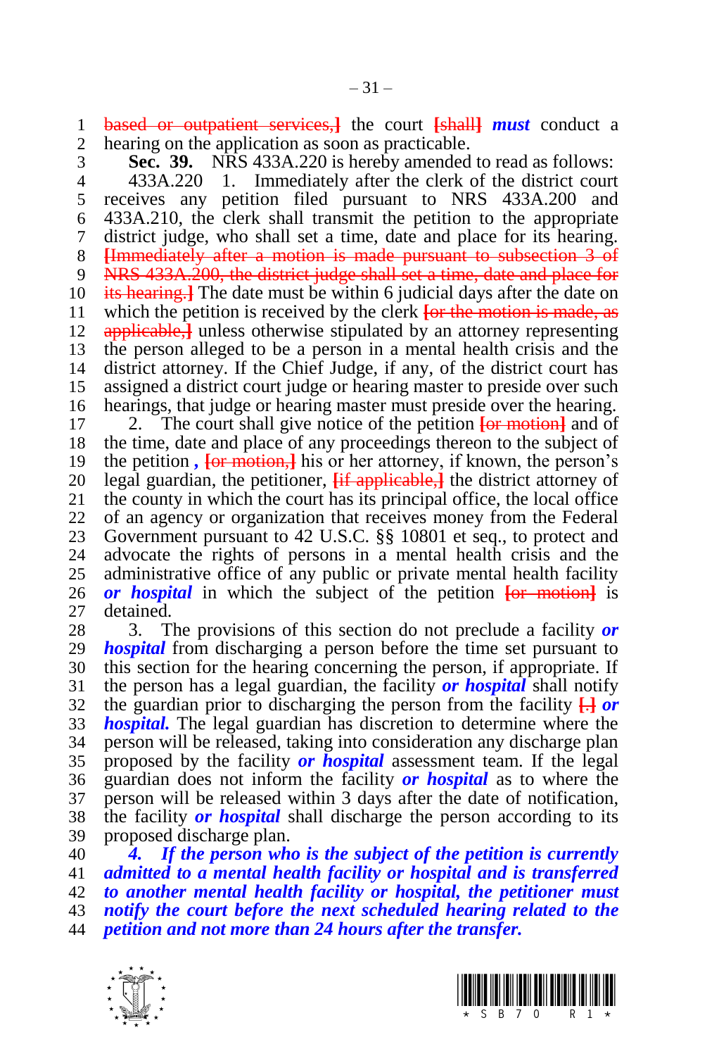[based or outpatient services,] the court [shall] ***must*** conduct a hearing on the application as soon as practicable.

**Sec. 39.** NRS 433A.220 is hereby amended to read as follows:

433A.220 1. Immediately after the clerk of the district court receives any petition filed pursuant to NRS 433A.200 and 433A.210, the clerk shall transmit the petition to the appropriate district judge, who shall set a time, date and place for its hearing. [Immediately after a motion is made pursuant to subsection 3 of NRS 433A.200, the district judge shall set a time, date and place for its hearing.] The date must be within 6 judicial days after the date on which the petition is received by the clerk [or the motion is made, as applicable,] unless otherwise stipulated by an attorney representing the person alleged to be a person in a mental health crisis and the district attorney. If the Chief Judge, if any, of the district court has assigned a district court judge or hearing master to preside over such hearings, that judge or hearing master must preside over the hearing.

2. The court shall give notice of the petition [or motion] and of the time, date and place of any proceedings thereon to the subject of the petition ***,*** [or motion,] his or her attorney, if known, the person's legal guardian, the petitioner, [if applicable,] the district attorney of the county in which the court has its principal office, the local office of an agency or organization that receives money from the Federal Government pursuant to 42 U.S.C. §§ 10801 et seq., to protect and advocate the rights of persons in a mental health crisis and the administrative office of any public or private mental health facility ***or hospital*** in which the subject of the petition [or motion] is detained.

3. The provisions of this section do not preclude a facility ***or hospital*** from discharging a person before the time set pursuant to this section for the hearing concerning the person, if appropriate. If the person has a legal guardian, the facility ***or hospital*** shall notify the guardian prior to discharging the person from the facility [.] ***or hospital.*** The legal guardian has discretion to determine where the person will be released, taking into consideration any discharge plan proposed by the facility ***or hospital*** assessment team. If the legal guardian does not inform the facility ***or hospital*** as to where the person will be released within 3 days after the date of notification, the facility ***or hospital*** shall discharge the person according to its proposed discharge plan.

***4. If the person who is the subject of the petition is currently admitted to a mental health facility or hospital and is transferred to another mental health facility or hospital, the petitioner must notify the court before the next scheduled hearing related to the petition and not more than 24 hours after the transfer.***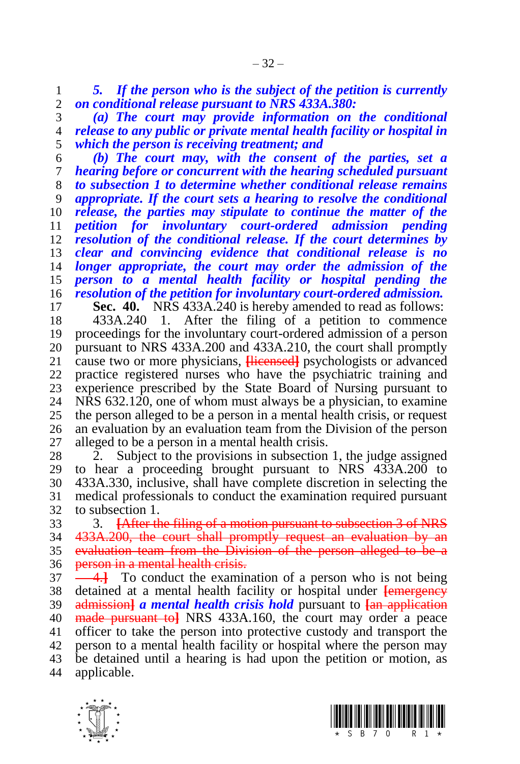***5. If the person who is the subject of the petition is currently on conditional release pursuant to NRS 433A.380:***

***(a) The court may provide information on the conditional release to any public or private mental health facility or hospital in which the person is receiving treatment; and***

***(b) The court may, with the consent of the parties, set a hearing before or concurrent with the hearing scheduled pursuant to subsection 1 to determine whether conditional release remains appropriate. If the court sets a hearing to resolve the conditional release, the parties may stipulate to continue the matter of the petition for involuntary court-ordered admission pending resolution of the conditional release. If the court determines by clear and convincing evidence that conditional release is no longer appropriate, the court may order the admission of the person to a mental health facility or hospital pending the resolution of the petition for involuntary court-ordered admission.***

**Sec. 40.** NRS 433A.240 is hereby amended to read as follows:

433A.240 1. After the filing of a petition to commence proceedings for the involuntary court-ordered admission of a person pursuant to NRS 433A.200 and 433A.210, the court shall promptly cause two or more physicians, ~~[licensed]~~ psychologists or advanced practice registered nurses who have the psychiatric training and experience prescribed by the State Board of Nursing pursuant to NRS 632.120, one of whom must always be a physician, to examine the person alleged to be a person in a mental health crisis, or request an evaluation by an evaluation team from the Division of the person alleged to be a person in a mental health crisis.

2. Subject to the provisions in subsection 1, the judge assigned to hear a proceeding brought pursuant to NRS 433A.200 to 433A.330, inclusive, shall have complete discretion in selecting the medical professionals to conduct the examination required pursuant to subsection 1.

3. ~~[After the filing of a motion pursuant to subsection 3 of NRS 433A.200, the court shall promptly request an evaluation by an evaluation team from the Division of the person alleged to be a person in a mental health crisis.~~

~~4.]~~ To conduct the examination of a person who is not being detained at a mental health facility or hospital under ~~[emergency admission]~~ ***a mental health crisis hold*** pursuant to ~~[an application made pursuant to]~~ NRS 433A.160, the court may order a peace officer to take the person into protective custody and transport the person to a mental health facility or hospital where the person may be detained until a hearing is had upon the petition or motion, as applicable.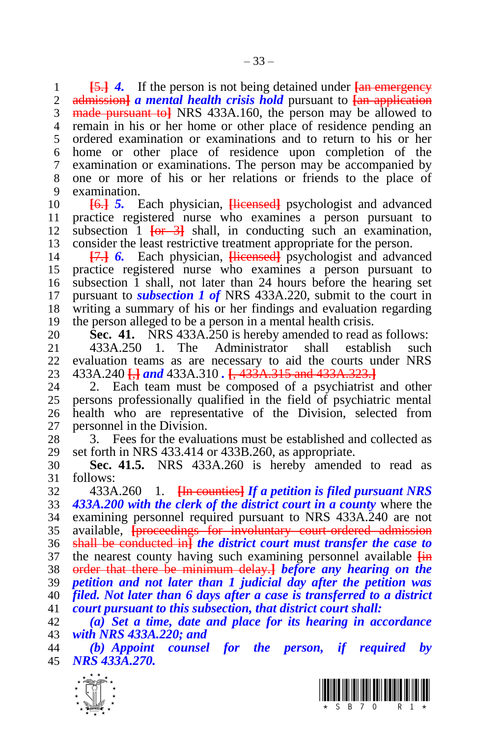[5.] ***4.*** If the person is not being detained under [an emergency admission] ***a mental health crisis hold*** pursuant to [an application made pursuant to] NRS 433A.160, the person may be allowed to remain in his or her home or other place of residence pending an ordered examination or examinations and to return to his or her home or other place of residence upon completion of the examination or examinations. The person may be accompanied by one or more of his or her relations or friends to the place of examination.

[6.] ***5.*** Each physician, [licensed] psychologist and advanced practice registered nurse who examines a person pursuant to subsection 1 [or 3] shall, in conducting such an examination, consider the least restrictive treatment appropriate for the person.

[7.] ***6.*** Each physician, [licensed] psychologist and advanced practice registered nurse who examines a person pursuant to subsection 1 shall, not later than 24 hours before the hearing set pursuant to ***subsection 1 of*** NRS 433A.220, submit to the court in writing a summary of his or her findings and evaluation regarding the person alleged to be a person in a mental health crisis.

**Sec. 41.** NRS 433A.250 is hereby amended to read as follows:

433A.250 1. The Administrator shall establish such evaluation teams as are necessary to aid the courts under NRS 433A.240 [,] ***and*** 433A.310 ***.*** [, 433A.315 and 433A.323.]

2. Each team must be composed of a psychiatrist and other persons professionally qualified in the field of psychiatric mental health who are representative of the Division, selected from personnel in the Division.

3. Fees for the evaluations must be established and collected as set forth in NRS 433.414 or 433B.260, as appropriate.

**Sec. 41.5.** NRS 433A.260 is hereby amended to read as follows:

433A.260 1. [In counties] ***If a petition is filed pursuant NRS 433A.200 with the clerk of the district court in a county*** where the examining personnel required pursuant to NRS 433A.240 are not available, [proceedings for involuntary court-ordered admission shall be conducted in] ***the district court must transfer the case to*** the nearest county having such examining personnel available [in order that there be minimum delay.] ***before any hearing on the petition and not later than 1 judicial day after the petition was filed. Not later than 6 days after a case is transferred to a district court pursuant to this subsection, that district court shall:***

***(a) Set a time, date and place for its hearing in accordance with NRS 433A.220; and***

***(b) Appoint counsel for the person, if required by NRS 433A.270.***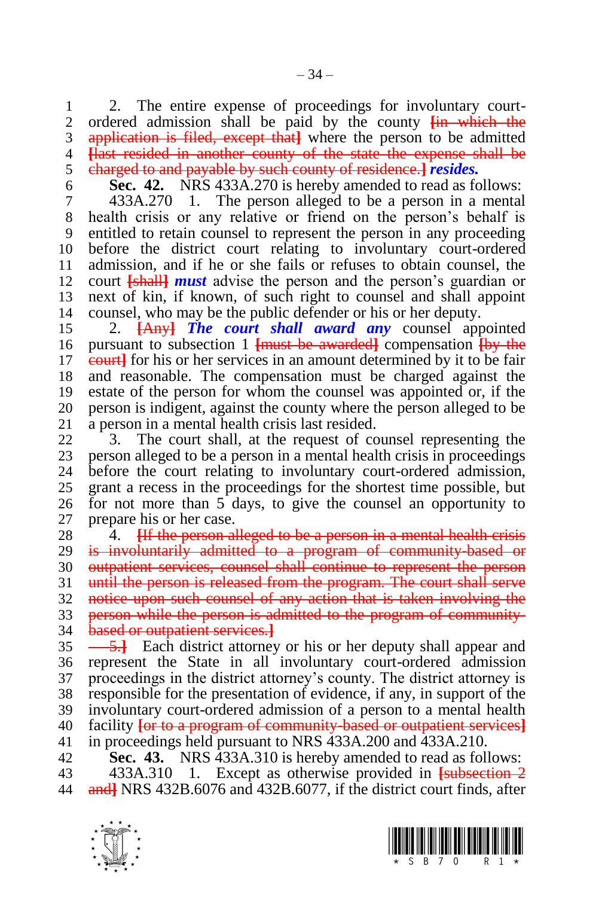2. The entire expense of proceedings for involuntary court-ordered admission shall be paid by the county ~~[in which the application is filed, except that]~~ where the person to be admitted ~~[last resided in another county of the state the expense shall be charged to and payable by such county of residence.]~~ ***resides.***

**Sec. 42.** NRS 433A.270 is hereby amended to read as follows:

433A.270 1. The person alleged to be a person in a mental health crisis or any relative or friend on the person's behalf is entitled to retain counsel to represent the person in any proceeding before the district court relating to involuntary court-ordered admission, and if he or she fails or refuses to obtain counsel, the court ~~[shall]~~ ***must*** advise the person and the person's guardian or next of kin, if known, of such right to counsel and shall appoint counsel, who may be the public defender or his or her deputy.

2. ~~[Any]~~ ***The court shall award any*** counsel appointed pursuant to subsection 1 ~~[must be awarded]~~ compensation ~~[by the court]~~ for his or her services in an amount determined by it to be fair and reasonable. The compensation must be charged against the estate of the person for whom the counsel was appointed or, if the person is indigent, against the county where the person alleged to be a person in a mental health crisis last resided.

3. The court shall, at the request of counsel representing the person alleged to be a person in a mental health crisis in proceedings before the court relating to involuntary court-ordered admission, grant a recess in the proceedings for the shortest time possible, but for not more than 5 days, to give the counsel an opportunity to prepare his or her case.

4. ~~[If the person alleged to be a person in a mental health crisis is involuntarily admitted to a program of community-based or outpatient services, counsel shall continue to represent the person until the person is released from the program. The court shall serve notice upon such counsel of any action that is taken involving the person while the person is admitted to the program of community-based or outpatient services.]~~

~~[5.]~~ Each district attorney or his or her deputy shall appear and represent the State in all involuntary court-ordered admission proceedings in the district attorney's county. The district attorney is responsible for the presentation of evidence, if any, in support of the involuntary court-ordered admission of a person to a mental health facility ~~[or to a program of community-based or outpatient services]~~ in proceedings held pursuant to NRS 433A.200 and 433A.210.

**Sec. 43.** NRS 433A.310 is hereby amended to read as follows:

433A.310 1. Except as otherwise provided in ~~[subsection 2 and]~~ NRS 432B.6076 and 432B.6077, if the district court finds, after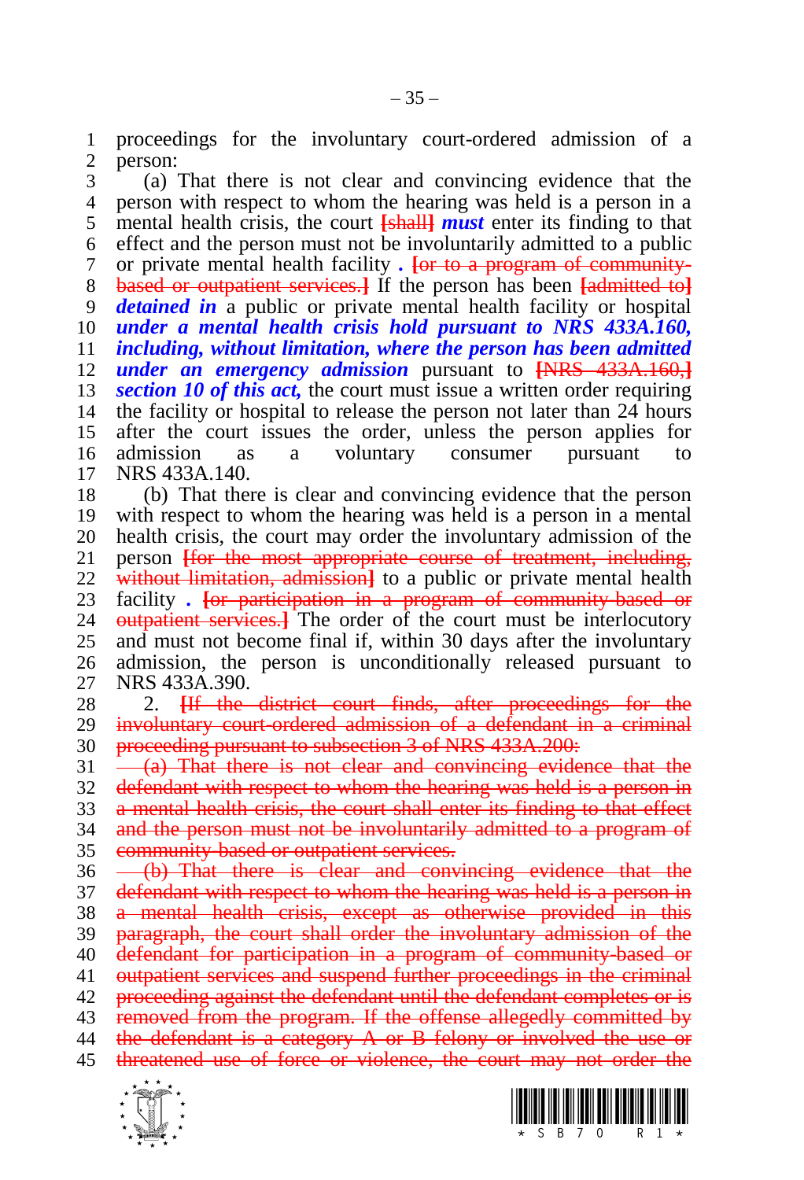proceedings for the involuntary court-ordered admission of a person:

(a) That there is not clear and convincing evidence that the person with respect to whom the hearing was held is a person in a mental health crisis, the court ~~[shall]~~ ***must*** enter its finding to that effect and the person must not be involuntarily admitted to a public or private mental health facility ***.*** ~~[or to a program of community-based or outpatient services.]~~ If the person has been ~~[admitted to]~~ ***detained in*** a public or private mental health facility or hospital ***under a mental health crisis hold pursuant to NRS 433A.160, including, without limitation, where the person has been admitted under an emergency admission*** pursuant to ~~[NRS 433A.160,]~~ ***section 10 of this act,*** the court must issue a written order requiring the facility or hospital to release the person not later than 24 hours after the court issues the order, unless the person applies for admission as a voluntary consumer pursuant to NRS 433A.140.

(b) That there is clear and convincing evidence that the person with respect to whom the hearing was held is a person in a mental health crisis, the court may order the involuntary admission of the person ~~[for the most appropriate course of treatment, including, without limitation, admission]~~ to a public or private mental health facility ***.*** ~~[or participation in a program of community-based or outpatient services.]~~ The order of the court must be interlocutory and must not become final if, within 30 days after the involuntary admission, the person is unconditionally released pursuant to NRS 433A.390.

2. ~~[If the district court finds, after proceedings for the involuntary court-ordered admission of a defendant in a criminal proceeding pursuant to subsection 3 of NRS 433A.200:~~

~~(a) That there is not clear and convincing evidence that the defendant with respect to whom the hearing was held is a person in a mental health crisis, the court shall enter its finding to that effect and the person must not be involuntarily admitted to a program of community-based or outpatient services.~~

~~(b) That there is clear and convincing evidence that the defendant with respect to whom the hearing was held is a person in a mental health crisis, except as otherwise provided in this paragraph, the court shall order the involuntary admission of the defendant for participation in a program of community-based or outpatient services and suspend further proceedings in the criminal proceeding against the defendant until the defendant completes or is removed from the program. If the offense allegedly committed by the defendant is a category A or B felony or involved the use or threatened use of force or violence, the court may not order the~~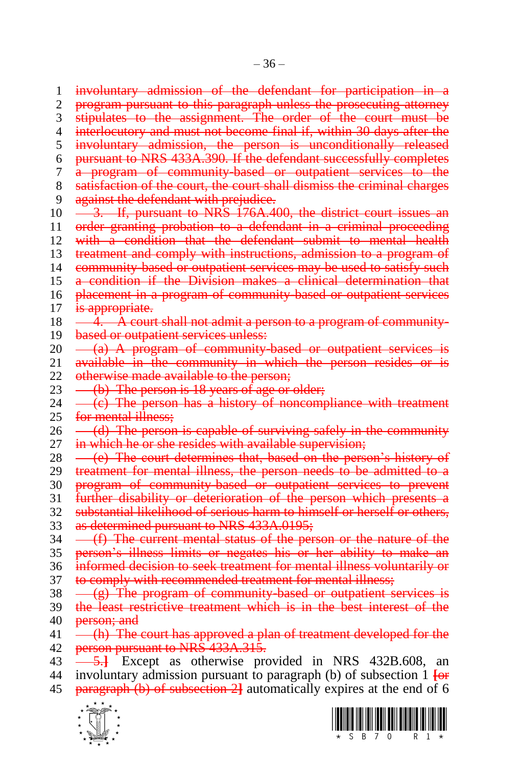~~involuntary admission of the defendant for participation in a program pursuant to this paragraph unless the prosecuting attorney stipulates to the assignment. The order of the court must be interlocutory and must not become final if, within 30 days after the involuntary admission, the person is unconditionally released pursuant to NRS 433A.390. If the defendant successfully completes a program of community-based or outpatient services to the satisfaction of the court, the court shall dismiss the criminal charges against the defendant with prejudice.~~

~~3. If, pursuant to NRS 176A.400, the district court issues an order granting probation to a defendant in a criminal proceeding with a condition that the defendant submit to mental health treatment and comply with instructions, admission to a program of community-based or outpatient services may be used to satisfy such a condition if the Division makes a clinical determination that placement in a program of community-based or outpatient services is appropriate.~~

~~4. A court shall not admit a person to a program of community-based or outpatient services unless:~~

~~(a) A program of community-based or outpatient services is available in the community in which the person resides or is otherwise made available to the person;~~

~~(b) The person is 18 years of age or older;~~

~~(c) The person has a history of noncompliance with treatment for mental illness;~~

~~(d) The person is capable of surviving safely in the community in which he or she resides with available supervision;~~

~~(e) The court determines that, based on the person's history of treatment for mental illness, the person needs to be admitted to a program of community-based or outpatient services to prevent further disability or deterioration of the person which presents a substantial likelihood of serious harm to himself or herself or others, as determined pursuant to NRS 433A.0195;~~

~~(f) The current mental status of the person or the nature of the person's illness limits or negates his or her ability to make an informed decision to seek treatment for mental illness voluntarily or to comply with recommended treatment for mental illness;~~

~~(g) The program of community-based or outpatient services is the least restrictive treatment which is in the best interest of the person; and~~

~~(h) The court has approved a plan of treatment developed for the person pursuant to NRS 433A.315.~~

~~5.~~] Except as otherwise provided in NRS 432B.608, an involuntary admission pursuant to paragraph (b) of subsection 1 [~~or paragraph (b) of subsection 2~~] automatically expires at the end of 6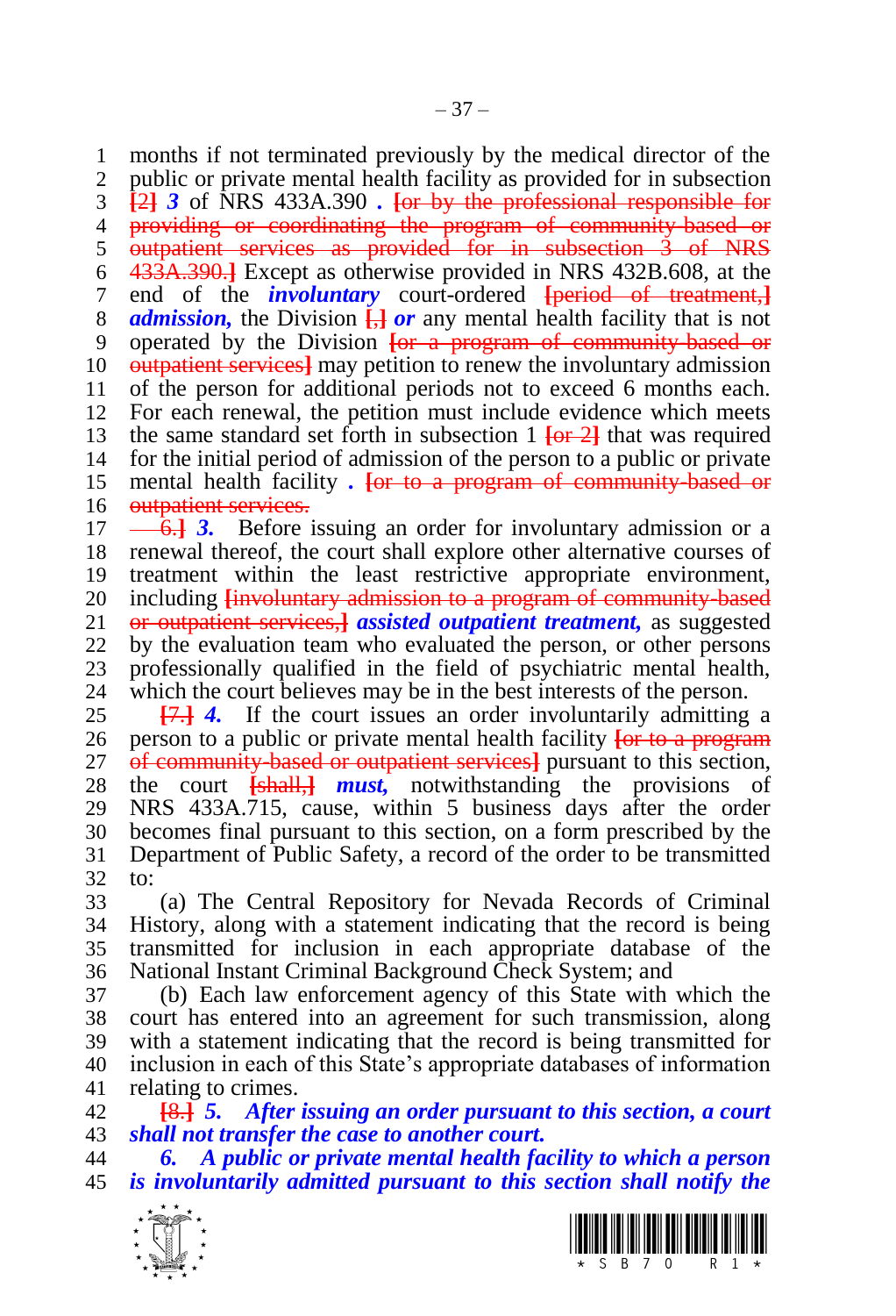months if not terminated previously by the medical director of the public or private mental health facility as provided for in subsection [2] ***3*** of NRS 433A.390 ***.*** [or by the professional responsible for providing or coordinating the program of community-based or outpatient services as provided for in subsection 3 of NRS 433A.390.] Except as otherwise provided in NRS 432B.608, at the end of the ***involuntary*** court-ordered [period of treatment,] ***admission,*** the Division [,] ***or*** any mental health facility that is not operated by the Division [or a program of community-based or outpatient services] may petition to renew the involuntary admission of the person for additional periods not to exceed 6 months each. For each renewal, the petition must include evidence which meets the same standard set forth in subsection 1 [or 2] that was required for the initial period of admission of the person to a public or private mental health facility ***.*** [or to a program of community-based or outpatient services.

6.] ***3.*** Before issuing an order for involuntary admission or a renewal thereof, the court shall explore other alternative courses of treatment within the least restrictive appropriate environment, including [involuntary admission to a program of community-based or outpatient services,] ***assisted outpatient treatment,*** as suggested by the evaluation team who evaluated the person, or other persons professionally qualified in the field of psychiatric mental health, which the court believes may be in the best interests of the person.

[7.] ***4.*** If the court issues an order involuntarily admitting a person to a public or private mental health facility [or to a program of community-based or outpatient services] pursuant to this section, the court [shall,] ***must,*** notwithstanding the provisions of NRS 433A.715, cause, within 5 business days after the order becomes final pursuant to this section, on a form prescribed by the Department of Public Safety, a record of the order to be transmitted to:

(a) The Central Repository for Nevada Records of Criminal History, along with a statement indicating that the record is being transmitted for inclusion in each appropriate database of the National Instant Criminal Background Check System; and

(b) Each law enforcement agency of this State with which the court has entered into an agreement for such transmission, along with a statement indicating that the record is being transmitted for inclusion in each of this State's appropriate databases of information relating to crimes.

[8.] ***5. After issuing an order pursuant to this section, a court shall not transfer the case to another court.***

***6. A public or private mental health facility to which a person is involuntarily admitted pursuant to this section shall notify the***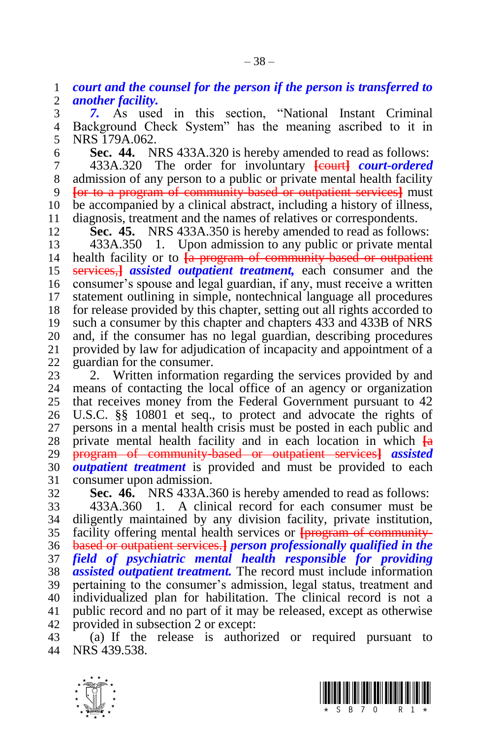***court and the counsel for the person if the person is transferred to another facility.***

***7.*** As used in this section, "National Instant Criminal Background Check System" has the meaning ascribed to it in NRS 179A.062.

**Sec. 44.** NRS 433A.320 is hereby amended to read as follows:

433A.320 The order for involuntary ~~[court]~~ ***court-ordered*** admission of any person to a public or private mental health facility ~~[or to a program of community-based or outpatient services]~~ must be accompanied by a clinical abstract, including a history of illness, diagnosis, treatment and the names of relatives or correspondents.

**Sec. 45.** NRS 433A.350 is hereby amended to read as follows:

433A.350 1. Upon admission to any public or private mental health facility or to ~~[a program of community-based or outpatient services,]~~ ***assisted outpatient treatment,*** each consumer and the consumer's spouse and legal guardian, if any, must receive a written statement outlining in simple, nontechnical language all procedures for release provided by this chapter, setting out all rights accorded to such a consumer by this chapter and chapters 433 and 433B of NRS and, if the consumer has no legal guardian, describing procedures provided by law for adjudication of incapacity and appointment of a guardian for the consumer.

2. Written information regarding the services provided by and means of contacting the local office of an agency or organization that receives money from the Federal Government pursuant to 42 U.S.C. §§ 10801 et seq., to protect and advocate the rights of persons in a mental health crisis must be posted in each public and private mental health facility and in each location in which ~~[a program of community-based or outpatient services]~~ ***assisted outpatient treatment*** is provided and must be provided to each consumer upon admission.

**Sec. 46.** NRS 433A.360 is hereby amended to read as follows:

433A.360 1. A clinical record for each consumer must be diligently maintained by any division facility, private institution, facility offering mental health services or ~~[program of community-based or outpatient services.]~~ ***person professionally qualified in the field of psychiatric mental health responsible for providing assisted outpatient treatment.*** The record must include information pertaining to the consumer's admission, legal status, treatment and individualized plan for habilitation. The clinical record is not a public record and no part of it may be released, except as otherwise provided in subsection 2 or except:

(a) If the release is authorized or required pursuant to NRS 439.538.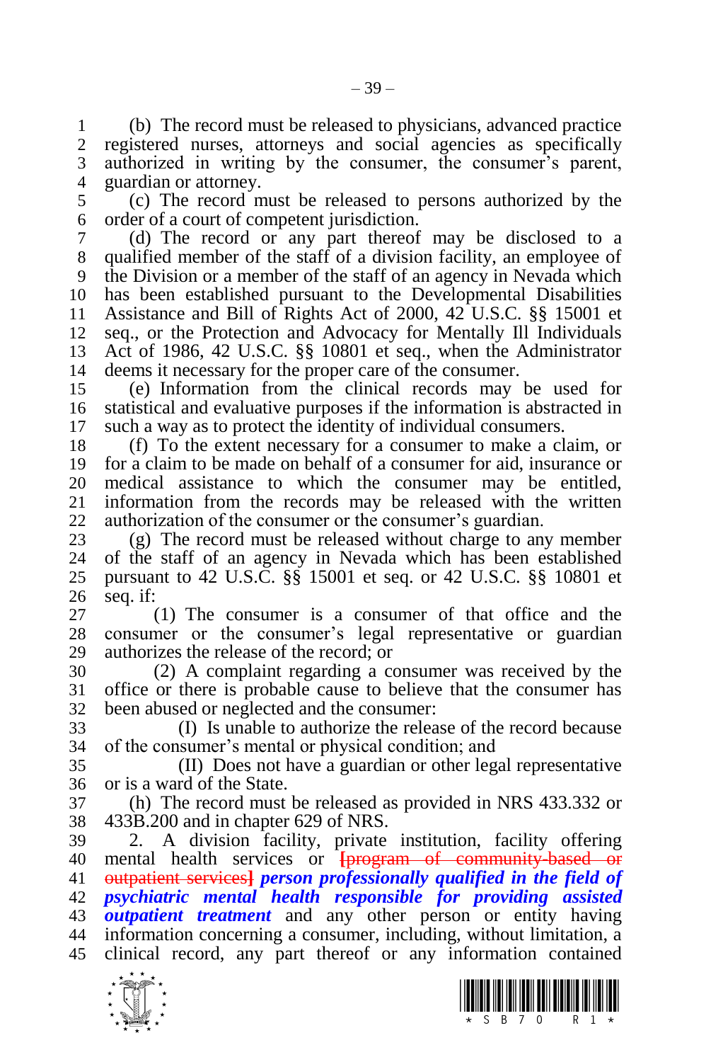(b) The record must be released to physicians, advanced practice registered nurses, attorneys and social agencies as specifically authorized in writing by the consumer, the consumer's parent, guardian or attorney.

(c) The record must be released to persons authorized by the order of a court of competent jurisdiction.

(d) The record or any part thereof may be disclosed to a qualified member of the staff of a division facility, an employee of the Division or a member of the staff of an agency in Nevada which has been established pursuant to the Developmental Disabilities Assistance and Bill of Rights Act of 2000, 42 U.S.C. §§ 15001 et seq., or the Protection and Advocacy for Mentally Ill Individuals Act of 1986, 42 U.S.C. §§ 10801 et seq., when the Administrator deems it necessary for the proper care of the consumer.

(e) Information from the clinical records may be used for statistical and evaluative purposes if the information is abstracted in such a way as to protect the identity of individual consumers.

(f) To the extent necessary for a consumer to make a claim, or for a claim to be made on behalf of a consumer for aid, insurance or medical assistance to which the consumer may be entitled, information from the records may be released with the written authorization of the consumer or the consumer's guardian.

(g) The record must be released without charge to any member of the staff of an agency in Nevada which has been established pursuant to 42 U.S.C. §§ 15001 et seq. or 42 U.S.C. §§ 10801 et seq. if:

(1) The consumer is a consumer of that office and the consumer or the consumer's legal representative or guardian authorizes the release of the record; or

(2) A complaint regarding a consumer was received by the office or there is probable cause to believe that the consumer has been abused or neglected and the consumer:

(I) Is unable to authorize the release of the record because of the consumer's mental or physical condition; and

(II) Does not have a guardian or other legal representative or is a ward of the State.

(h) The record must be released as provided in NRS 433.332 or 433B.200 and in chapter 629 of NRS.

2. A division facility, private institution, facility offering mental health services or ~~[program of community-based or outpatient services]~~ ***person professionally qualified in the field of psychiatric mental health responsible for providing assisted outpatient treatment*** and any other person or entity having information concerning a consumer, including, without limitation, a clinical record, any part thereof or any information contained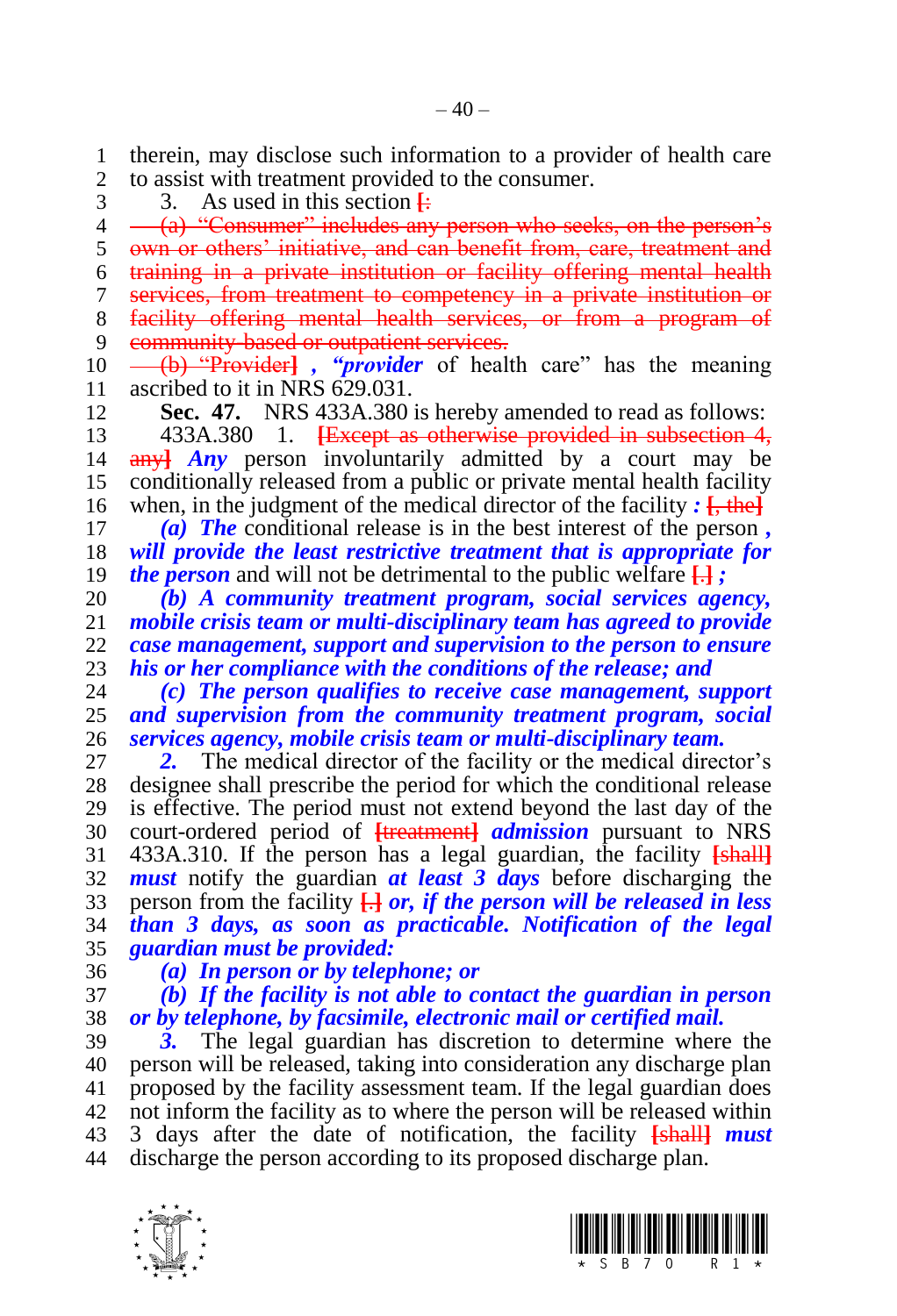therein, may disclose such information to a provider of health care to assist with treatment provided to the consumer.

3. As used in this section [:

(a) "Consumer" includes any person who seeks, on the person's own or others' initiative, and can benefit from, care, treatment and training in a private institution or facility offering mental health services, from treatment to competency in a private institution or facility offering mental health services, or from a program of community-based or outpatient services.

(b) "Provider] *, "provider* of health care" has the meaning ascribed to it in NRS 629.031.

**Sec. 47.** NRS 433A.380 is hereby amended to read as follows:

433A.380 1. [Except as otherwise provided in subsection 4, any] ***Any*** person involuntarily admitted by a court may be conditionally released from a public or private mental health facility when, in the judgment of the medical director of the facility ***:*** [, the]

***(a) The*** conditional release is in the best interest of the person ***, will provide the least restrictive treatment that is appropriate for the person*** and will not be detrimental to the public welfare [.] ***;***

***(b) A community treatment program, social services agency, mobile crisis team or multi-disciplinary team has agreed to provide case management, support and supervision to the person to ensure his or her compliance with the conditions of the release; and***

***(c) The person qualifies to receive case management, support and supervision from the community treatment program, social services agency, mobile crisis team or multi-disciplinary team.***

***2.*** The medical director of the facility or the medical director's designee shall prescribe the period for which the conditional release is effective. The period must not extend beyond the last day of the court-ordered period of [treatment] ***admission*** pursuant to NRS 433A.310. If the person has a legal guardian, the facility [shall] ***must*** notify the guardian ***at least 3 days*** before discharging the person from the facility [.] ***or, if the person will be released in less than 3 days, as soon as practicable. Notification of the legal guardian must be provided:***

***(a) In person or by telephone; or***

***(b) If the facility is not able to contact the guardian in person or by telephone, by facsimile, electronic mail or certified mail.***

***3.*** The legal guardian has discretion to determine where the person will be released, taking into consideration any discharge plan proposed by the facility assessment team. If the legal guardian does not inform the facility as to where the person will be released within 3 days after the date of notification, the facility [shall] ***must*** discharge the person according to its proposed discharge plan.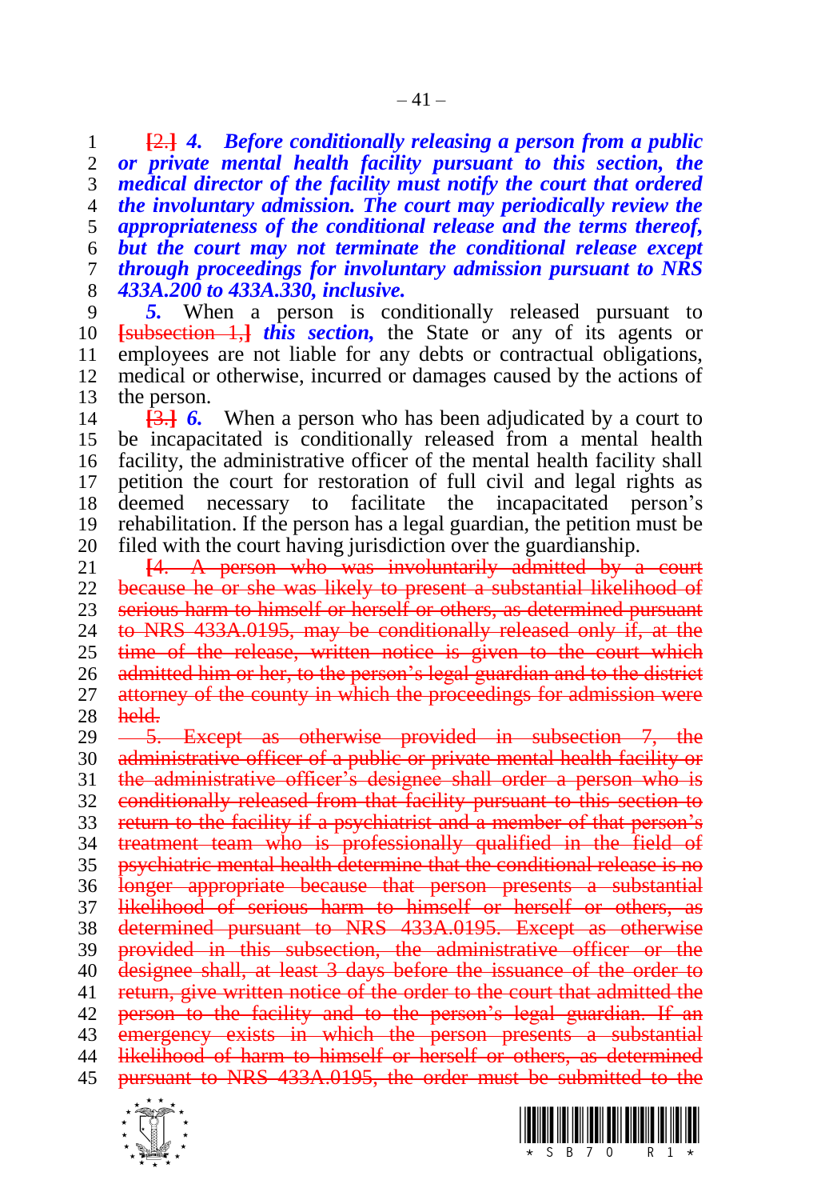~~[2.]~~ ***4. Before conditionally releasing a person from a public or private mental health facility pursuant to this section, the medical director of the facility must notify the court that ordered the involuntary admission. The court may periodically review the appropriateness of the conditional release and the terms thereof, but the court may not terminate the conditional release except through proceedings for involuntary admission pursuant to NRS 433A.200 to 433A.330, inclusive.***

***5.*** When a person is conditionally released pursuant to ~~[subsection 1,]~~ ***this section,*** the State or any of its agents or employees are not liable for any debts or contractual obligations, medical or otherwise, incurred or damages caused by the actions of the person.

~~[3.]~~ ***6.*** When a person who has been adjudicated by a court to be incapacitated is conditionally released from a mental health facility, the administrative officer of the mental health facility shall petition the court for restoration of full civil and legal rights as deemed necessary to facilitate the incapacitated person's rehabilitation. If the person has a legal guardian, the petition must be filed with the court having jurisdiction over the guardianship.

~~[4. A person who was involuntarily admitted by a court because he or she was likely to present a substantial likelihood of serious harm to himself or herself or others, as determined pursuant to NRS 433A.0195, may be conditionally released only if, at the time of the release, written notice is given to the court which admitted him or her, to the person's legal guardian and to the district attorney of the county in which the proceedings for admission were held.~~

~~5. Except as otherwise provided in subsection 7, the administrative officer of a public or private mental health facility or the administrative officer's designee shall order a person who is conditionally released from that facility pursuant to this section to return to the facility if a psychiatrist and a member of that person's treatment team who is professionally qualified in the field of psychiatric mental health determine that the conditional release is no longer appropriate because that person presents a substantial likelihood of serious harm to himself or herself or others, as determined pursuant to NRS 433A.0195. Except as otherwise provided in this subsection, the administrative officer or the designee shall, at least 3 days before the issuance of the order to return, give written notice of the order to the court that admitted the person to the facility and to the person's legal guardian. If an emergency exists in which the person presents a substantial likelihood of harm to himself or herself or others, as determined pursuant to NRS 433A.0195, the order must be submitted to the~~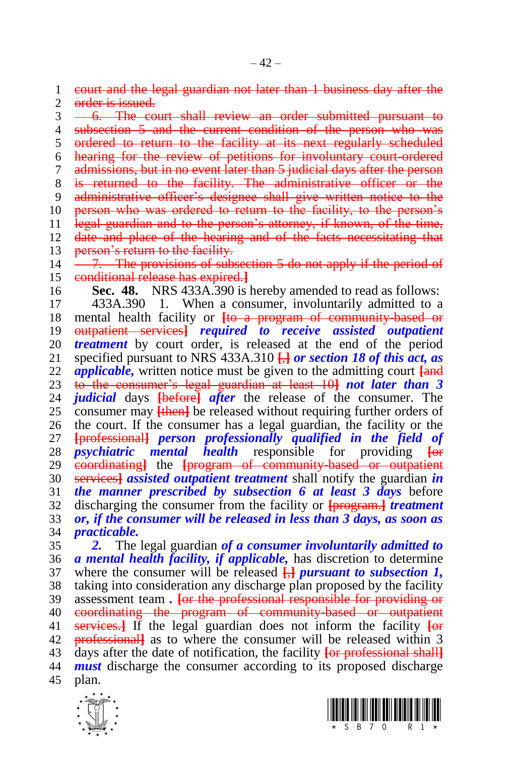~~court and the legal guardian not later than 1 business day after the order is issued.~~

~~6. The court shall review an order submitted pursuant to subsection 5 and the current condition of the person who was ordered to return to the facility at its next regularly scheduled hearing for the review of petitions for involuntary court-ordered admissions, but in no event later than 5 judicial days after the person is returned to the facility. The administrative officer or the administrative officer's designee shall give written notice to the person who was ordered to return to the facility, to the person's legal guardian and to the person's attorney, if known, of the time, date and place of the hearing and of the facts necessitating that person's return to the facility.~~

~~7. The provisions of subsection 5 do not apply if the period of conditional release has expired.]~~

**Sec. 48.** NRS 433A.390 is hereby amended to read as follows:

433A.390 1. When a consumer, involuntarily admitted to a mental health facility or ~~[to a program of community-based or outpatient services]~~ ***required to receive assisted outpatient treatment*** by court order, is released at the end of the period specified pursuant to NRS 433A.310 ~~[,]~~ ***or section 18 of this act, as applicable,*** written notice must be given to the admitting court ~~[and to the consumer's legal guardian at least 10]~~ ***not later than 3 judicial*** days ~~[before]~~ ***after*** the release of the consumer. The consumer may ~~[then]~~ be released without requiring further orders of the court. If the consumer has a legal guardian, the facility or the ~~[professional]~~ ***person professionally qualified in the field of psychiatric mental health*** responsible for providing ~~[or coordinating]~~ the ~~[program of community-based or outpatient services]~~ ***assisted outpatient treatment*** shall notify the guardian ***in the manner prescribed by subsection 6 at least 3 days*** before discharging the consumer from the facility or ~~[program.]~~ ***treatment or, if the consumer will be released in less than 3 days, as soon as practicable.***

***2.*** The legal guardian ***of a consumer involuntarily admitted to a mental health facility, if applicable,*** has discretion to determine where the consumer will be released ~~[,]~~ ***pursuant to subsection 1,*** taking into consideration any discharge plan proposed by the facility assessment team ***.*** ~~[or the professional responsible for providing or coordinating the program of community-based or outpatient services.]~~ If the legal guardian does not inform the facility ~~[or professional]~~ as to where the consumer will be released within 3 days after the date of notification, the facility ~~[or professional shall]~~ ***must*** discharge the consumer according to its proposed discharge plan.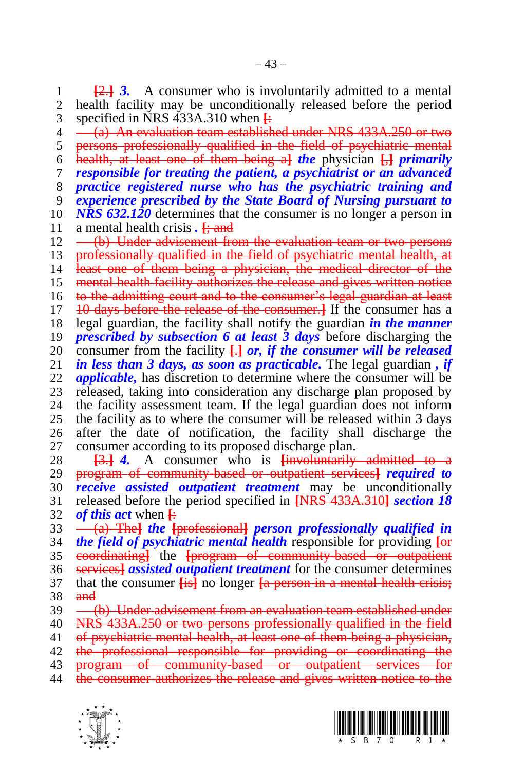[2.] ***3.*** A consumer who is involuntarily admitted to a mental health facility may be unconditionally released before the period specified in NRS 433A.310 when [:

~~(a) An evaluation team established under NRS 433A.250 or two persons professionally qualified in the field of psychiatric mental health, at least one of them being a~~] ***the*** physician [,] ***primarily responsible for treating the patient, a psychiatrist or an advanced practice registered nurse who has the psychiatric training and experience prescribed by the State Board of Nursing pursuant to NRS 632.120*** determines that the consumer is no longer a person in a mental health crisis ***.*** [; and

~~(b) Under advisement from the evaluation team or two persons professionally qualified in the field of psychiatric mental health, at least one of them being a physician, the medical director of the mental health facility authorizes the release and gives written notice to the admitting court and to the consumer's legal guardian at least 10 days before the release of the consumer.~~] If the consumer has a legal guardian, the facility shall notify the guardian ***in the manner prescribed by subsection 6 at least 3 days*** before discharging the consumer from the facility [.] ***or, if the consumer will be released in less than 3 days, as soon as practicable.*** The legal guardian ***, if applicable,*** has discretion to determine where the consumer will be released, taking into consideration any discharge plan proposed by the facility assessment team. If the legal guardian does not inform the facility as to where the consumer will be released within 3 days after the date of notification, the facility shall discharge the consumer according to its proposed discharge plan.

[3.] ***4.*** A consumer who is [~~involuntarily admitted to a program of community-based or outpatient services~~] ***required to receive assisted outpatient treatment*** may be unconditionally released before the period specified in [~~NRS 433A.310~~] ***section 18 of this act*** when [:

~~(a) The~~] ***the*** [~~professional~~] ***person professionally qualified in the field of psychiatric mental health*** responsible for providing [~~or coordinating~~] the [~~program of community-based or outpatient services~~] ***assisted outpatient treatment*** for the consumer determines that the consumer [~~is~~] no longer [~~a person in a mental health crisis; and~~

~~(b) Under advisement from an evaluation team established under NRS 433A.250 or two persons professionally qualified in the field of psychiatric mental health, at least one of them being a physician, the professional responsible for providing or coordinating the program of community-based or outpatient services for the consumer authorizes the release and gives written notice to the~~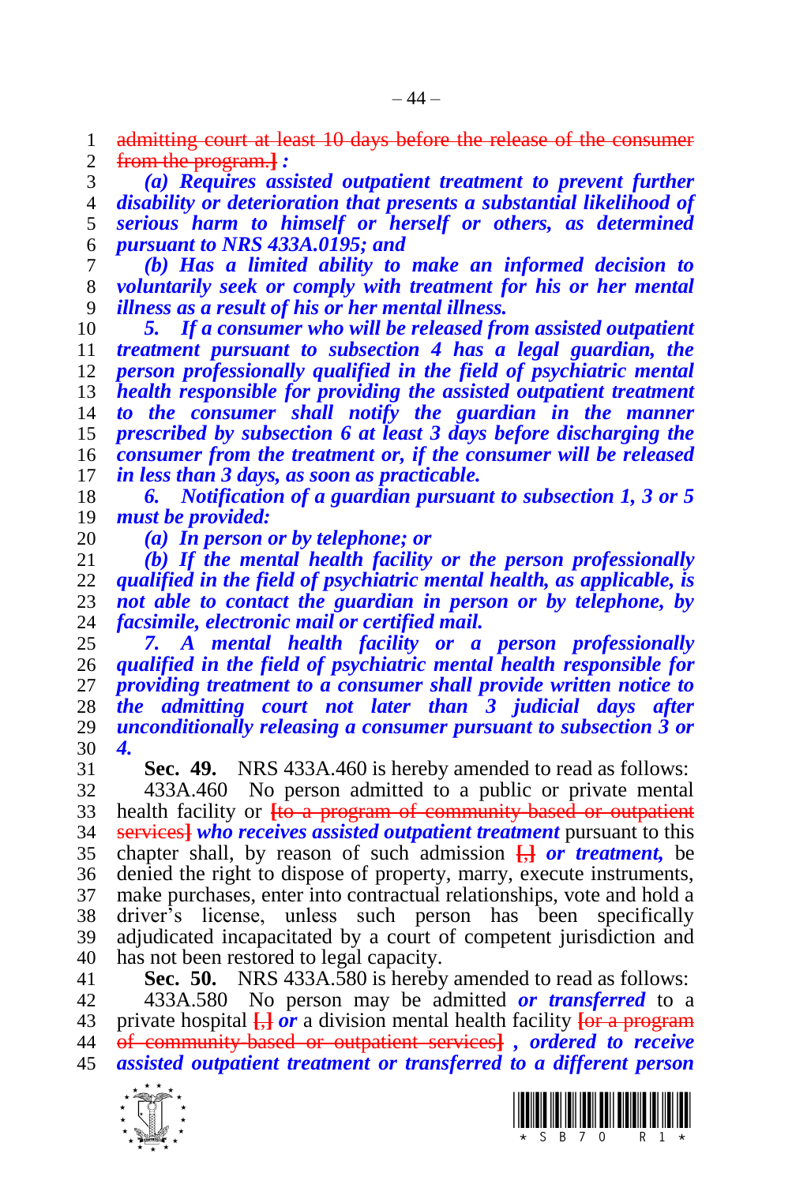~~admitting court at least 10 days before the release of the consumer from the program.]~~ ***:***

***(a) Requires assisted outpatient treatment to prevent further disability or deterioration that presents a substantial likelihood of serious harm to himself or herself or others, as determined pursuant to NRS 433A.0195; and***

***(b) Has a limited ability to make an informed decision to voluntarily seek or comply with treatment for his or her mental illness as a result of his or her mental illness.***

***5. If a consumer who will be released from assisted outpatient treatment pursuant to subsection 4 has a legal guardian, the person professionally qualified in the field of psychiatric mental health responsible for providing the assisted outpatient treatment to the consumer shall notify the guardian in the manner prescribed by subsection 6 at least 3 days before discharging the consumer from the treatment or, if the consumer will be released in less than 3 days, as soon as practicable.***

***6. Notification of a guardian pursuant to subsection 1, 3 or 5 must be provided:***

***(a) In person or by telephone; or***

***(b) If the mental health facility or the person professionally qualified in the field of psychiatric mental health, as applicable, is not able to contact the guardian in person or by telephone, by facsimile, electronic mail or certified mail.***

***7. A mental health facility or a person professionally qualified in the field of psychiatric mental health responsible for providing treatment to a consumer shall provide written notice to the admitting court not later than 3 judicial days after unconditionally releasing a consumer pursuant to subsection 3 or 4.***

**Sec. 49.** NRS 433A.460 is hereby amended to read as follows:

433A.460 No person admitted to a public or private mental health facility or ~~[to a program of community-based or outpatient services]~~ ***who receives assisted outpatient treatment*** pursuant to this chapter shall, by reason of such admission ~~[,]~~ ***or treatment,*** be denied the right to dispose of property, marry, execute instruments, make purchases, enter into contractual relationships, vote and hold a driver's license, unless such person has been specifically adjudicated incapacitated by a court of competent jurisdiction and has not been restored to legal capacity.

**Sec. 50.** NRS 433A.580 is hereby amended to read as follows:

433A.580 No person may be admitted ***or transferred*** to a private hospital ~~[,]~~ ***or*** a division mental health facility ~~[or a program of community-based or outpatient services]~~ ***, ordered to receive assisted outpatient treatment or transferred to a different person***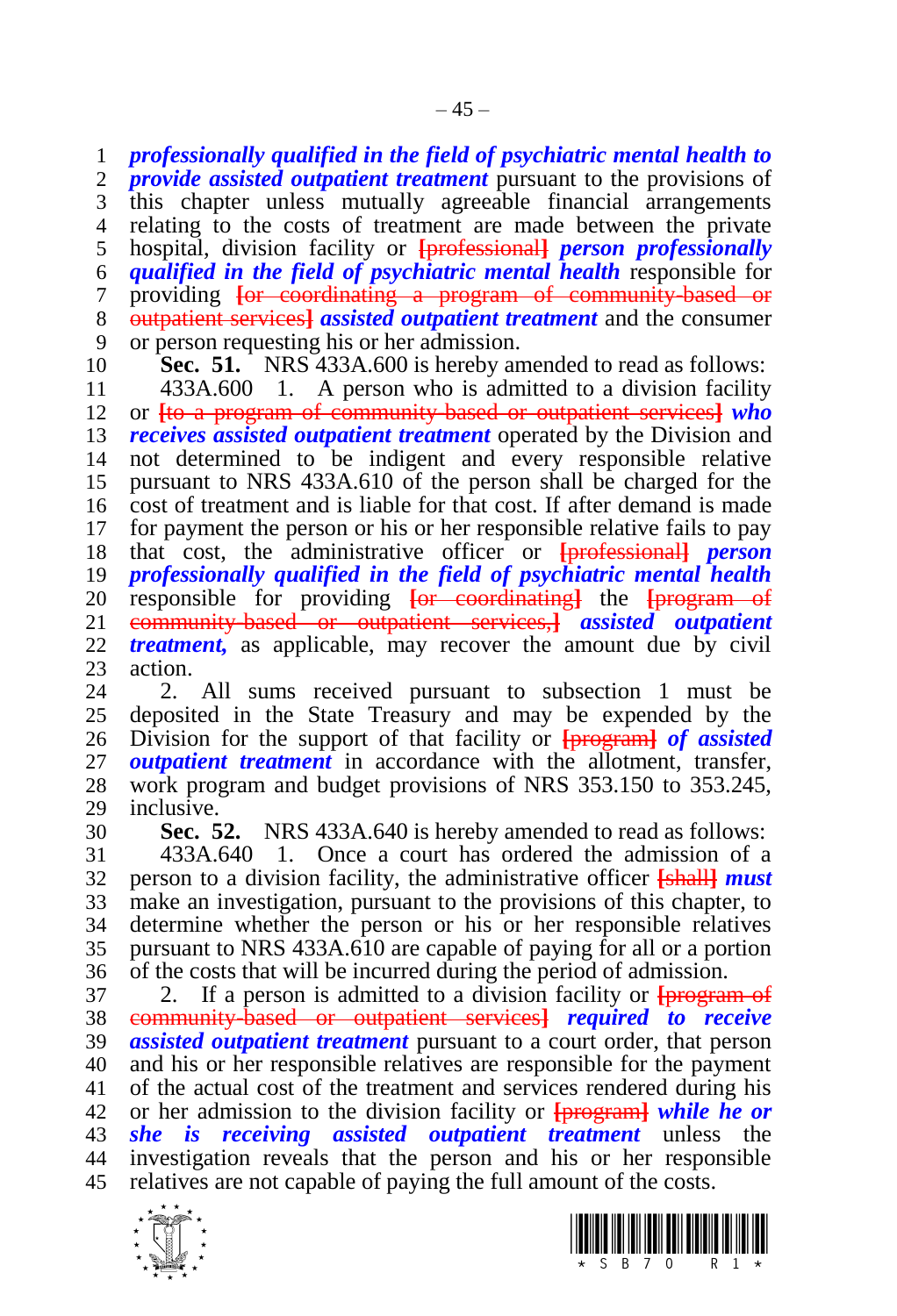***professionally qualified in the field of psychiatric mental health to provide assisted outpatient treatment*** pursuant to the provisions of this chapter unless mutually agreeable financial arrangements relating to the costs of treatment are made between the private hospital, division facility or ~~[professional]~~ ***person professionally qualified in the field of psychiatric mental health*** responsible for providing ~~[or coordinating a program of community-based or outpatient services]~~ ***assisted outpatient treatment*** and the consumer or person requesting his or her admission.

**Sec. 51.** NRS 433A.600 is hereby amended to read as follows:

433A.600 1. A person who is admitted to a division facility or ~~[to a program of community-based or outpatient services]~~ ***who receives assisted outpatient treatment*** operated by the Division and not determined to be indigent and every responsible relative pursuant to NRS 433A.610 of the person shall be charged for the cost of treatment and is liable for that cost. If after demand is made for payment the person or his or her responsible relative fails to pay that cost, the administrative officer or ~~[professional]~~ ***person professionally qualified in the field of psychiatric mental health*** responsible for providing ~~[or coordinating]~~ the ~~[program of community-based or outpatient services,]~~ ***assisted outpatient treatment,*** as applicable, may recover the amount due by civil action.

2. All sums received pursuant to subsection 1 must be deposited in the State Treasury and may be expended by the Division for the support of that facility or ~~[program]~~ ***of assisted outpatient treatment*** in accordance with the allotment, transfer, work program and budget provisions of NRS 353.150 to 353.245, inclusive.

**Sec. 52.** NRS 433A.640 is hereby amended to read as follows:

433A.640 1. Once a court has ordered the admission of a person to a division facility, the administrative officer ~~[shall]~~ ***must*** make an investigation, pursuant to the provisions of this chapter, to determine whether the person or his or her responsible relatives pursuant to NRS 433A.610 are capable of paying for all or a portion of the costs that will be incurred during the period of admission.

2. If a person is admitted to a division facility or ~~[program of community-based or outpatient services]~~ ***required to receive assisted outpatient treatment*** pursuant to a court order, that person and his or her responsible relatives are responsible for the payment of the actual cost of the treatment and services rendered during his or her admission to the division facility or ~~[program]~~ ***while he or she is receiving assisted outpatient treatment*** unless the investigation reveals that the person and his or her responsible relatives are not capable of paying the full amount of the costs.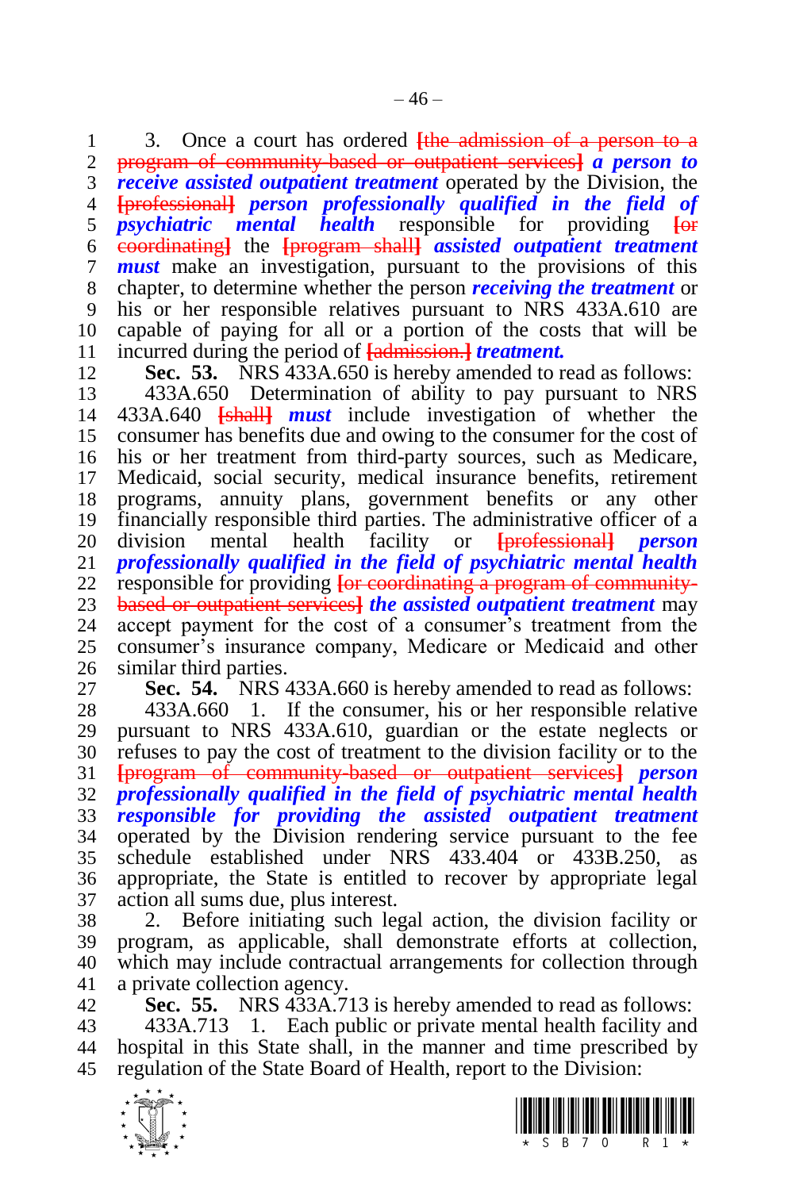3. Once a court has ordered ~~[the admission of a person to a program of community-based or outpatient services]~~ ***a person to receive assisted outpatient treatment*** operated by the Division, the ~~[professional]~~ ***person professionally qualified in the field of psychiatric mental health*** responsible for providing ~~[or coordinating]~~ the ~~[program shall]~~ ***assisted outpatient treatment must*** make an investigation, pursuant to the provisions of this chapter, to determine whether the person ***receiving the treatment*** or his or her responsible relatives pursuant to NRS 433A.610 are capable of paying for all or a portion of the costs that will be incurred during the period of ~~[admission.]~~ ***treatment.***

**Sec. 53.** NRS 433A.650 is hereby amended to read as follows:

433A.650 Determination of ability to pay pursuant to NRS 433A.640 ~~[shall]~~ ***must*** include investigation of whether the consumer has benefits due and owing to the consumer for the cost of his or her treatment from third-party sources, such as Medicare, Medicaid, social security, medical insurance benefits, retirement programs, annuity plans, government benefits or any other financially responsible third parties. The administrative officer of a division mental health facility or ~~[professional]~~ ***person professionally qualified in the field of psychiatric mental health*** responsible for providing ~~[or coordinating a program of community-based or outpatient services]~~ ***the assisted outpatient treatment*** may accept payment for the cost of a consumer's treatment from the consumer's insurance company, Medicare or Medicaid and other similar third parties.

**Sec. 54.** NRS 433A.660 is hereby amended to read as follows:

433A.660 1. If the consumer, his or her responsible relative pursuant to NRS 433A.610, guardian or the estate neglects or refuses to pay the cost of treatment to the division facility or to the ~~[program of community-based or outpatient services]~~ ***person professionally qualified in the field of psychiatric mental health responsible for providing the assisted outpatient treatment*** operated by the Division rendering service pursuant to the fee schedule established under NRS 433.404 or 433B.250, as appropriate, the State is entitled to recover by appropriate legal action all sums due, plus interest.

2. Before initiating such legal action, the division facility or program, as applicable, shall demonstrate efforts at collection, which may include contractual arrangements for collection through a private collection agency.

**Sec. 55.** NRS 433A.713 is hereby amended to read as follows:

433A.713 1. Each public or private mental health facility and hospital in this State shall, in the manner and time prescribed by regulation of the State Board of Health, report to the Division: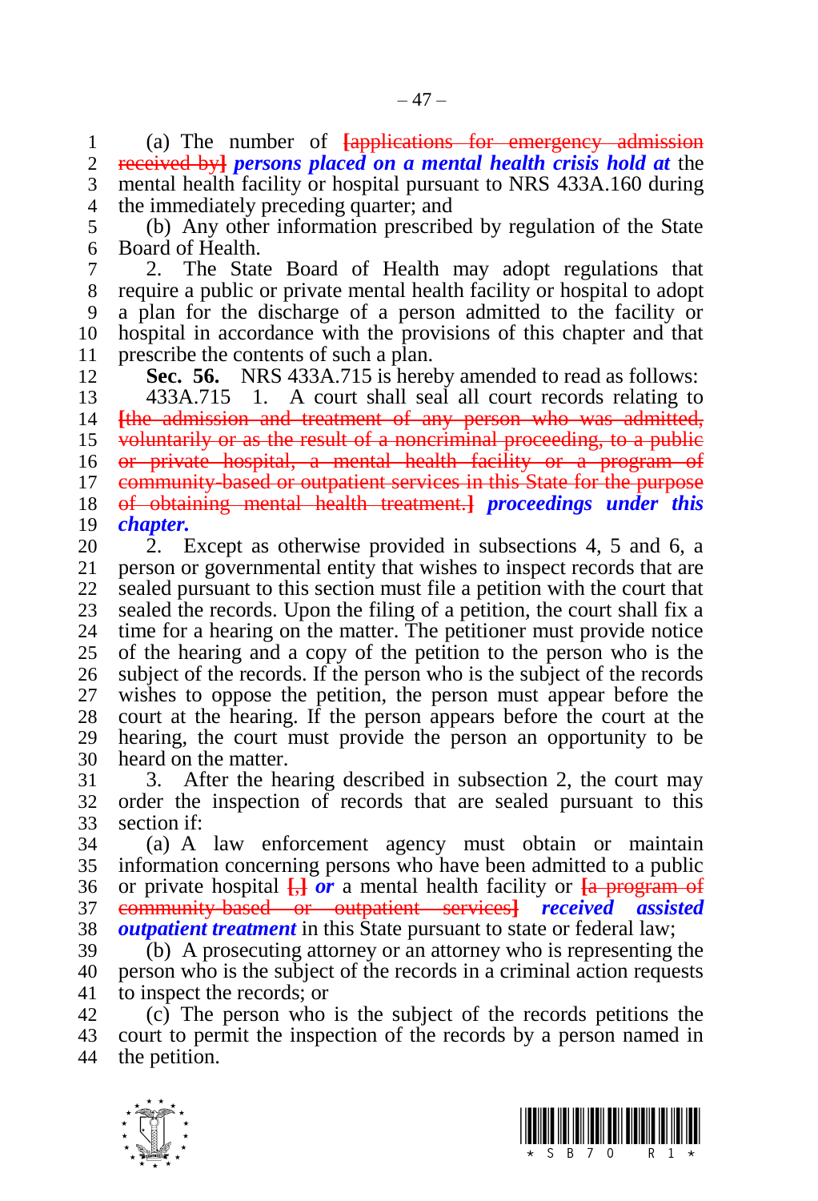(a) The number of ~~[applications for emergency admission received by]~~ ***persons placed on a mental health crisis hold at*** the mental health facility or hospital pursuant to NRS 433A.160 during the immediately preceding quarter; and

(b) Any other information prescribed by regulation of the State Board of Health.

2. The State Board of Health may adopt regulations that require a public or private mental health facility or hospital to adopt a plan for the discharge of a person admitted to the facility or hospital in accordance with the provisions of this chapter and that prescribe the contents of such a plan.

**Sec. 56.** NRS 433A.715 is hereby amended to read as follows:

433A.715 1. A court shall seal all court records relating to ~~[the admission and treatment of any person who was admitted, voluntarily or as the result of a noncriminal proceeding, to a public or private hospital, a mental health facility or a program of community-based or outpatient services in this State for the purpose of obtaining mental health treatment.]~~ ***proceedings under this chapter.***

2. Except as otherwise provided in subsections 4, 5 and 6, a person or governmental entity that wishes to inspect records that are sealed pursuant to this section must file a petition with the court that sealed the records. Upon the filing of a petition, the court shall fix a time for a hearing on the matter. The petitioner must provide notice of the hearing and a copy of the petition to the person who is the subject of the records. If the person who is the subject of the records wishes to oppose the petition, the person must appear before the court at the hearing. If the person appears before the court at the hearing, the court must provide the person an opportunity to be heard on the matter.

3. After the hearing described in subsection 2, the court may order the inspection of records that are sealed pursuant to this section if:

(a) A law enforcement agency must obtain or maintain information concerning persons who have been admitted to a public or private hospital ~~[,]~~ ***or*** a mental health facility or ~~[a program of community-based or outpatient services]~~ ***received assisted outpatient treatment*** in this State pursuant to state or federal law;

(b) A prosecuting attorney or an attorney who is representing the person who is the subject of the records in a criminal action requests to inspect the records; or

(c) The person who is the subject of the records petitions the court to permit the inspection of the records by a person named in the petition.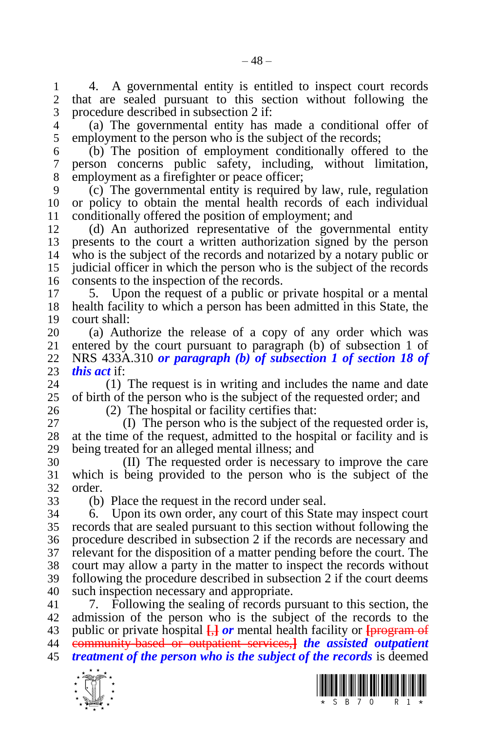4. A governmental entity is entitled to inspect court records that are sealed pursuant to this section without following the procedure described in subsection 2 if:

(a) The governmental entity has made a conditional offer of employment to the person who is the subject of the records;

(b) The position of employment conditionally offered to the person concerns public safety, including, without limitation, employment as a firefighter or peace officer;

(c) The governmental entity is required by law, rule, regulation or policy to obtain the mental health records of each individual conditionally offered the position of employment; and

(d) An authorized representative of the governmental entity presents to the court a written authorization signed by the person who is the subject of the records and notarized by a notary public or judicial officer in which the person who is the subject of the records consents to the inspection of the records.

5. Upon the request of a public or private hospital or a mental health facility to which a person has been admitted in this State, the court shall:

(a) Authorize the release of a copy of any order which was entered by the court pursuant to paragraph (b) of subsection 1 of NRS 433A.310 ***or paragraph (b) of subsection 1 of section 18 of this act*** if:

(1) The request is in writing and includes the name and date of birth of the person who is the subject of the requested order; and

(2) The hospital or facility certifies that:

(I) The person who is the subject of the requested order is, at the time of the request, admitted to the hospital or facility and is being treated for an alleged mental illness; and

(II) The requested order is necessary to improve the care which is being provided to the person who is the subject of the order.

(b) Place the request in the record under seal.

6. Upon its own order, any court of this State may inspect court records that are sealed pursuant to this section without following the procedure described in subsection 2 if the records are necessary and relevant for the disposition of a matter pending before the court. The court may allow a party in the matter to inspect the records without following the procedure described in subsection 2 if the court deems such inspection necessary and appropriate.

7. Following the sealing of records pursuant to this section, the admission of the person who is the subject of the records to the public or private hospital [,] ***or*** mental health facility or [program of community-based or outpatient services,] ***the assisted outpatient treatment of the person who is the subject of the records*** is deemed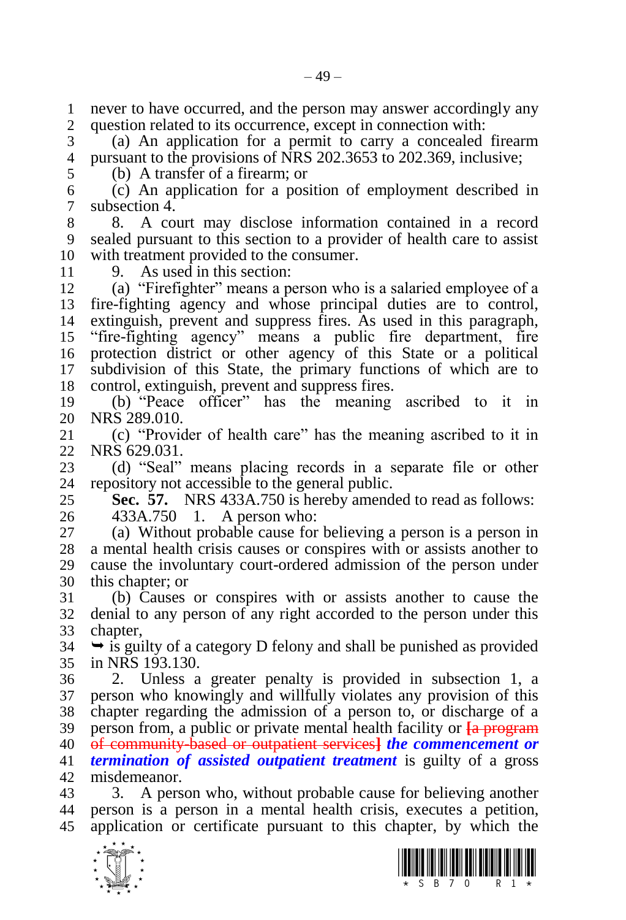never to have occurred, and the person may answer accordingly any question related to its occurrence, except in connection with:

(a) An application for a permit to carry a concealed firearm pursuant to the provisions of NRS 202.3653 to 202.369, inclusive;

(b) A transfer of a firearm; or

(c) An application for a position of employment described in subsection 4.

8. A court may disclose information contained in a record sealed pursuant to this section to a provider of health care to assist with treatment provided to the consumer.

9. As used in this section:

(a) "Firefighter" means a person who is a salaried employee of a fire-fighting agency and whose principal duties are to control, extinguish, prevent and suppress fires. As used in this paragraph, "fire-fighting agency" means a public fire department, fire protection district or other agency of this State or a political subdivision of this State, the primary functions of which are to control, extinguish, prevent and suppress fires.

(b) "Peace officer" has the meaning ascribed to it in NRS 289.010.

(c) "Provider of health care" has the meaning ascribed to it in NRS 629.031.

(d) "Seal" means placing records in a separate file or other repository not accessible to the general public.

**Sec. 57.** NRS 433A.750 is hereby amended to read as follows:

433A.750 1. A person who:

(a) Without probable cause for believing a person is a person in a mental health crisis causes or conspires with or assists another to cause the involuntary court-ordered admission of the person under this chapter; or

(b) Causes or conspires with or assists another to cause the denial to any person of any right accorded to the person under this chapter,

➥ is guilty of a category D felony and shall be punished as provided in NRS 193.130.

2. Unless a greater penalty is provided in subsection 1, a person who knowingly and willfully violates any provision of this chapter regarding the admission of a person to, or discharge of a person from, a public or private mental health facility or [a program of community-based or outpatient services] ***the commencement or termination of assisted outpatient treatment*** is guilty of a gross misdemeanor.

3. A person who, without probable cause for believing another person is a person in a mental health crisis, executes a petition, application or certificate pursuant to this chapter, by which the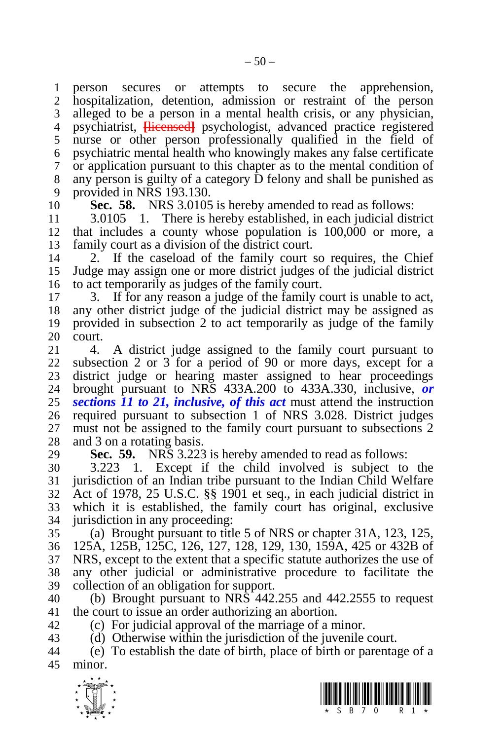person secures or attempts to secure the apprehension, hospitalization, detention, admission or restraint of the person alleged to be a person in a mental health crisis, or any physician, psychiatrist, [licensed] psychologist, advanced practice registered nurse or other person professionally qualified in the field of psychiatric mental health who knowingly makes any false certificate or application pursuant to this chapter as to the mental condition of any person is guilty of a category D felony and shall be punished as provided in NRS 193.130.

**Sec. 58.** NRS 3.0105 is hereby amended to read as follows:

3.0105 1. There is hereby established, in each judicial district that includes a county whose population is 100,000 or more, a family court as a division of the district court.

2. If the caseload of the family court so requires, the Chief Judge may assign one or more district judges of the judicial district to act temporarily as judges of the family court.

3. If for any reason a judge of the family court is unable to act, any other district judge of the judicial district may be assigned as provided in subsection 2 to act temporarily as judge of the family court.

4. A district judge assigned to the family court pursuant to subsection 2 or 3 for a period of 90 or more days, except for a district judge or hearing master assigned to hear proceedings brought pursuant to NRS 433A.200 to 433A.330, inclusive, ***or sections 11 to 21, inclusive, of this act*** must attend the instruction required pursuant to subsection 1 of NRS 3.028. District judges must not be assigned to the family court pursuant to subsections 2 and 3 on a rotating basis.

**Sec. 59.** NRS 3.223 is hereby amended to read as follows:

3.223 1. Except if the child involved is subject to the jurisdiction of an Indian tribe pursuant to the Indian Child Welfare Act of 1978, 25 U.S.C. §§ 1901 et seq., in each judicial district in which it is established, the family court has original, exclusive jurisdiction in any proceeding:

(a) Brought pursuant to title 5 of NRS or chapter 31A, 123, 125, 125A, 125B, 125C, 126, 127, 128, 129, 130, 159A, 425 or 432B of NRS, except to the extent that a specific statute authorizes the use of any other judicial or administrative procedure to facilitate the collection of an obligation for support.

(b) Brought pursuant to NRS 442.255 and 442.2555 to request the court to issue an order authorizing an abortion.

(c) For judicial approval of the marriage of a minor.

(d) Otherwise within the jurisdiction of the juvenile court.

(e) To establish the date of birth, place of birth or parentage of a minor.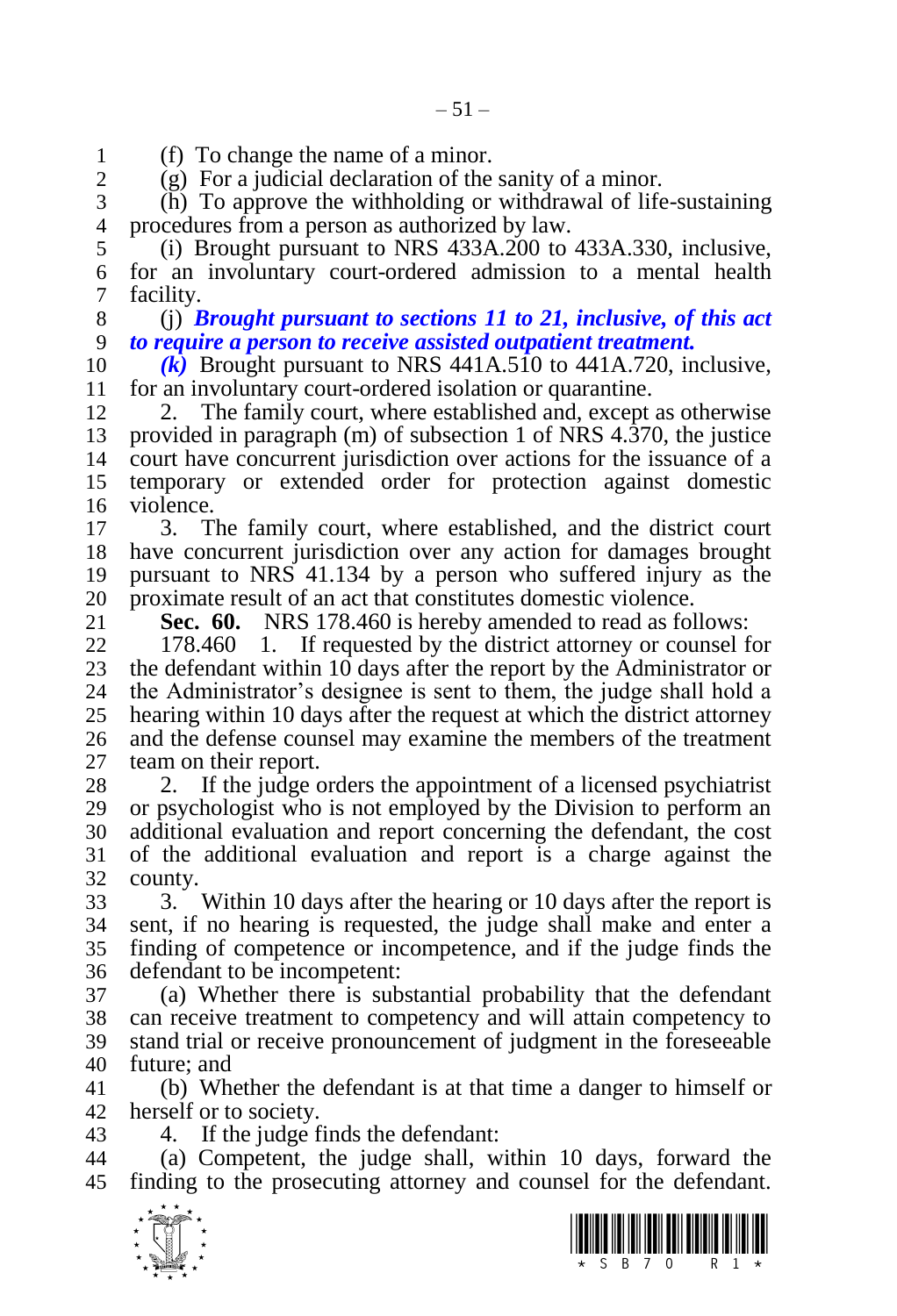(f) To change the name of a minor.

(g) For a judicial declaration of the sanity of a minor.

(h) To approve the withholding or withdrawal of life-sustaining procedures from a person as authorized by law.

(i) Brought pursuant to NRS 433A.200 to 433A.330, inclusive, for an involuntary court-ordered admission to a mental health facility.

(j) ***Brought pursuant to sections 11 to 21, inclusive, of this act to require a person to receive assisted outpatient treatment.***

***(k)*** Brought pursuant to NRS 441A.510 to 441A.720, inclusive, for an involuntary court-ordered isolation or quarantine.

2. The family court, where established and, except as otherwise provided in paragraph (m) of subsection 1 of NRS 4.370, the justice court have concurrent jurisdiction over actions for the issuance of a temporary or extended order for protection against domestic violence.

3. The family court, where established, and the district court have concurrent jurisdiction over any action for damages brought pursuant to NRS 41.134 by a person who suffered injury as the proximate result of an act that constitutes domestic violence.

**Sec. 60.** NRS 178.460 is hereby amended to read as follows:

178.460 1. If requested by the district attorney or counsel for the defendant within 10 days after the report by the Administrator or the Administrator's designee is sent to them, the judge shall hold a hearing within 10 days after the request at which the district attorney and the defense counsel may examine the members of the treatment team on their report.

2. If the judge orders the appointment of a licensed psychiatrist or psychologist who is not employed by the Division to perform an additional evaluation and report concerning the defendant, the cost of the additional evaluation and report is a charge against the county.

3. Within 10 days after the hearing or 10 days after the report is sent, if no hearing is requested, the judge shall make and enter a finding of competence or incompetence, and if the judge finds the defendant to be incompetent:

(a) Whether there is substantial probability that the defendant can receive treatment to competency and will attain competency to stand trial or receive pronouncement of judgment in the foreseeable future; and

(b) Whether the defendant is at that time a danger to himself or herself or to society.

4. If the judge finds the defendant:

(a) Competent, the judge shall, within 10 days, forward the finding to the prosecuting attorney and counsel for the defendant.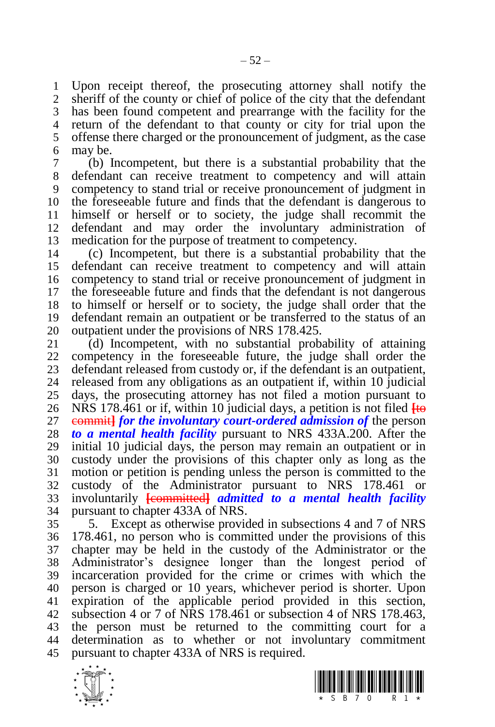Upon receipt thereof, the prosecuting attorney shall notify the sheriff of the county or chief of police of the city that the defendant has been found competent and prearrange with the facility for the return of the defendant to that county or city for trial upon the offense there charged or the pronouncement of judgment, as the case may be.

(b) Incompetent, but there is a substantial probability that the defendant can receive treatment to competency and will attain competency to stand trial or receive pronouncement of judgment in the foreseeable future and finds that the defendant is dangerous to himself or herself or to society, the judge shall recommit the defendant and may order the involuntary administration of medication for the purpose of treatment to competency.

(c) Incompetent, but there is a substantial probability that the defendant can receive treatment to competency and will attain competency to stand trial or receive pronouncement of judgment in the foreseeable future and finds that the defendant is not dangerous to himself or herself or to society, the judge shall order that the defendant remain an outpatient or be transferred to the status of an outpatient under the provisions of NRS 178.425.

(d) Incompetent, with no substantial probability of attaining competency in the foreseeable future, the judge shall order the defendant released from custody or, if the defendant is an outpatient, released from any obligations as an outpatient if, within 10 judicial days, the prosecuting attorney has not filed a motion pursuant to NRS 178.461 or if, within 10 judicial days, a petition is not filed [~~to commit~~] ***for the involuntary court-ordered admission of*** the person ***to a mental health facility*** pursuant to NRS 433A.200. After the initial 10 judicial days, the person may remain an outpatient or in custody under the provisions of this chapter only as long as the motion or petition is pending unless the person is committed to the custody of the Administrator pursuant to NRS 178.461 or involuntarily [~~committed~~] ***admitted to a mental health facility*** pursuant to chapter 433A of NRS.

5. Except as otherwise provided in subsections 4 and 7 of NRS 178.461, no person who is committed under the provisions of this chapter may be held in the custody of the Administrator or the Administrator's designee longer than the longest period of incarceration provided for the crime or crimes with which the person is charged or 10 years, whichever period is shorter. Upon expiration of the applicable period provided in this section, subsection 4 or 7 of NRS 178.461 or subsection 4 of NRS 178.463, the person must be returned to the committing court for a determination as to whether or not involuntary commitment pursuant to chapter 433A of NRS is required.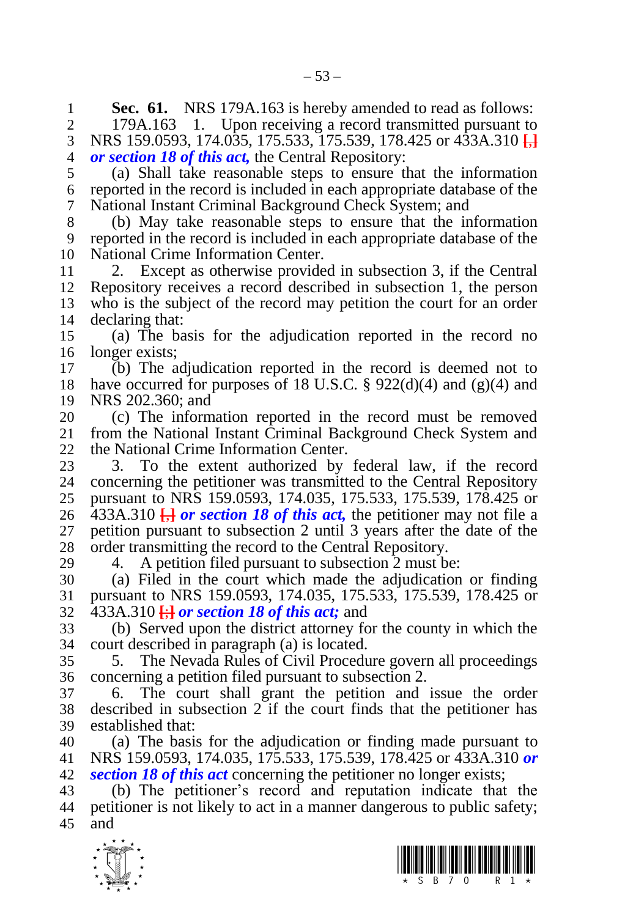**Sec. 61.** NRS 179A.163 is hereby amended to read as follows:

179A.163 1. Upon receiving a record transmitted pursuant to NRS 159.0593, 174.035, 175.533, 175.539, 178.425 or 433A.310 [,] ***or section 18 of this act,*** the Central Repository:

(a) Shall take reasonable steps to ensure that the information reported in the record is included in each appropriate database of the National Instant Criminal Background Check System; and

(b) May take reasonable steps to ensure that the information reported in the record is included in each appropriate database of the National Crime Information Center.

2. Except as otherwise provided in subsection 3, if the Central Repository receives a record described in subsection 1, the person who is the subject of the record may petition the court for an order declaring that:

(a) The basis for the adjudication reported in the record no longer exists;

(b) The adjudication reported in the record is deemed not to have occurred for purposes of 18 U.S.C. § 922(d)(4) and (g)(4) and NRS 202.360; and

(c) The information reported in the record must be removed from the National Instant Criminal Background Check System and the National Crime Information Center.

3. To the extent authorized by federal law, if the record concerning the petitioner was transmitted to the Central Repository pursuant to NRS 159.0593, 174.035, 175.533, 175.539, 178.425 or 433A.310 [,] ***or section 18 of this act,*** the petitioner may not file a petition pursuant to subsection 2 until 3 years after the date of the order transmitting the record to the Central Repository.

4. A petition filed pursuant to subsection 2 must be:

(a) Filed in the court which made the adjudication or finding pursuant to NRS 159.0593, 174.035, 175.533, 175.539, 178.425 or 433A.310 [;] ***or section 18 of this act;*** and

(b) Served upon the district attorney for the county in which the court described in paragraph (a) is located.

5. The Nevada Rules of Civil Procedure govern all proceedings concerning a petition filed pursuant to subsection 2.

6. The court shall grant the petition and issue the order described in subsection 2 if the court finds that the petitioner has established that:

(a) The basis for the adjudication or finding made pursuant to NRS 159.0593, 174.035, 175.533, 175.539, 178.425 or 433A.310 ***or section 18 of this act*** concerning the petitioner no longer exists;

(b) The petitioner's record and reputation indicate that the petitioner is not likely to act in a manner dangerous to public safety; and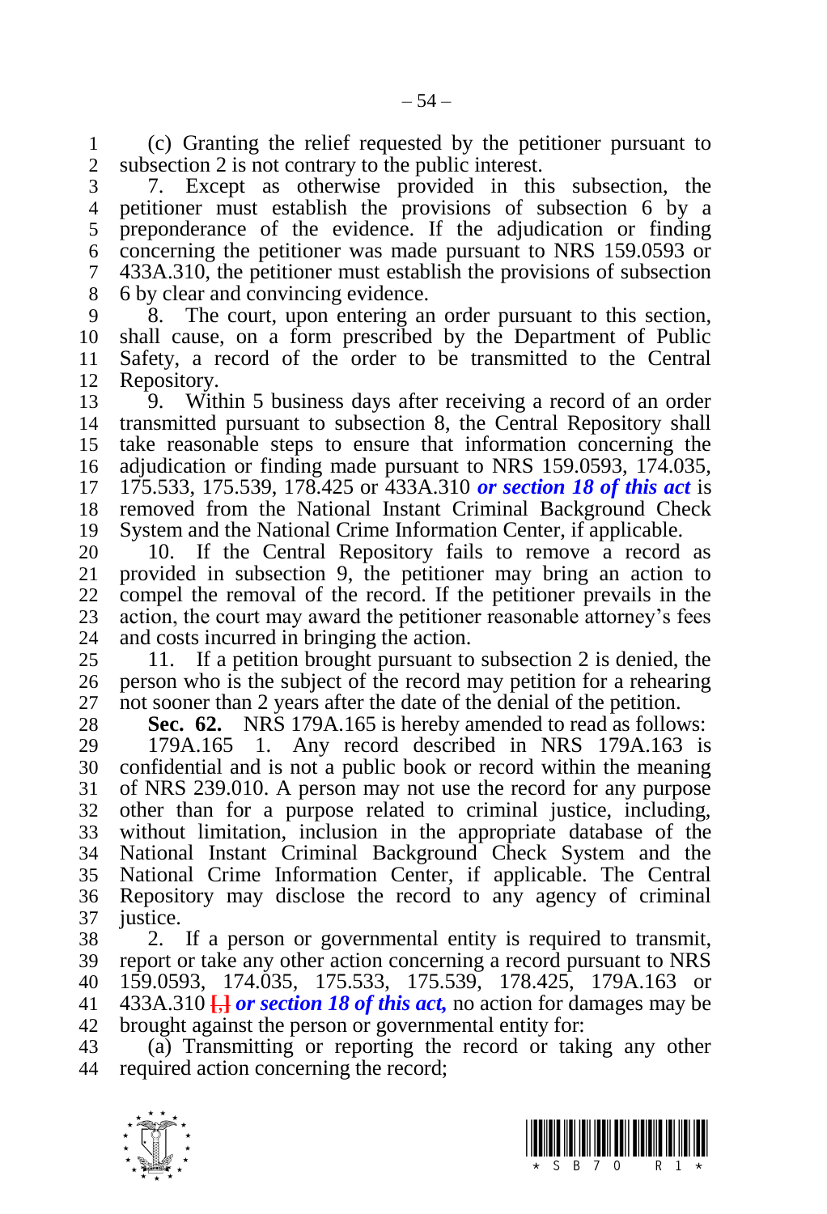(c) Granting the relief requested by the petitioner pursuant to subsection 2 is not contrary to the public interest.

7. Except as otherwise provided in this subsection, the petitioner must establish the provisions of subsection 6 by a preponderance of the evidence. If the adjudication or finding concerning the petitioner was made pursuant to NRS 159.0593 or 433A.310, the petitioner must establish the provisions of subsection 6 by clear and convincing evidence.

8. The court, upon entering an order pursuant to this section, shall cause, on a form prescribed by the Department of Public Safety, a record of the order to be transmitted to the Central Repository.

9. Within 5 business days after receiving a record of an order transmitted pursuant to subsection 8, the Central Repository shall take reasonable steps to ensure that information concerning the adjudication or finding made pursuant to NRS 159.0593, 174.035, 175.533, 175.539, 178.425 or 433A.310 ***or section 18 of this act*** is removed from the National Instant Criminal Background Check System and the National Crime Information Center, if applicable.

10. If the Central Repository fails to remove a record as provided in subsection 9, the petitioner may bring an action to compel the removal of the record. If the petitioner prevails in the action, the court may award the petitioner reasonable attorney's fees and costs incurred in bringing the action.

11. If a petition brought pursuant to subsection 2 is denied, the person who is the subject of the record may petition for a rehearing not sooner than 2 years after the date of the denial of the petition.

**Sec. 62.** NRS 179A.165 is hereby amended to read as follows:

179A.165 1. Any record described in NRS 179A.163 is confidential and is not a public book or record within the meaning of NRS 239.010. A person may not use the record for any purpose other than for a purpose related to criminal justice, including, without limitation, inclusion in the appropriate database of the National Instant Criminal Background Check System and the National Crime Information Center, if applicable. The Central Repository may disclose the record to any agency of criminal justice.

2. If a person or governmental entity is required to transmit, report or take any other action concerning a record pursuant to NRS 159.0593, 174.035, 175.533, 175.539, 178.425, 179A.163 or 433A.310 [,] ***or section 18 of this act,*** no action for damages may be brought against the person or governmental entity for:

(a) Transmitting or reporting the record or taking any other required action concerning the record;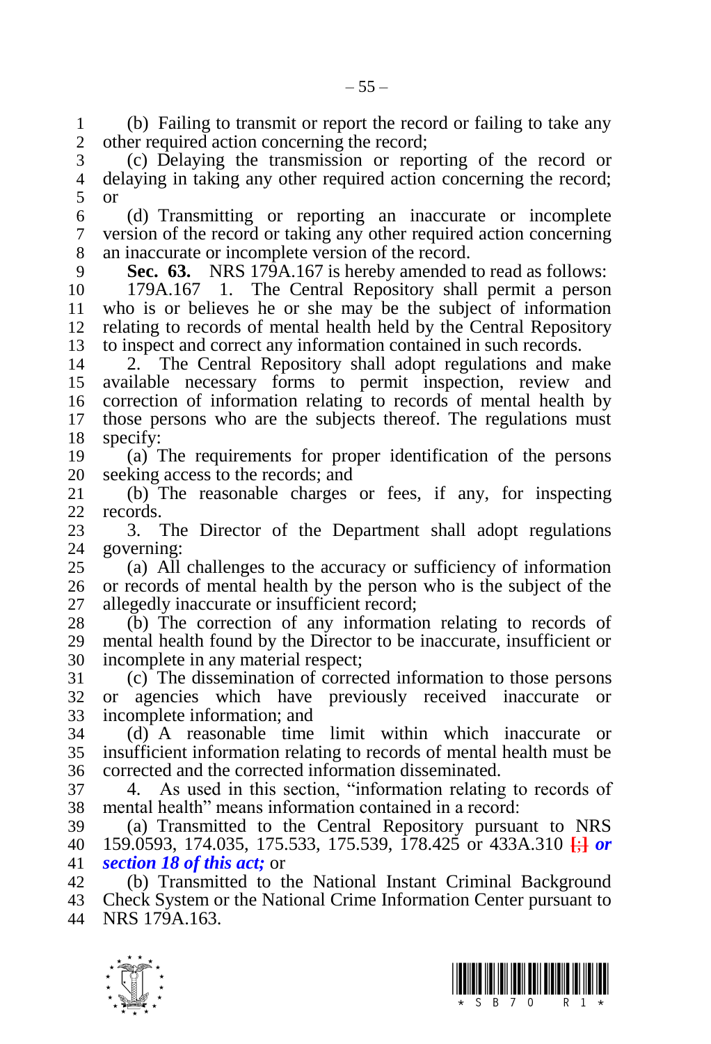(b) Failing to transmit or report the record or failing to take any other required action concerning the record;

(c) Delaying the transmission or reporting of the record or delaying in taking any other required action concerning the record; or

(d) Transmitting or reporting an inaccurate or incomplete version of the record or taking any other required action concerning an inaccurate or incomplete version of the record.

**Sec. 63.** NRS 179A.167 is hereby amended to read as follows:

179A.167 1. The Central Repository shall permit a person who is or believes he or she may be the subject of information relating to records of mental health held by the Central Repository to inspect and correct any information contained in such records.

2. The Central Repository shall adopt regulations and make available necessary forms to permit inspection, review and correction of information relating to records of mental health by those persons who are the subjects thereof. The regulations must specify:

(a) The requirements for proper identification of the persons seeking access to the records; and

(b) The reasonable charges or fees, if any, for inspecting records.

3. The Director of the Department shall adopt regulations governing:

(a) All challenges to the accuracy or sufficiency of information or records of mental health by the person who is the subject of the allegedly inaccurate or insufficient record;

(b) The correction of any information relating to records of mental health found by the Director to be inaccurate, insufficient or incomplete in any material respect;

(c) The dissemination of corrected information to those persons or agencies which have previously received inaccurate or incomplete information; and

(d) A reasonable time limit within which inaccurate or insufficient information relating to records of mental health must be corrected and the corrected information disseminated.

4. As used in this section, "information relating to records of mental health" means information contained in a record:

(a) Transmitted to the Central Repository pursuant to NRS 159.0593, 174.035, 175.533, 175.539, 178.425 or 433A.310 [;] ***or section 18 of this act;*** or

(b) Transmitted to the National Instant Criminal Background Check System or the National Crime Information Center pursuant to NRS 179A.163.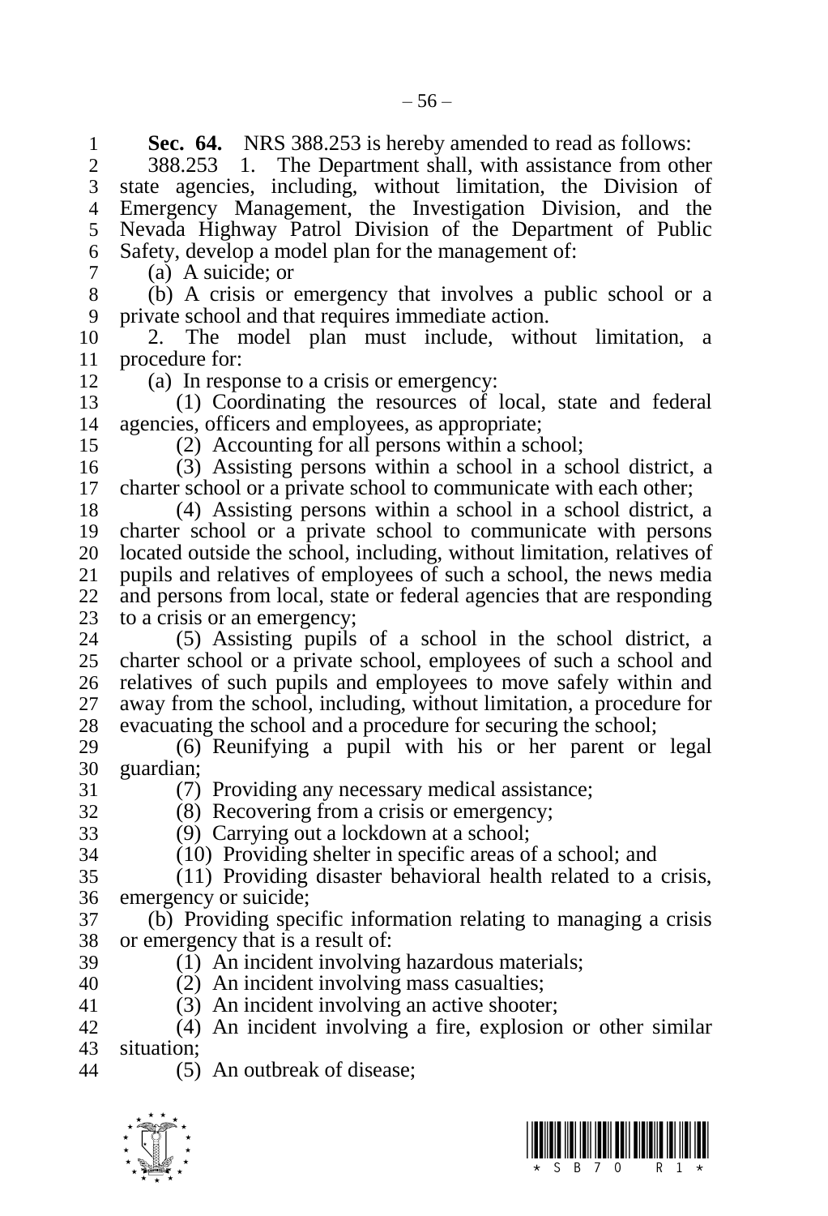**Sec. 64.** NRS 388.253 is hereby amended to read as follows:

388.253 1. The Department shall, with assistance from other state agencies, including, without limitation, the Division of Emergency Management, the Investigation Division, and the Nevada Highway Patrol Division of the Department of Public Safety, develop a model plan for the management of:

(a) A suicide; or

(b) A crisis or emergency that involves a public school or a private school and that requires immediate action.

2. The model plan must include, without limitation, a procedure for:

(a) In response to a crisis or emergency:

(1) Coordinating the resources of local, state and federal agencies, officers and employees, as appropriate;

(2) Accounting for all persons within a school;

(3) Assisting persons within a school in a school district, a charter school or a private school to communicate with each other;

(4) Assisting persons within a school in a school district, a charter school or a private school to communicate with persons located outside the school, including, without limitation, relatives of pupils and relatives of employees of such a school, the news media and persons from local, state or federal agencies that are responding to a crisis or an emergency;

(5) Assisting pupils of a school in the school district, a charter school or a private school, employees of such a school and relatives of such pupils and employees to move safely within and away from the school, including, without limitation, a procedure for evacuating the school and a procedure for securing the school;

(6) Reunifying a pupil with his or her parent or legal guardian;

(7) Providing any necessary medical assistance;

(8) Recovering from a crisis or emergency;

(9) Carrying out a lockdown at a school;

(10) Providing shelter in specific areas of a school; and

(11) Providing disaster behavioral health related to a crisis, emergency or suicide;

(b) Providing specific information relating to managing a crisis or emergency that is a result of:

(1) An incident involving hazardous materials;

(2) An incident involving mass casualties;

(3) An incident involving an active shooter;

(4) An incident involving a fire, explosion or other similar situation;

(5) An outbreak of disease;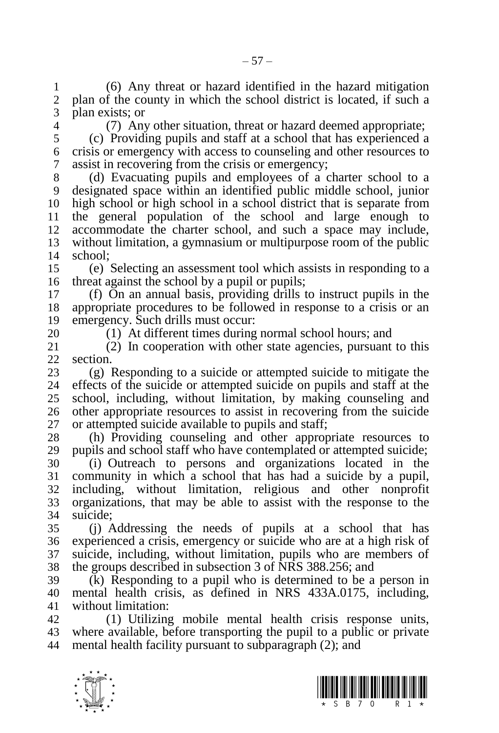(6) Any threat or hazard identified in the hazard mitigation plan of the county in which the school district is located, if such a plan exists; or

(7) Any other situation, threat or hazard deemed appropriate;

(c) Providing pupils and staff at a school that has experienced a crisis or emergency with access to counseling and other resources to assist in recovering from the crisis or emergency;

(d) Evacuating pupils and employees of a charter school to a designated space within an identified public middle school, junior high school or high school in a school district that is separate from the general population of the school and large enough to accommodate the charter school, and such a space may include, without limitation, a gymnasium or multipurpose room of the public school;

(e) Selecting an assessment tool which assists in responding to a threat against the school by a pupil or pupils;

(f) On an annual basis, providing drills to instruct pupils in the appropriate procedures to be followed in response to a crisis or an emergency. Such drills must occur:

(1) At different times during normal school hours; and

(2) In cooperation with other state agencies, pursuant to this section.

(g) Responding to a suicide or attempted suicide to mitigate the effects of the suicide or attempted suicide on pupils and staff at the school, including, without limitation, by making counseling and other appropriate resources to assist in recovering from the suicide or attempted suicide available to pupils and staff;

(h) Providing counseling and other appropriate resources to pupils and school staff who have contemplated or attempted suicide;

(i) Outreach to persons and organizations located in the community in which a school that has had a suicide by a pupil, including, without limitation, religious and other nonprofit organizations, that may be able to assist with the response to the suicide;

(j) Addressing the needs of pupils at a school that has experienced a crisis, emergency or suicide who are at a high risk of suicide, including, without limitation, pupils who are members of the groups described in subsection 3 of NRS 388.256; and

(k) Responding to a pupil who is determined to be a person in mental health crisis, as defined in NRS 433A.0175, including, without limitation:

(1) Utilizing mobile mental health crisis response units, where available, before transporting the pupil to a public or private mental health facility pursuant to subparagraph (2); and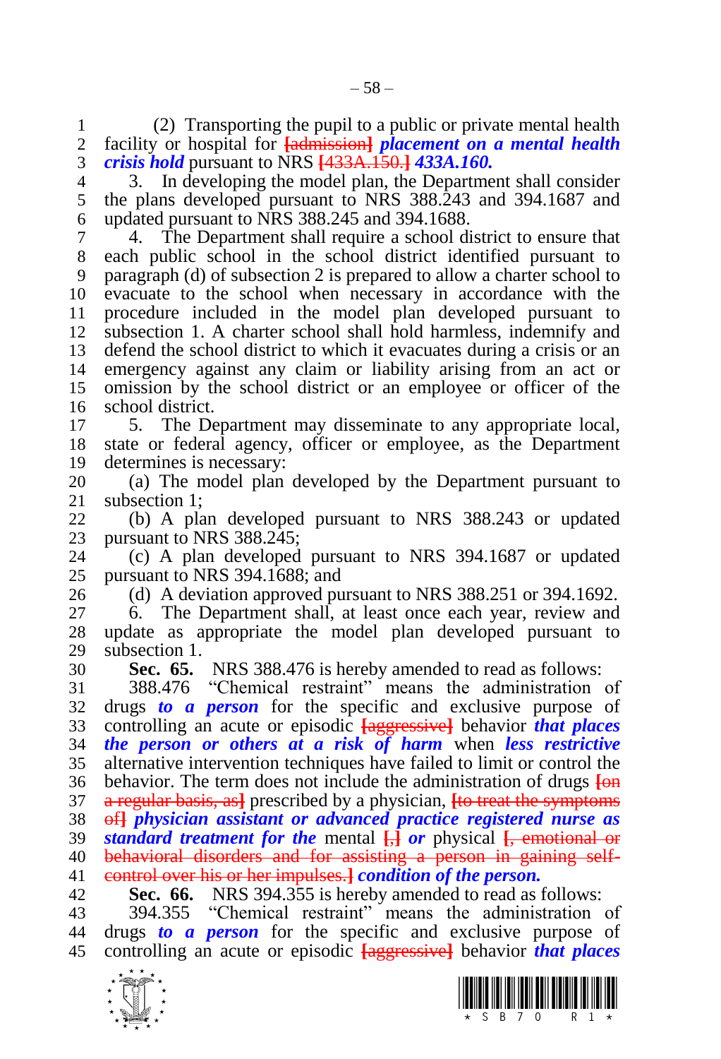(2) Transporting the pupil to a public or private mental health facility or hospital for [admission] ***placement on a mental health crisis hold*** pursuant to NRS [433A.150.] ***433A.160.***

3. In developing the model plan, the Department shall consider the plans developed pursuant to NRS 388.243 and 394.1687 and updated pursuant to NRS 388.245 and 394.1688.

4. The Department shall require a school district to ensure that each public school in the school district identified pursuant to paragraph (d) of subsection 2 is prepared to allow a charter school to evacuate to the school when necessary in accordance with the procedure included in the model plan developed pursuant to subsection 1. A charter school shall hold harmless, indemnify and defend the school district to which it evacuates during a crisis or an emergency against any claim or liability arising from an act or omission by the school district or an employee or officer of the school district.

5. The Department may disseminate to any appropriate local, state or federal agency, officer or employee, as the Department determines is necessary:

(a) The model plan developed by the Department pursuant to subsection 1;

(b) A plan developed pursuant to NRS 388.243 or updated pursuant to NRS 388.245;

(c) A plan developed pursuant to NRS 394.1687 or updated pursuant to NRS 394.1688; and

(d) A deviation approved pursuant to NRS 388.251 or 394.1692.

6. The Department shall, at least once each year, review and update as appropriate the model plan developed pursuant to subsection 1.

**Sec. 65.** NRS 388.476 is hereby amended to read as follows:

388.476 "Chemical restraint" means the administration of drugs ***to a person*** for the specific and exclusive purpose of controlling an acute or episodic [aggressive] behavior ***that places the person or others at a risk of harm*** when ***less restrictive*** alternative intervention techniques have failed to limit or control the behavior. The term does not include the administration of drugs [on a regular basis, as] prescribed by a physician, [to treat the symptoms of] ***physician assistant or advanced practice registered nurse as standard treatment for the*** mental [,] ***or*** physical [, emotional or behavioral disorders and for assisting a person in gaining self-control over his or her impulses.] ***condition of the person.***

**Sec. 66.** NRS 394.355 is hereby amended to read as follows:

394.355 "Chemical restraint" means the administration of drugs ***to a person*** for the specific and exclusive purpose of controlling an acute or episodic [aggressive] behavior ***that places***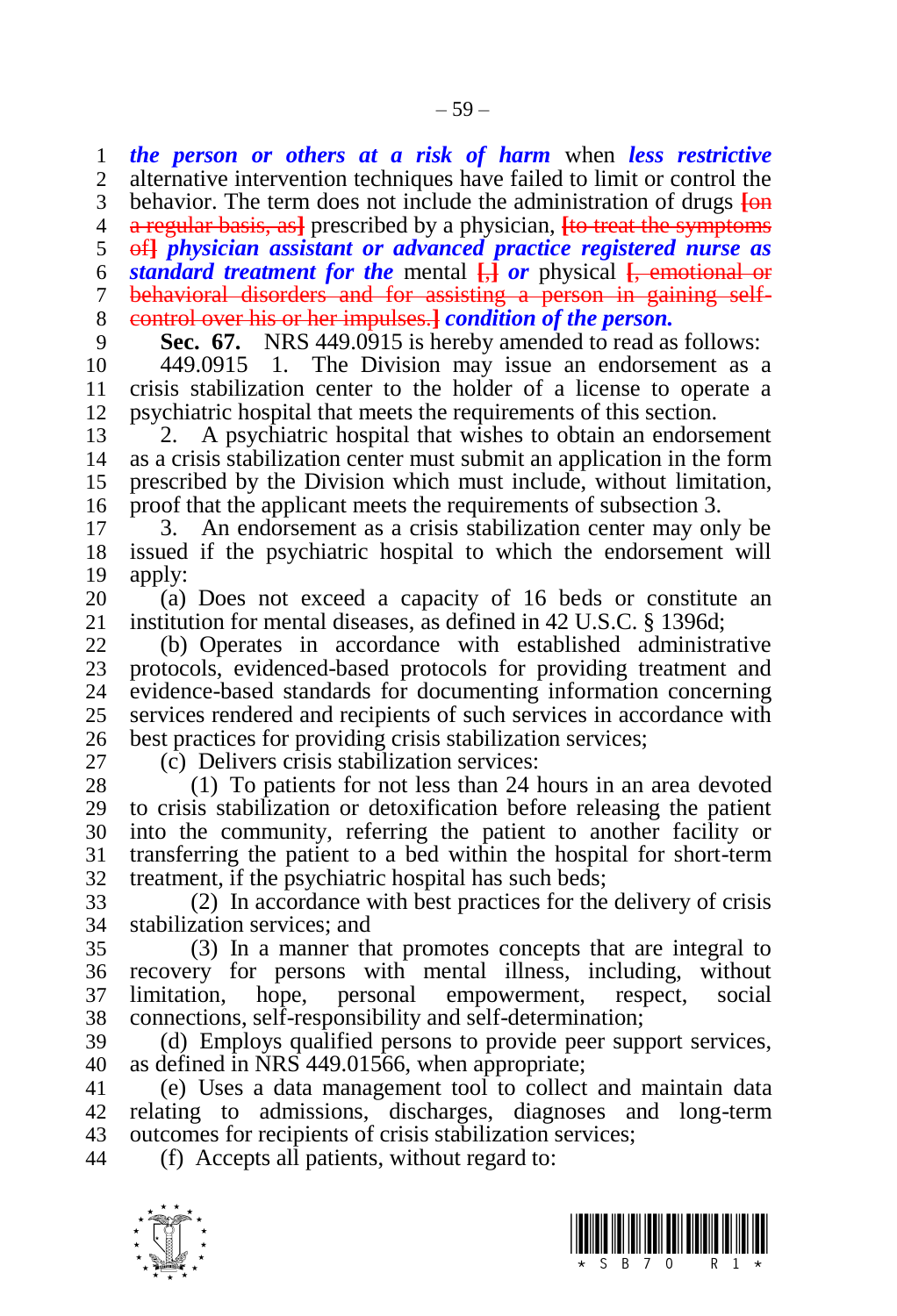***the person or others at a risk of harm*** when ***less restrictive*** alternative intervention techniques have failed to limit or control the behavior. The term does not include the administration of drugs ~~[on a regular basis, as]~~ prescribed by a physician, ~~[to treat the symptoms of]~~ ***physician assistant or advanced practice registered nurse as standard treatment for the*** mental ~~[,]~~ ***or*** physical ~~[, emotional or behavioral disorders and for assisting a person in gaining self-control over his or her impulses.]~~ ***condition of the person.***

**Sec. 67.** NRS 449.0915 is hereby amended to read as follows:

449.0915 1. The Division may issue an endorsement as a crisis stabilization center to the holder of a license to operate a psychiatric hospital that meets the requirements of this section.

2. A psychiatric hospital that wishes to obtain an endorsement as a crisis stabilization center must submit an application in the form prescribed by the Division which must include, without limitation, proof that the applicant meets the requirements of subsection 3.

3. An endorsement as a crisis stabilization center may only be issued if the psychiatric hospital to which the endorsement will apply:

(a) Does not exceed a capacity of 16 beds or constitute an institution for mental diseases, as defined in 42 U.S.C. § 1396d;

(b) Operates in accordance with established administrative protocols, evidenced-based protocols for providing treatment and evidence-based standards for documenting information concerning services rendered and recipients of such services in accordance with best practices for providing crisis stabilization services;

(c) Delivers crisis stabilization services:

(1) To patients for not less than 24 hours in an area devoted to crisis stabilization or detoxification before releasing the patient into the community, referring the patient to another facility or transferring the patient to a bed within the hospital for short-term treatment, if the psychiatric hospital has such beds;

(2) In accordance with best practices for the delivery of crisis stabilization services; and

(3) In a manner that promotes concepts that are integral to recovery for persons with mental illness, including, without limitation, hope, personal empowerment, respect, social connections, self-responsibility and self-determination;

(d) Employs qualified persons to provide peer support services, as defined in NRS 449.01566, when appropriate;

(e) Uses a data management tool to collect and maintain data relating to admissions, discharges, diagnoses and long-term outcomes for recipients of crisis stabilization services;

(f) Accepts all patients, without regard to: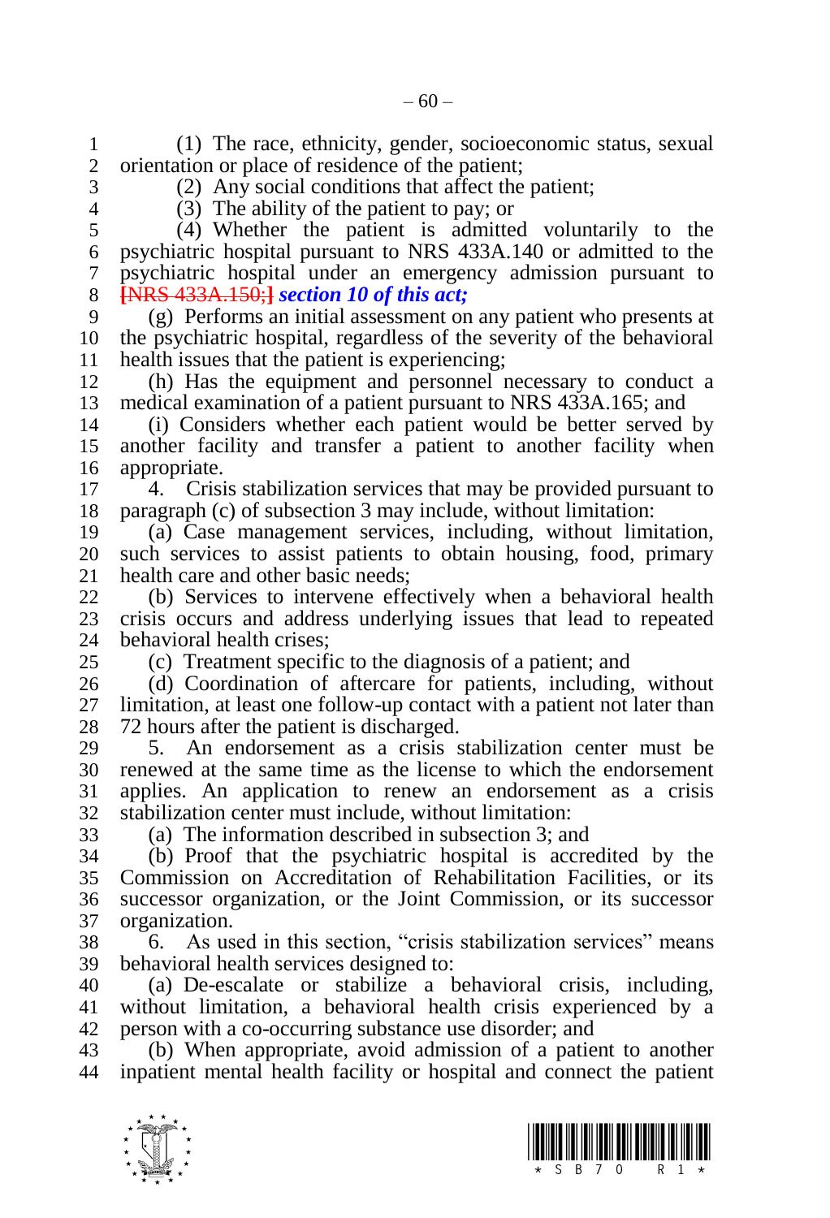(1) The race, ethnicity, gender, socioeconomic status, sexual orientation or place of residence of the patient;

(2) Any social conditions that affect the patient;

(3) The ability of the patient to pay; or

(4) Whether the patient is admitted voluntarily to the psychiatric hospital pursuant to NRS 433A.140 or admitted to the psychiatric hospital under an emergency admission pursuant to [NRS 433A.150;] ***section 10 of this act;***

(g) Performs an initial assessment on any patient who presents at the psychiatric hospital, regardless of the severity of the behavioral health issues that the patient is experiencing;

(h) Has the equipment and personnel necessary to conduct a medical examination of a patient pursuant to NRS 433A.165; and

(i) Considers whether each patient would be better served by another facility and transfer a patient to another facility when appropriate.

4. Crisis stabilization services that may be provided pursuant to paragraph (c) of subsection 3 may include, without limitation:

(a) Case management services, including, without limitation, such services to assist patients to obtain housing, food, primary health care and other basic needs;

(b) Services to intervene effectively when a behavioral health crisis occurs and address underlying issues that lead to repeated behavioral health crises;

(c) Treatment specific to the diagnosis of a patient; and

(d) Coordination of aftercare for patients, including, without limitation, at least one follow-up contact with a patient not later than 72 hours after the patient is discharged.

5. An endorsement as a crisis stabilization center must be renewed at the same time as the license to which the endorsement applies. An application to renew an endorsement as a crisis stabilization center must include, without limitation:

(a) The information described in subsection 3; and

(b) Proof that the psychiatric hospital is accredited by the Commission on Accreditation of Rehabilitation Facilities, or its successor organization, or the Joint Commission, or its successor organization.

6. As used in this section, "crisis stabilization services" means behavioral health services designed to:

(a) De-escalate or stabilize a behavioral crisis, including, without limitation, a behavioral health crisis experienced by a person with a co-occurring substance use disorder; and

(b) When appropriate, avoid admission of a patient to another inpatient mental health facility or hospital and connect the patient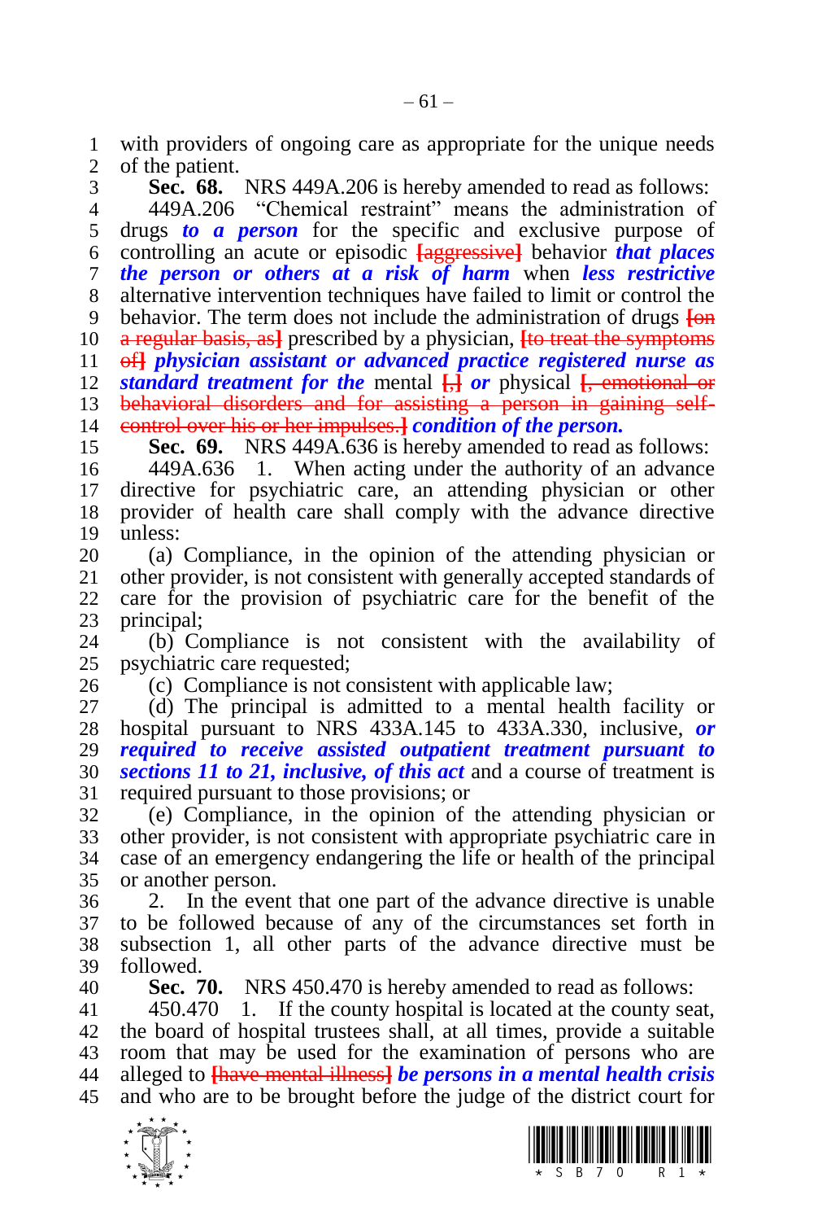with providers of ongoing care as appropriate for the unique needs of the patient.

**Sec. 68.** NRS 449A.206 is hereby amended to read as follows:

449A.206 "Chemical restraint" means the administration of drugs ***to a person*** for the specific and exclusive purpose of controlling an acute or episodic **[aggressive]** behavior ***that places the person or others at a risk of harm*** when ***less restrictive*** alternative intervention techniques have failed to limit or control the behavior. The term does not include the administration of drugs **[on a regular basis, as]** prescribed by a physician, **[to treat the symptoms of]** ***physician assistant or advanced practice registered nurse as standard treatment for the*** mental **[,]** ***or*** physical **[, emotional or behavioral disorders and for assisting a person in gaining self-control over his or her impulses.]** ***condition of the person.***

**Sec. 69.** NRS 449A.636 is hereby amended to read as follows:

449A.636 1. When acting under the authority of an advance directive for psychiatric care, an attending physician or other provider of health care shall comply with the advance directive unless:

(a) Compliance, in the opinion of the attending physician or other provider, is not consistent with generally accepted standards of care for the provision of psychiatric care for the benefit of the principal;

(b) Compliance is not consistent with the availability of psychiatric care requested;

(c) Compliance is not consistent with applicable law;

(d) The principal is admitted to a mental health facility or hospital pursuant to NRS 433A.145 to 433A.330, inclusive, ***or required to receive assisted outpatient treatment pursuant to sections 11 to 21, inclusive, of this act*** and a course of treatment is required pursuant to those provisions; or

(e) Compliance, in the opinion of the attending physician or other provider, is not consistent with appropriate psychiatric care in case of an emergency endangering the life or health of the principal or another person.

2. In the event that one part of the advance directive is unable to be followed because of any of the circumstances set forth in subsection 1, all other parts of the advance directive must be followed.

**Sec. 70.** NRS 450.470 is hereby amended to read as follows:

450.470 1. If the county hospital is located at the county seat, the board of hospital trustees shall, at all times, provide a suitable room that may be used for the examination of persons who are alleged to **[have mental illness]** ***be persons in a mental health crisis*** and who are to be brought before the judge of the district court for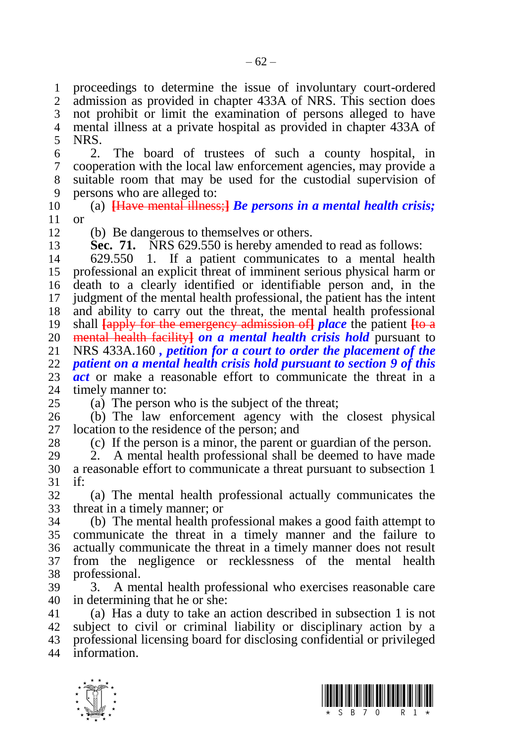proceedings to determine the issue of involuntary court-ordered admission as provided in chapter 433A of NRS. This section does not prohibit or limit the examination of persons alleged to have mental illness at a private hospital as provided in chapter 433A of NRS.

2. The board of trustees of such a county hospital, in cooperation with the local law enforcement agencies, may provide a suitable room that may be used for the custodial supervision of persons who are alleged to:

(a) ~~[Have mental illness;]~~ ***Be persons in a mental health crisis;*** or

(b) Be dangerous to themselves or others.

**Sec. 71.** NRS 629.550 is hereby amended to read as follows:

629.550 1. If a patient communicates to a mental health professional an explicit threat of imminent serious physical harm or death to a clearly identified or identifiable person and, in the judgment of the mental health professional, the patient has the intent and ability to carry out the threat, the mental health professional shall ~~[apply for the emergency admission of]~~ ***place*** the patient ~~[to a mental health facility]~~ ***on a mental health crisis hold*** pursuant to NRS 433A.160 ***, petition for a court to order the placement of the patient on a mental health crisis hold pursuant to section 9 of this act*** or make a reasonable effort to communicate the threat in a timely manner to:

(a) The person who is the subject of the threat;

(b) The law enforcement agency with the closest physical location to the residence of the person; and

(c) If the person is a minor, the parent or guardian of the person.

2. A mental health professional shall be deemed to have made a reasonable effort to communicate a threat pursuant to subsection 1 if:

(a) The mental health professional actually communicates the threat in a timely manner; or

(b) The mental health professional makes a good faith attempt to communicate the threat in a timely manner and the failure to actually communicate the threat in a timely manner does not result from the negligence or recklessness of the mental health professional.

3. A mental health professional who exercises reasonable care in determining that he or she:

(a) Has a duty to take an action described in subsection 1 is not subject to civil or criminal liability or disciplinary action by a professional licensing board for disclosing confidential or privileged information.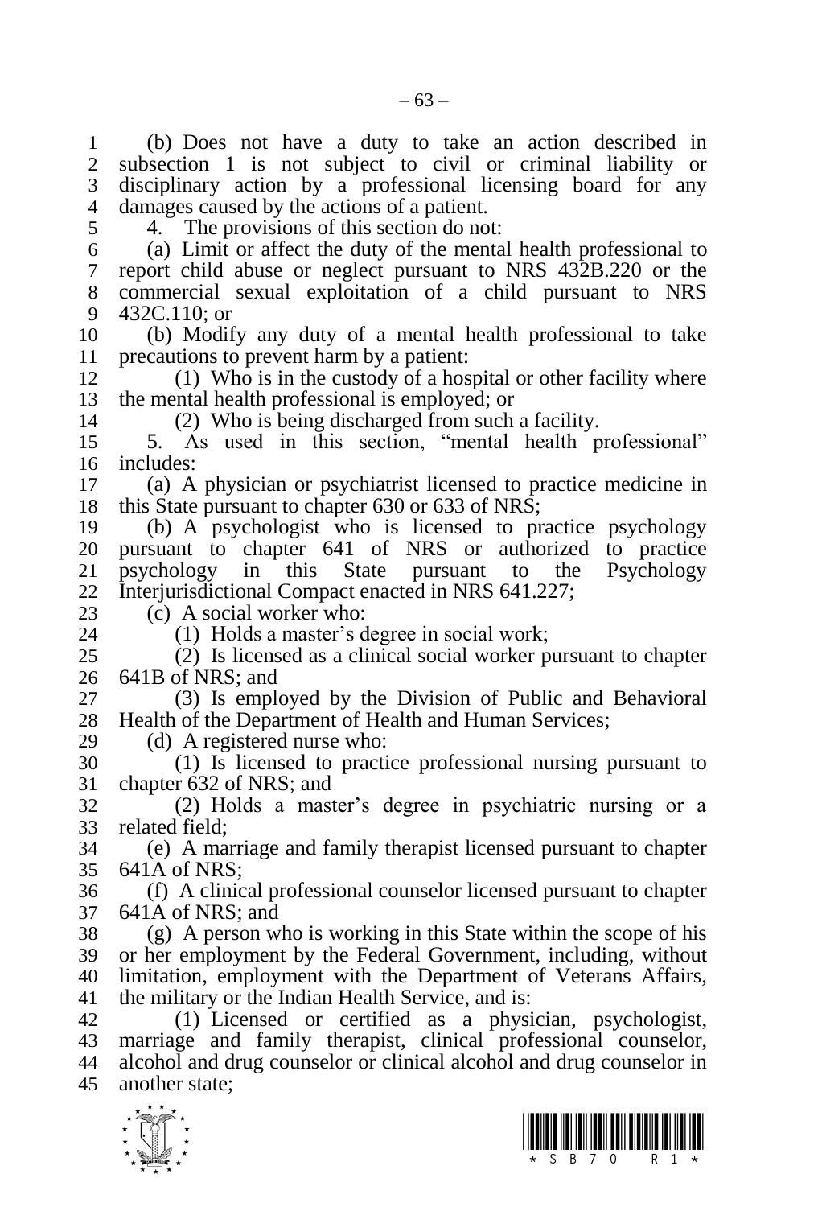(b) Does not have a duty to take an action described in subsection 1 is not subject to civil or criminal liability or disciplinary action by a professional licensing board for any damages caused by the actions of a patient.

4. The provisions of this section do not:

(a) Limit or affect the duty of the mental health professional to report child abuse or neglect pursuant to NRS 432B.220 or the commercial sexual exploitation of a child pursuant to NRS 432C.110; or

(b) Modify any duty of a mental health professional to take precautions to prevent harm by a patient:

(1) Who is in the custody of a hospital or other facility where the mental health professional is employed; or

(2) Who is being discharged from such a facility.

5. As used in this section, "mental health professional" includes:

(a) A physician or psychiatrist licensed to practice medicine in this State pursuant to chapter 630 or 633 of NRS;

(b) A psychologist who is licensed to practice psychology pursuant to chapter 641 of NRS or authorized to practice psychology in this State pursuant to the Psychology Interjurisdictional Compact enacted in NRS 641.227;

(c) A social worker who:

(1) Holds a master's degree in social work;

(2) Is licensed as a clinical social worker pursuant to chapter 641B of NRS; and

(3) Is employed by the Division of Public and Behavioral Health of the Department of Health and Human Services;

(d) A registered nurse who:

(1) Is licensed to practice professional nursing pursuant to chapter 632 of NRS; and

(2) Holds a master's degree in psychiatric nursing or a related field;

(e) A marriage and family therapist licensed pursuant to chapter 641A of NRS;

(f) A clinical professional counselor licensed pursuant to chapter 641A of NRS; and

(g) A person who is working in this State within the scope of his or her employment by the Federal Government, including, without limitation, employment with the Department of Veterans Affairs, the military or the Indian Health Service, and is:

(1) Licensed or certified as a physician, psychologist, marriage and family therapist, clinical professional counselor, alcohol and drug counselor or clinical alcohol and drug counselor in another state;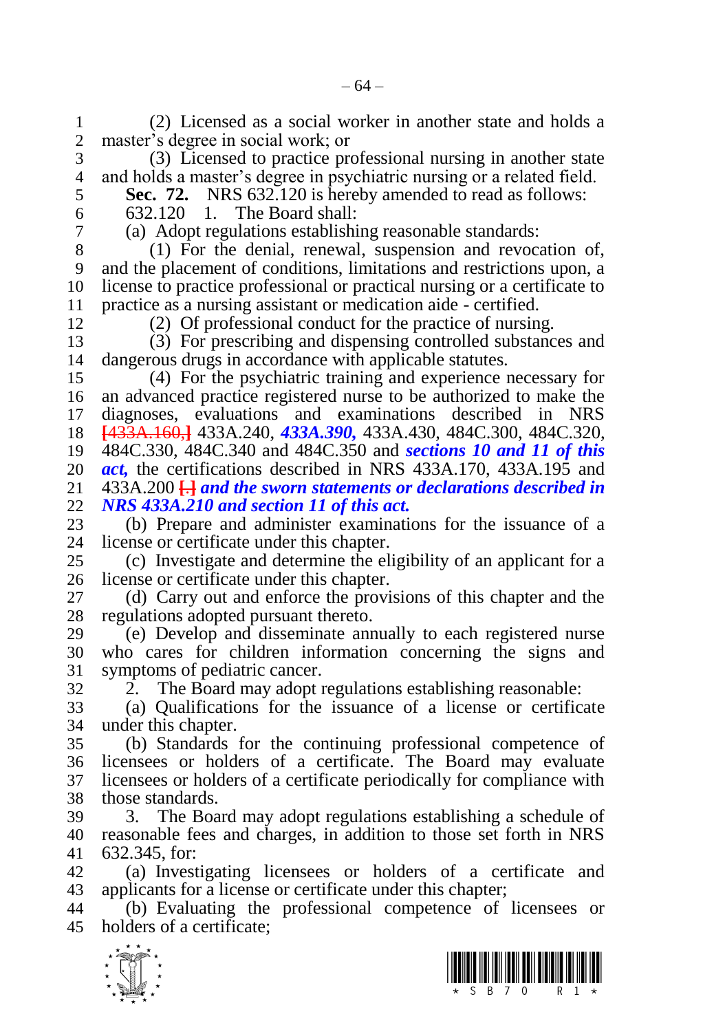(2) Licensed as a social worker in another state and holds a master's degree in social work; or

(3) Licensed to practice professional nursing in another state and holds a master's degree in psychiatric nursing or a related field.

**Sec. 72.** NRS 632.120 is hereby amended to read as follows:

632.120 1. The Board shall:

(a) Adopt regulations establishing reasonable standards:

(1) For the denial, renewal, suspension and revocation of, and the placement of conditions, limitations and restrictions upon, a license to practice professional or practical nursing or a certificate to practice as a nursing assistant or medication aide - certified.

(2) Of professional conduct for the practice of nursing.

(3) For prescribing and dispensing controlled substances and dangerous drugs in accordance with applicable statutes.

(4) For the psychiatric training and experience necessary for an advanced practice registered nurse to be authorized to make the diagnoses, evaluations and examinations described in NRS [433A.160,] 433A.240, ***433A.390,*** 433A.430, 484C.300, 484C.320, 484C.330, 484C.340 and 484C.350 and ***sections 10 and 11 of this act,*** the certifications described in NRS 433A.170, 433A.195 and 433A.200 [.] ***and the sworn statements or declarations described in NRS 433A.210 and section 11 of this act.***

(b) Prepare and administer examinations for the issuance of a license or certificate under this chapter.

(c) Investigate and determine the eligibility of an applicant for a license or certificate under this chapter.

(d) Carry out and enforce the provisions of this chapter and the regulations adopted pursuant thereto.

(e) Develop and disseminate annually to each registered nurse who cares for children information concerning the signs and symptoms of pediatric cancer.

2. The Board may adopt regulations establishing reasonable:

(a) Qualifications for the issuance of a license or certificate under this chapter.

(b) Standards for the continuing professional competence of licensees or holders of a certificate. The Board may evaluate licensees or holders of a certificate periodically for compliance with those standards.

3. The Board may adopt regulations establishing a schedule of reasonable fees and charges, in addition to those set forth in NRS 632.345, for:

(a) Investigating licensees or holders of a certificate and applicants for a license or certificate under this chapter;

(b) Evaluating the professional competence of licensees or holders of a certificate;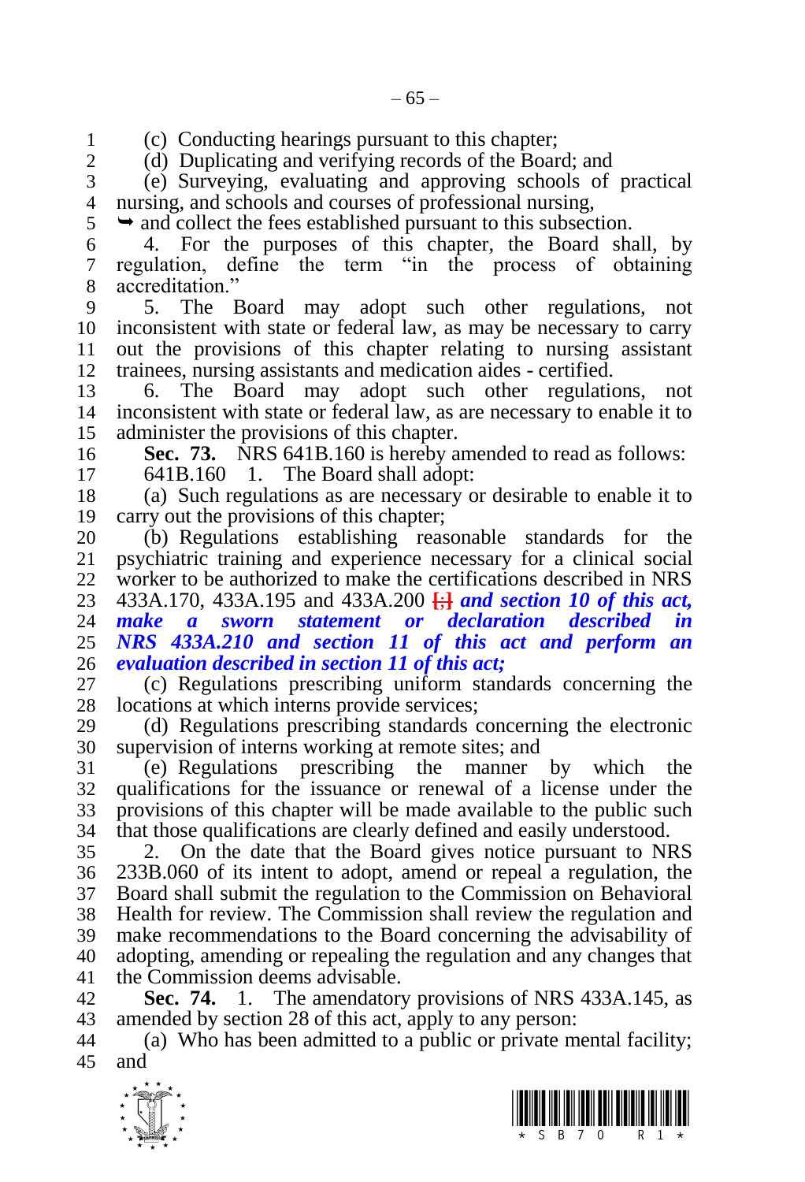(c) Conducting hearings pursuant to this chapter;

(d) Duplicating and verifying records of the Board; and

(e) Surveying, evaluating and approving schools of practical nursing, and schools and courses of professional nursing,

➥ and collect the fees established pursuant to this subsection.

4. For the purposes of this chapter, the Board shall, by regulation, define the term "in the process of obtaining accreditation."

5. The Board may adopt such other regulations, not inconsistent with state or federal law, as may be necessary to carry out the provisions of this chapter relating to nursing assistant trainees, nursing assistants and medication aides - certified.

6. The Board may adopt such other regulations, not inconsistent with state or federal law, as are necessary to enable it to administer the provisions of this chapter.

**Sec. 73.** NRS 641B.160 is hereby amended to read as follows:

641B.160 1. The Board shall adopt:

(a) Such regulations as are necessary or desirable to enable it to carry out the provisions of this chapter;

(b) Regulations establishing reasonable standards for the psychiatric training and experience necessary for a clinical social worker to be authorized to make the certifications described in NRS 433A.170, 433A.195 and 433A.200 [;] ***and section 10 of this act, make a sworn statement or declaration described in NRS 433A.210 and section 11 of this act and perform an evaluation described in section 11 of this act;***

(c) Regulations prescribing uniform standards concerning the locations at which interns provide services;

(d) Regulations prescribing standards concerning the electronic supervision of interns working at remote sites; and

(e) Regulations prescribing the manner by which the qualifications for the issuance or renewal of a license under the provisions of this chapter will be made available to the public such that those qualifications are clearly defined and easily understood.

2. On the date that the Board gives notice pursuant to NRS 233B.060 of its intent to adopt, amend or repeal a regulation, the Board shall submit the regulation to the Commission on Behavioral Health for review. The Commission shall review the regulation and make recommendations to the Board concerning the advisability of adopting, amending or repealing the regulation and any changes that the Commission deems advisable.

**Sec. 74.** 1. The amendatory provisions of NRS 433A.145, as amended by section 28 of this act, apply to any person:

(a) Who has been admitted to a public or private mental facility; and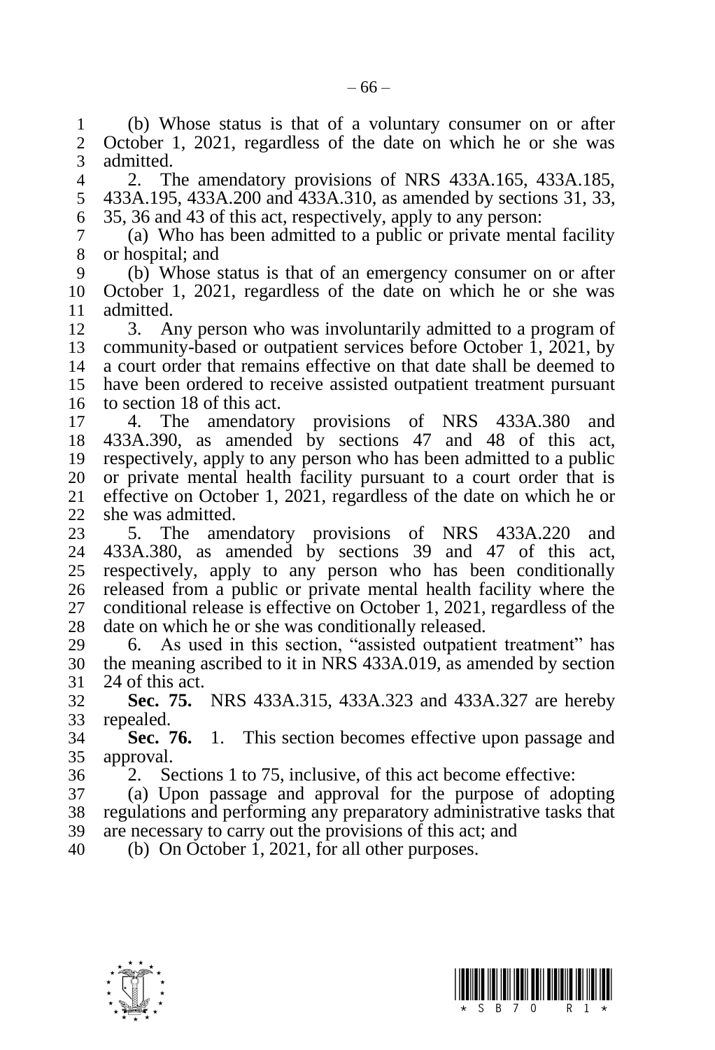(b) Whose status is that of a voluntary consumer on or after October 1, 2021, regardless of the date on which he or she was admitted.

2. The amendatory provisions of NRS 433A.165, 433A.185, 433A.195, 433A.200 and 433A.310, as amended by sections 31, 33, 35, 36 and 43 of this act, respectively, apply to any person:

(a) Who has been admitted to a public or private mental facility or hospital; and

(b) Whose status is that of an emergency consumer on or after October 1, 2021, regardless of the date on which he or she was admitted.

3. Any person who was involuntarily admitted to a program of community-based or outpatient services before October 1, 2021, by a court order that remains effective on that date shall be deemed to have been ordered to receive assisted outpatient treatment pursuant to section 18 of this act.

4. The amendatory provisions of NRS 433A.380 and 433A.390, as amended by sections 47 and 48 of this act, respectively, apply to any person who has been admitted to a public or private mental health facility pursuant to a court order that is effective on October 1, 2021, regardless of the date on which he or she was admitted.

5. The amendatory provisions of NRS 433A.220 and 433A.380, as amended by sections 39 and 47 of this act, respectively, apply to any person who has been conditionally released from a public or private mental health facility where the conditional release is effective on October 1, 2021, regardless of the date on which he or she was conditionally released.

6. As used in this section, "assisted outpatient treatment" has the meaning ascribed to it in NRS 433A.019, as amended by section 24 of this act.

**Sec. 75.** NRS 433A.315, 433A.323 and 433A.327 are hereby repealed.

**Sec. 76.** 1. This section becomes effective upon passage and approval.

2. Sections 1 to 75, inclusive, of this act become effective:

(a) Upon passage and approval for the purpose of adopting regulations and performing any preparatory administrative tasks that are necessary to carry out the provisions of this act; and

(b) On October 1, 2021, for all other purposes.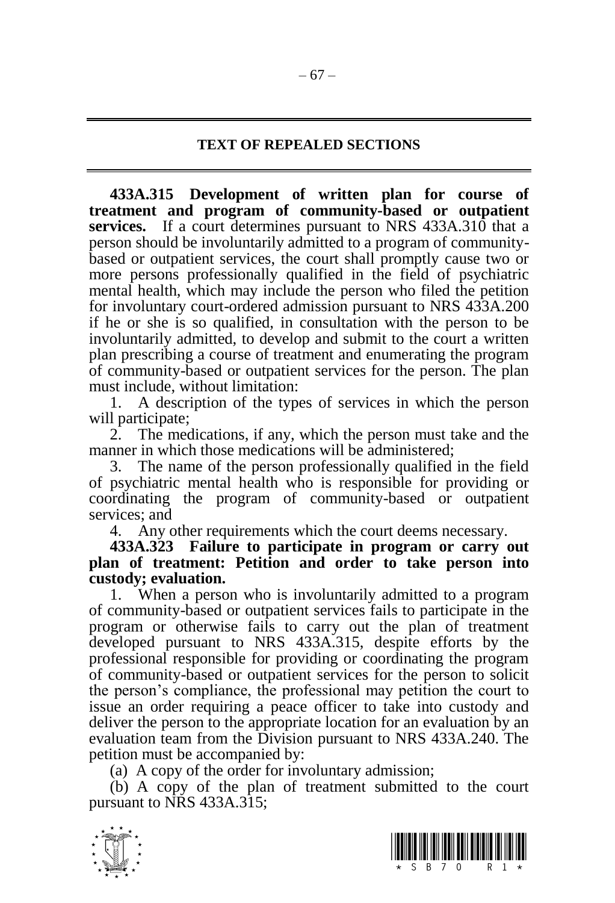## TEXT OF REPEALED SECTIONS

**433A.315 Development of written plan for course of treatment and program of community-based or outpatient services.** If a court determines pursuant to NRS 433A.310 that a person should be involuntarily admitted to a program of community-based or outpatient services, the court shall promptly cause two or more persons professionally qualified in the field of psychiatric mental health, which may include the person who filed the petition for involuntary court-ordered admission pursuant to NRS 433A.200 if he or she is so qualified, in consultation with the person to be involuntarily admitted, to develop and submit to the court a written plan prescribing a course of treatment and enumerating the program of community-based or outpatient services for the person. The plan must include, without limitation:

1. A description of the types of services in which the person will participate;
2. The medications, if any, which the person must take and the manner in which those medications will be administered;
3. The name of the person professionally qualified in the field of psychiatric mental health who is responsible for providing or coordinating the program of community-based or outpatient services; and
4. Any other requirements which the court deems necessary.

**433A.323 Failure to participate in program or carry out plan of treatment: Petition and order to take person into custody; evaluation.**

1. When a person who is involuntarily admitted to a program of community-based or outpatient services fails to participate in the program or otherwise fails to carry out the plan of treatment developed pursuant to NRS 433A.315, despite efforts by the professional responsible for providing or coordinating the program of community-based or outpatient services for the person to solicit the person's compliance, the professional may petition the court to issue an order requiring a peace officer to take into custody and deliver the person to the appropriate location for an evaluation by an evaluation team from the Division pursuant to NRS 433A.240. The petition must be accompanied by:

(a) A copy of the order for involuntary admission;

(b) A copy of the plan of treatment submitted to the court pursuant to NRS 433A.315;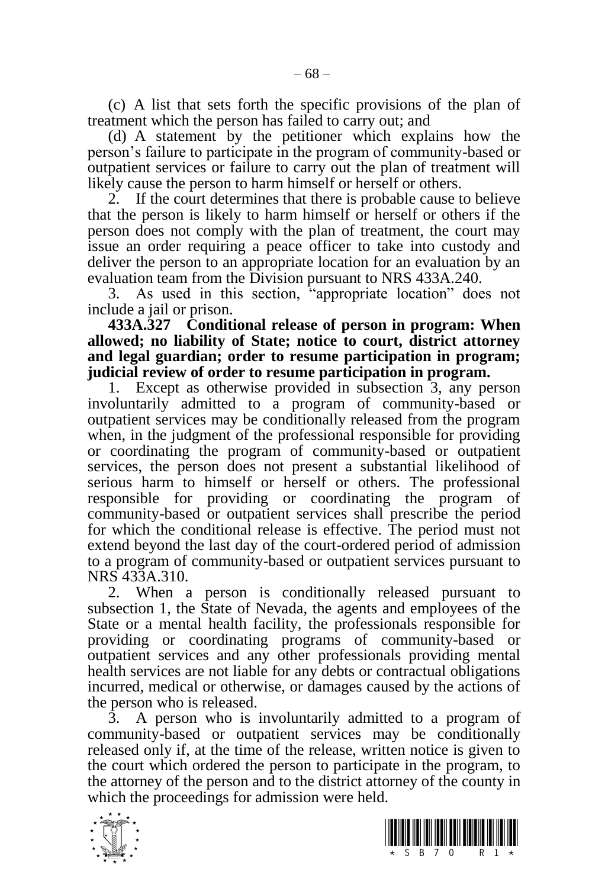(c) A list that sets forth the specific provisions of the plan of treatment which the person has failed to carry out; and

(d) A statement by the petitioner which explains how the person's failure to participate in the program of community-based or outpatient services or failure to carry out the plan of treatment will likely cause the person to harm himself or herself or others.

2. If the court determines that there is probable cause to believe that the person is likely to harm himself or herself or others if the person does not comply with the plan of treatment, the court may issue an order requiring a peace officer to take into custody and deliver the person to an appropriate location for an evaluation by an evaluation team from the Division pursuant to NRS 433A.240.

3. As used in this section, "appropriate location" does not include a jail or prison.

**433A.327 Conditional release of person in program: When allowed; no liability of State; notice to court, district attorney and legal guardian; order to resume participation in program; judicial review of order to resume participation in program.**

1. Except as otherwise provided in subsection 3, any person involuntarily admitted to a program of community-based or outpatient services may be conditionally released from the program when, in the judgment of the professional responsible for providing or coordinating the program of community-based or outpatient services, the person does not present a substantial likelihood of serious harm to himself or herself or others. The professional responsible for providing or coordinating the program of community-based or outpatient services shall prescribe the period for which the conditional release is effective. The period must not extend beyond the last day of the court-ordered period of admission to a program of community-based or outpatient services pursuant to NRS 433A.310.

2. When a person is conditionally released pursuant to subsection 1, the State of Nevada, the agents and employees of the State or a mental health facility, the professionals responsible for providing or coordinating programs of community-based or outpatient services and any other professionals providing mental health services are not liable for any debts or contractual obligations incurred, medical or otherwise, or damages caused by the actions of the person who is released.

3. A person who is involuntarily admitted to a program of community-based or outpatient services may be conditionally released only if, at the time of the release, written notice is given to the court which ordered the person to participate in the program, to the attorney of the person and to the district attorney of the county in which the proceedings for admission were held.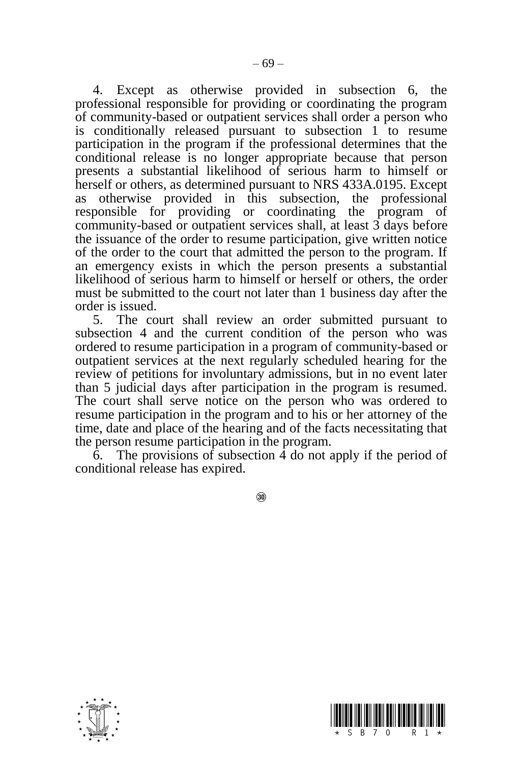4. Except as otherwise provided in subsection 6, the professional responsible for providing or coordinating the program of community-based or outpatient services shall order a person who is conditionally released pursuant to subsection 1 to resume participation in the program if the professional determines that the conditional release is no longer appropriate because that person presents a substantial likelihood of serious harm to himself or herself or others, as determined pursuant to NRS 433A.0195. Except as otherwise provided in this subsection, the professional responsible for providing or coordinating the program of community-based or outpatient services shall, at least 3 days before the issuance of the order to resume participation, give written notice of the order to the court that admitted the person to the program. If an emergency exists in which the person presents a substantial likelihood of serious harm to himself or herself or others, the order must be submitted to the court not later than 1 business day after the order is issued.

5. The court shall review an order submitted pursuant to subsection 4 and the current condition of the person who was ordered to resume participation in a program of community-based or outpatient services at the next regularly scheduled hearing for the review of petitions for involuntary admissions, but in no event later than 5 judicial days after participation in the program is resumed. The court shall serve notice on the person who was ordered to resume participation in the program and to his or her attorney of the time, date and place of the hearing and of the facts necessitating that the person resume participation in the program.

6. The provisions of subsection 4 do not apply if the period of conditional release has expired.

㉚